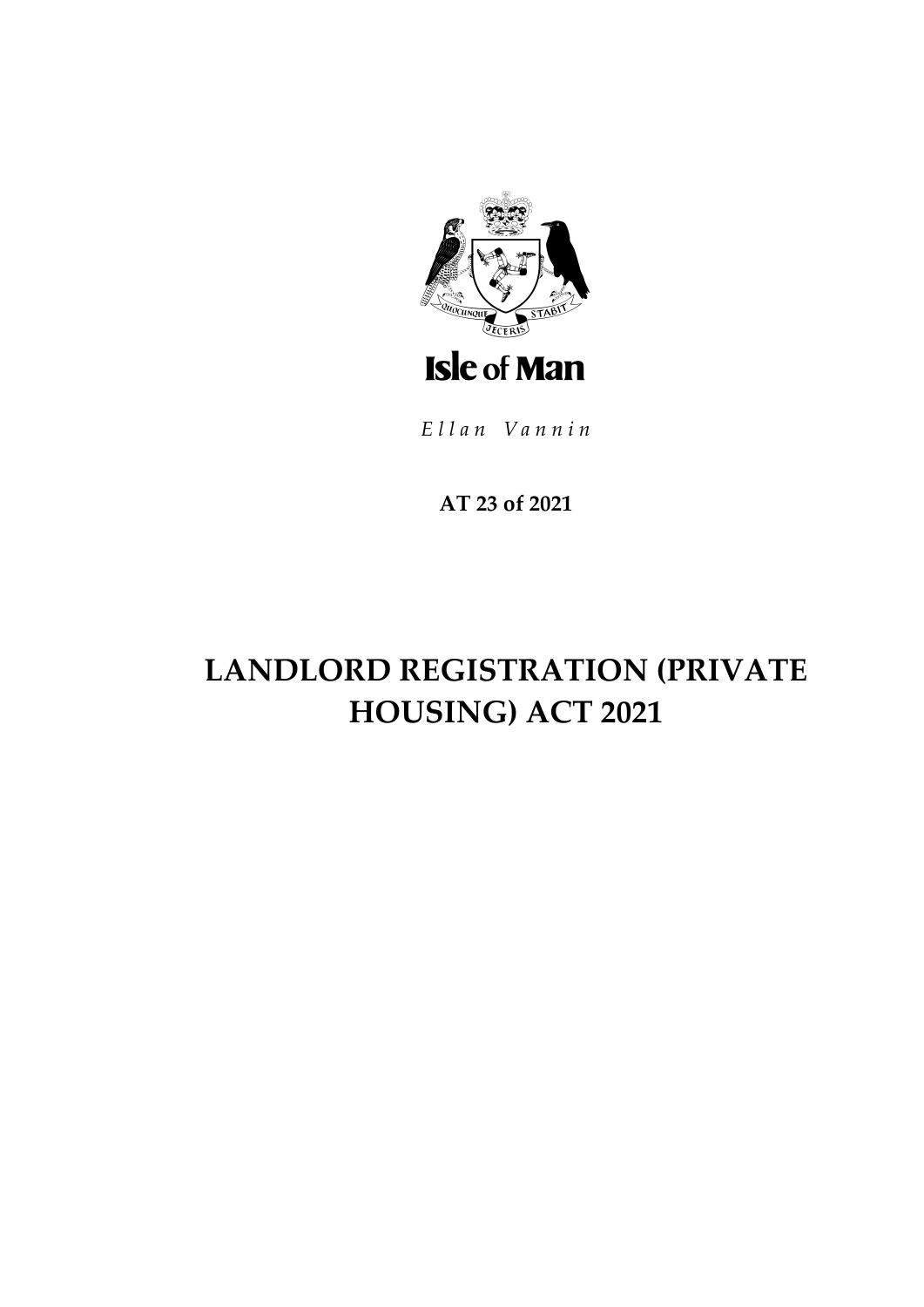Isle of Man

*Ellan Vannin*

**AT 23 of 2021**

# LANDLORD REGISTRATION (PRIVATE HOUSING) ACT 2021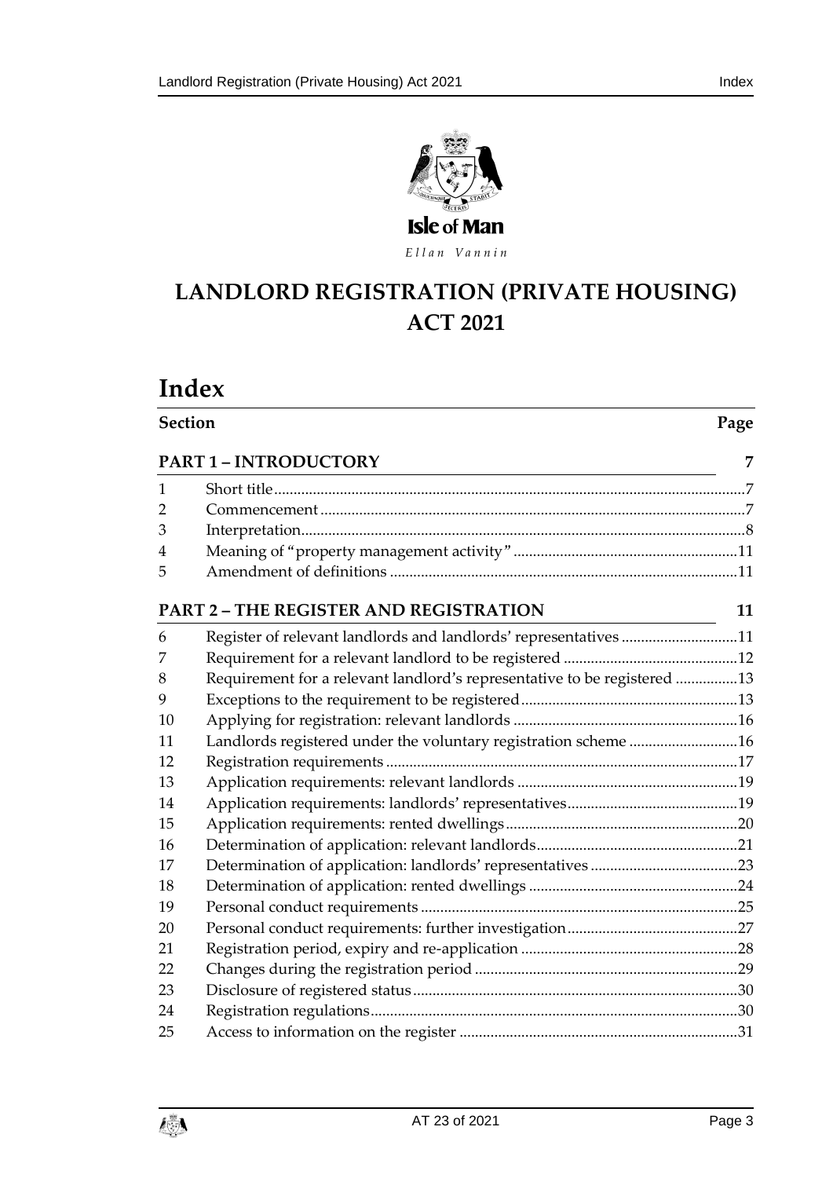Isle of Man

Ellan Vannin

# LANDLORD REGISTRATION (PRIVATE HOUSING) ACT 2021

# Index

| Section | | Page |
|---|---|---|
| **PART 1 – INTRODUCTORY** | | **7** |
| 1 | Short title | 7 |
| 2 | Commencement | 7 |
| 3 | Interpretation | 8 |
| 4 | Meaning of "property management activity" | 11 |
| 5 | Amendment of definitions | 11 |
| **PART 2 – THE REGISTER AND REGISTRATION** | | **11** |
| 6 | Register of relevant landlords and landlords' representatives | 11 |
| 7 | Requirement for a relevant landlord to be registered | 12 |
| 8 | Requirement for a relevant landlord's representative to be registered | 13 |
| 9 | Exceptions to the requirement to be registered | 13 |
| 10 | Applying for registration: relevant landlords | 16 |
| 11 | Landlords registered under the voluntary registration scheme | 16 |
| 12 | Registration requirements | 17 |
| 13 | Application requirements: relevant landlords | 19 |
| 14 | Application requirements: landlords' representatives | 19 |
| 15 | Application requirements: rented dwellings | 20 |
| 16 | Determination of application: relevant landlords | 21 |
| 17 | Determination of application: landlords' representatives | 23 |
| 18 | Determination of application: rented dwellings | 24 |
| 19 | Personal conduct requirements | 25 |
| 20 | Personal conduct requirements: further investigation | 27 |
| 21 | Registration period, expiry and re-application | 28 |
| 22 | Changes during the registration period | 29 |
| 23 | Disclosure of registered status | 30 |
| 24 | Registration regulations | 30 |
| 25 | Access to information on the register | 31 |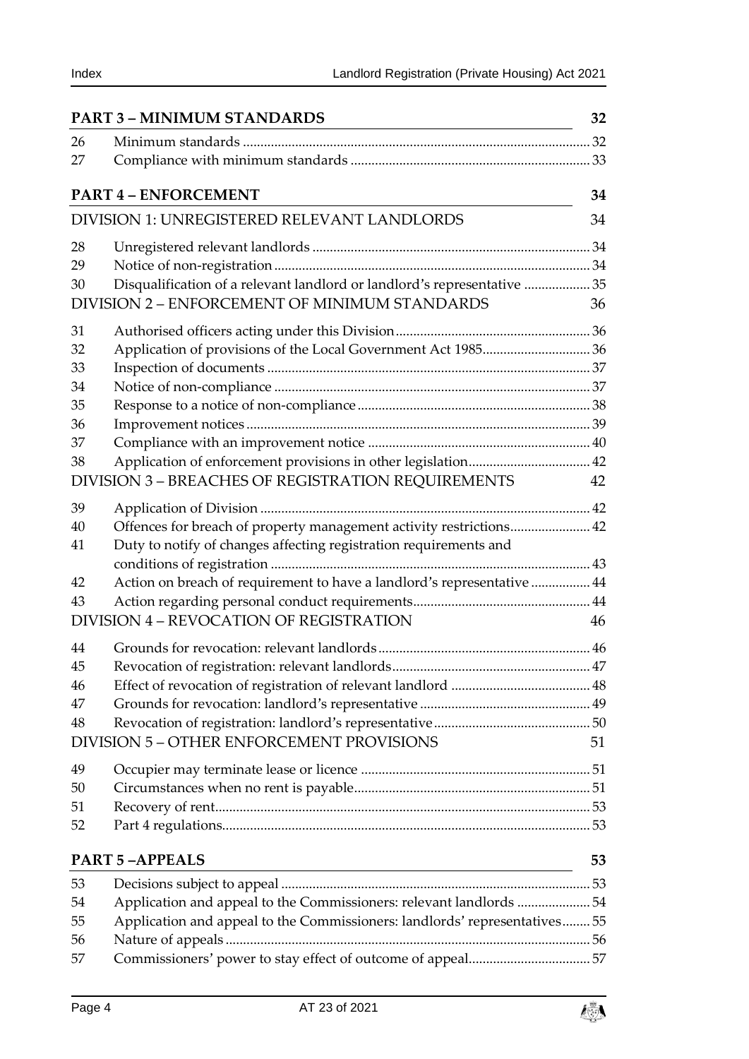## PART 3 – MINIMUM STANDARDS 32

26 Minimum standards ... 32
27 Compliance with minimum standards ... 33

## PART 4 – ENFORCEMENT 34

### DIVISION 1: UNREGISTERED RELEVANT LANDLORDS 34

28 Unregistered relevant landlords ... 34
29 Notice of non-registration ... 34
30 Disqualification of a relevant landlord or landlord's representative ... 35

### DIVISION 2 – ENFORCEMENT OF MINIMUM STANDARDS 36

31 Authorised officers acting under this Division ... 36
32 Application of provisions of the Local Government Act 1985 ... 36
33 Inspection of documents ... 37
34 Notice of non-compliance ... 37
35 Response to a notice of non-compliance ... 38
36 Improvement notices ... 39
37 Compliance with an improvement notice ... 40
38 Application of enforcement provisions in other legislation ... 42

### DIVISION 3 – BREACHES OF REGISTRATION REQUIREMENTS 42

39 Application of Division ... 42
40 Offences for breach of property management activity restrictions ... 42
41 Duty to notify of changes affecting registration requirements and conditions of registration ... 43
42 Action on breach of requirement to have a landlord's representative ... 44
43 Action regarding personal conduct requirements ... 44

### DIVISION 4 – REVOCATION OF REGISTRATION 46

44 Grounds for revocation: relevant landlords ... 46
45 Revocation of registration: relevant landlords ... 47
46 Effect of revocation of registration of relevant landlord ... 48
47 Grounds for revocation: landlord's representative ... 49
48 Revocation of registration: landlord's representative ... 50

### DIVISION 5 – OTHER ENFORCEMENT PROVISIONS 51

49 Occupier may terminate lease or licence ... 51
50 Circumstances when no rent is payable ... 51
51 Recovery of rent ... 53
52 Part 4 regulations ... 53

## PART 5 –APPEALS 53

53 Decisions subject to appeal ... 53
54 Application and appeal to the Commissioners: relevant landlords ... 54
55 Application and appeal to the Commissioners: landlords' representatives ... 55
56 Nature of appeals ... 56
57 Commissioners' power to stay effect of outcome of appeal ... 57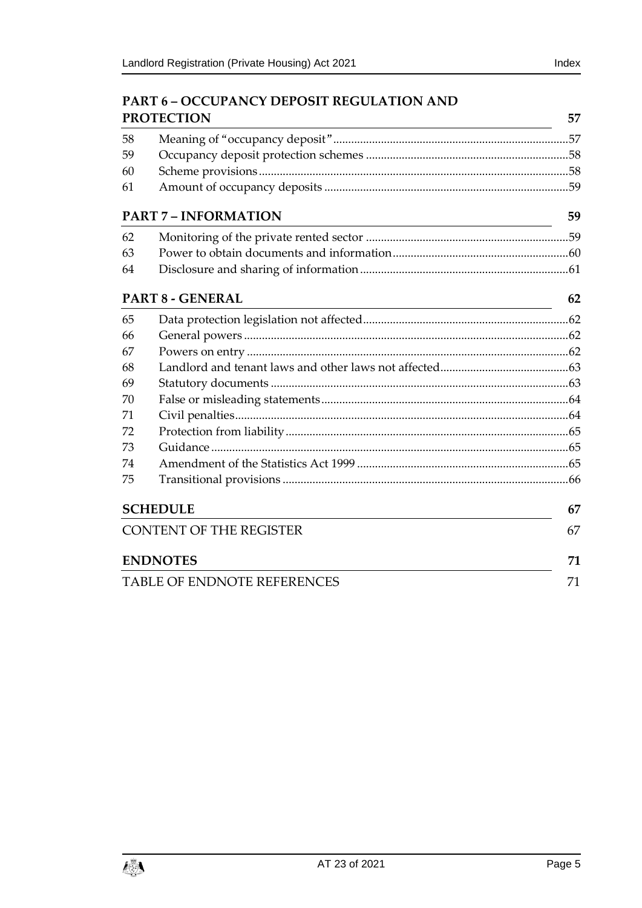## PART 6 – OCCUPANCY DEPOSIT REGULATION AND PROTECTION 57

| | | |
|---|---|---|
| 58 | Meaning of "occupancy deposit" | 57 |
| 59 | Occupancy deposit protection schemes | 58 |
| 60 | Scheme provisions | 58 |
| 61 | Amount of occupancy deposits | 59 |

## PART 7 – INFORMATION 59

| | | |
|---|---|---|
| 62 | Monitoring of the private rented sector | 59 |
| 63 | Power to obtain documents and information | 60 |
| 64 | Disclosure and sharing of information | 61 |

## PART 8 - GENERAL 62

| | | |
|---|---|---|
| 65 | Data protection legislation not affected | 62 |
| 66 | General powers | 62 |
| 67 | Powers on entry | 62 |
| 68 | Landlord and tenant laws and other laws not affected | 63 |
| 69 | Statutory documents | 63 |
| 70 | False or misleading statements | 64 |
| 71 | Civil penalties | 64 |
| 72 | Protection from liability | 65 |
| 73 | Guidance | 65 |
| 74 | Amendment of the Statistics Act 1999 | 65 |
| 75 | Transitional provisions | 66 |

## SCHEDULE 67

CONTENT OF THE REGISTER 67

## ENDNOTES 71

TABLE OF ENDNOTE REFERENCES 71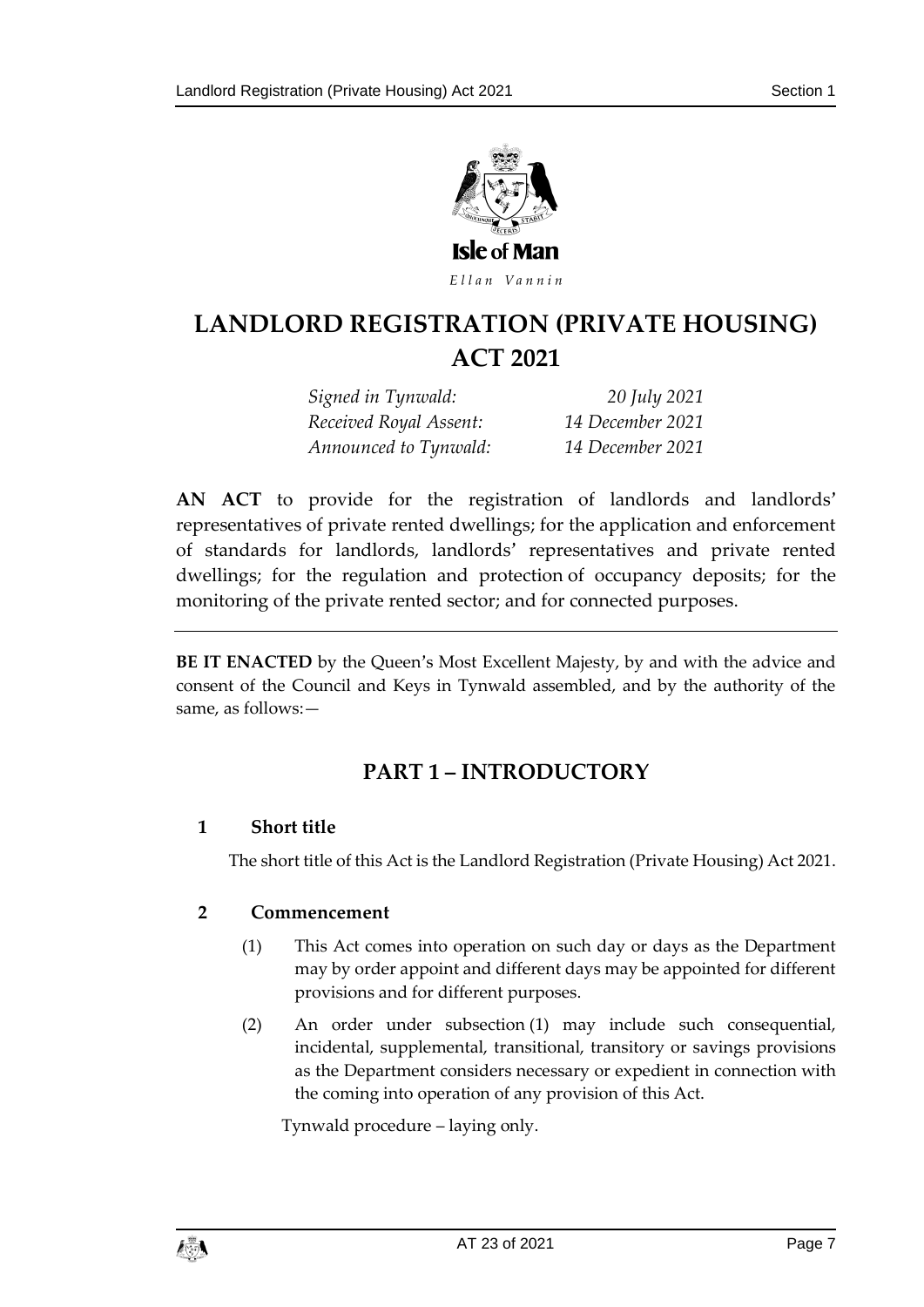Isle of Man

*Ellan Vannin*

# LANDLORD REGISTRATION (PRIVATE HOUSING) ACT 2021

| | |
|---|---|
| *Signed in Tynwald:* | *20 July 2021* |
| *Received Royal Assent:* | *14 December 2021* |
| *Announced to Tynwald:* | *14 December 2021* |

**AN ACT** to provide for the registration of landlords and landlords' representatives of private rented dwellings; for the application and enforcement of standards for landlords, landlords' representatives and private rented dwellings; for the regulation and protection of occupancy deposits; for the monitoring of the private rented sector; and for connected purposes.

---

**BE IT ENACTED** by the Queen's Most Excellent Majesty, by and with the advice and consent of the Council and Keys in Tynwald assembled, and by the authority of the same, as follows:—

## PART 1 – INTRODUCTORY

### 1 Short title

The short title of this Act is the Landlord Registration (Private Housing) Act 2021.

### 2 Commencement

(1) This Act comes into operation on such day or days as the Department may by order appoint and different days may be appointed for different provisions and for different purposes.

(2) An order under subsection (1) may include such consequential, incidental, supplemental, transitional, transitory or savings provisions as the Department considers necessary or expedient in connection with the coming into operation of any provision of this Act.

Tynwald procedure – laying only.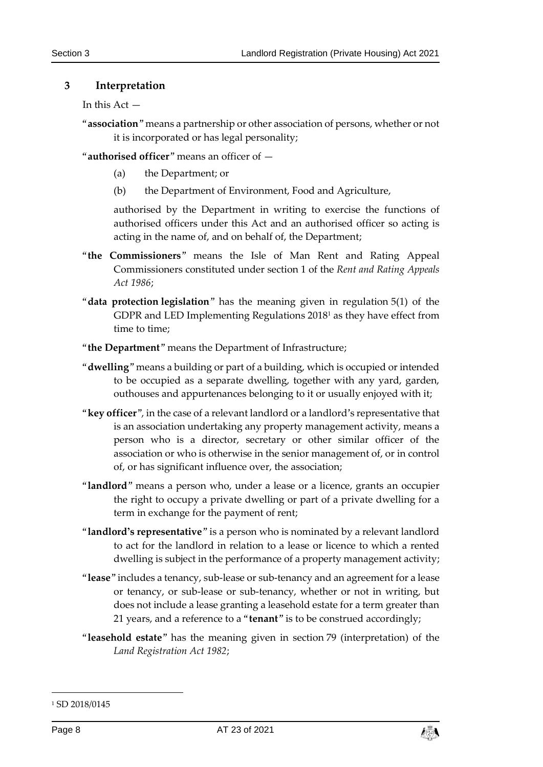## 3 Interpretation

In this Act —

"**association**" means a partnership or other association of persons, whether or not it is incorporated or has legal personality;

"**authorised officer**" means an officer of —

(a) the Department; or

(b) the Department of Environment, Food and Agriculture,

authorised by the Department in writing to exercise the functions of authorised officers under this Act and an authorised officer so acting is acting in the name of, and on behalf of, the Department;

"**the Commissioners**" means the Isle of Man Rent and Rating Appeal Commissioners constituted under section 1 of the *Rent and Rating Appeals Act 1986*;

"**data protection legislation**" has the meaning given in regulation 5(1) of the GDPR and LED Implementing Regulations 2018[1] as they have effect from time to time;

"**the Department**" means the Department of Infrastructure;

"**dwelling**" means a building or part of a building, which is occupied or intended to be occupied as a separate dwelling, together with any yard, garden, outhouses and appurtenances belonging to it or usually enjoyed with it;

"**key officer**", in the case of a relevant landlord or a landlord's representative that is an association undertaking any property management activity, means a person who is a director, secretary or other similar officer of the association or who is otherwise in the senior management of, or in control of, or has significant influence over, the association;

"**landlord**" means a person who, under a lease or a licence, grants an occupier the right to occupy a private dwelling or part of a private dwelling for a term in exchange for the payment of rent;

"**landlord's representative**" is a person who is nominated by a relevant landlord to act for the landlord in relation to a lease or licence to which a rented dwelling is subject in the performance of a property management activity;

"**lease**" includes a tenancy, sub-lease or sub-tenancy and an agreement for a lease or tenancy, or sub-lease or sub-tenancy, whether or not in writing, but does not include a lease granting a leasehold estate for a term greater than 21 years, and a reference to a "**tenant**" is to be construed accordingly;

"**leasehold estate**" has the meaning given in section 79 (interpretation) of the *Land Registration Act 1982*;

---

[1] SD 2018/0145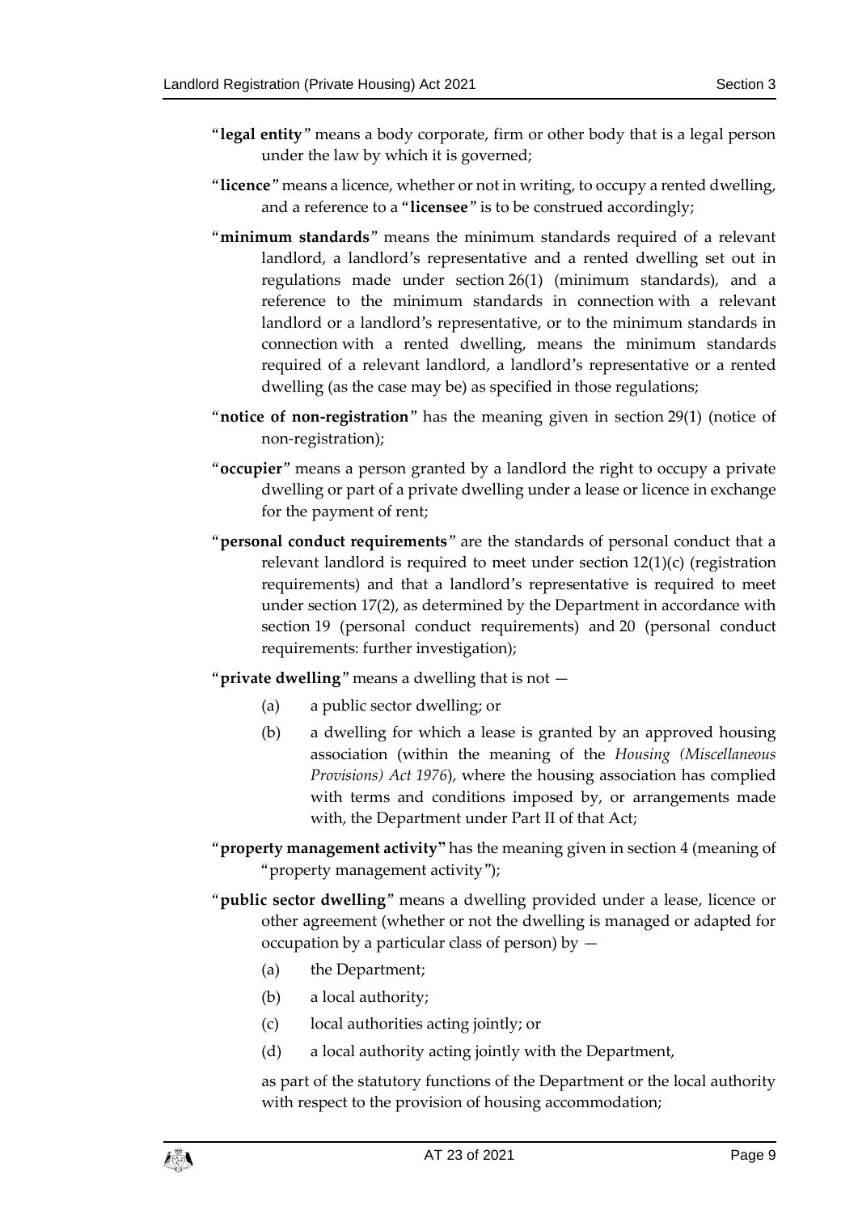"**legal entity**" means a body corporate, firm or other body that is a legal person under the law by which it is governed;

"**licence**" means a licence, whether or not in writing, to occupy a rented dwelling, and a reference to a "**licensee**" is to be construed accordingly;

"**minimum standards**" means the minimum standards required of a relevant landlord, a landlord's representative and a rented dwelling set out in regulations made under section 26(1) (minimum standards), and a reference to the minimum standards in connection with a relevant landlord or a landlord's representative, or to the minimum standards in connection with a rented dwelling, means the minimum standards required of a relevant landlord, a landlord's representative or a rented dwelling (as the case may be) as specified in those regulations;

"**notice of non-registration**" has the meaning given in section 29(1) (notice of non-registration);

"**occupier**" means a person granted by a landlord the right to occupy a private dwelling or part of a private dwelling under a lease or licence in exchange for the payment of rent;

"**personal conduct requirements**" are the standards of personal conduct that a relevant landlord is required to meet under section 12(1)(c) (registration requirements) and that a landlord's representative is required to meet under section 17(2), as determined by the Department in accordance with section 19 (personal conduct requirements) and 20 (personal conduct requirements: further investigation);

"**private dwelling**" means a dwelling that is not —

(a) a public sector dwelling; or

(b) a dwelling for which a lease is granted by an approved housing association (within the meaning of the *Housing (Miscellaneous Provisions) Act 1976*), where the housing association has complied with terms and conditions imposed by, or arrangements made with, the Department under Part II of that Act;

"**property management activity**" has the meaning given in section 4 (meaning of "property management activity");

"**public sector dwelling**" means a dwelling provided under a lease, licence or other agreement (whether or not the dwelling is managed or adapted for occupation by a particular class of person) by —

(a) the Department;

(b) a local authority;

(c) local authorities acting jointly; or

(d) a local authority acting jointly with the Department,

as part of the statutory functions of the Department or the local authority with respect to the provision of housing accommodation;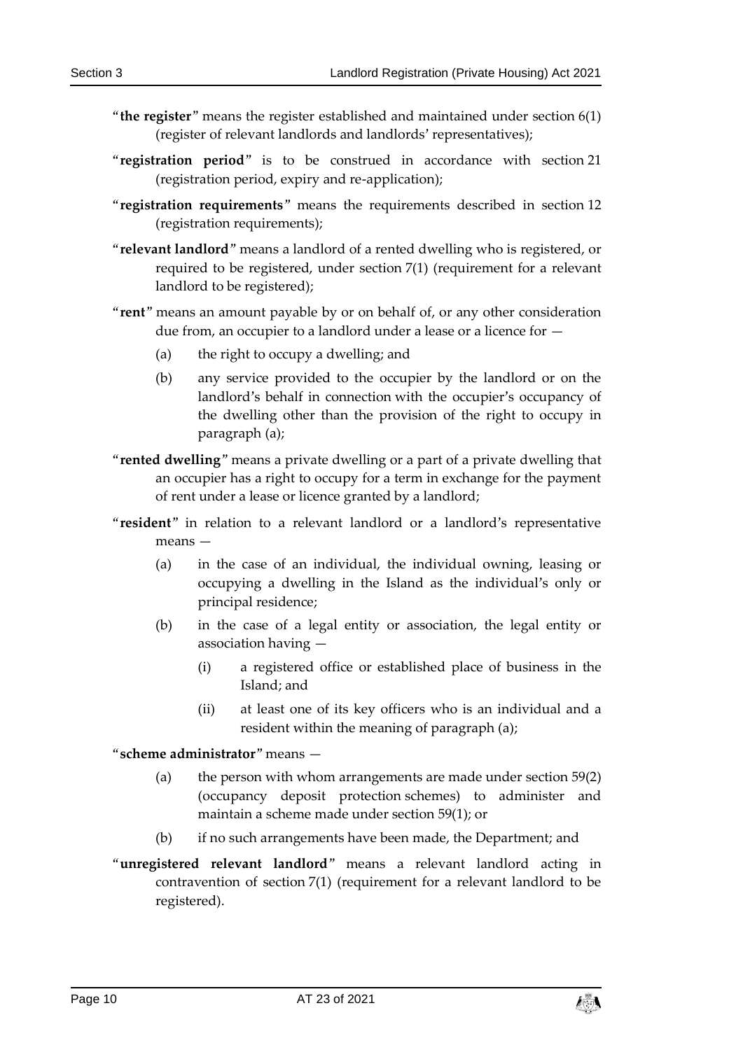"**the register**" means the register established and maintained under section 6(1) (register of relevant landlords and landlords' representatives);

"**registration period**" is to be construed in accordance with section 21 (registration period, expiry and re-application);

"**registration requirements**" means the requirements described in section 12 (registration requirements);

"**relevant landlord**" means a landlord of a rented dwelling who is registered, or required to be registered, under section 7(1) (requirement for a relevant landlord to be registered);

"**rent**" means an amount payable by or on behalf of, or any other consideration due from, an occupier to a landlord under a lease or a licence for —

(a) the right to occupy a dwelling; and

(b) any service provided to the occupier by the landlord or on the landlord's behalf in connection with the occupier's occupancy of the dwelling other than the provision of the right to occupy in paragraph (a);

"**rented dwelling**" means a private dwelling or a part of a private dwelling that an occupier has a right to occupy for a term in exchange for the payment of rent under a lease or licence granted by a landlord;

"**resident**" in relation to a relevant landlord or a landlord's representative means —

(a) in the case of an individual, the individual owning, leasing or occupying a dwelling in the Island as the individual's only or principal residence;

(b) in the case of a legal entity or association, the legal entity or association having —

(i) a registered office or established place of business in the Island; and

(ii) at least one of its key officers who is an individual and a resident within the meaning of paragraph (a);

"**scheme administrator**" means —

(a) the person with whom arrangements are made under section 59(2) (occupancy deposit protection schemes) to administer and maintain a scheme made under section 59(1); or

(b) if no such arrangements have been made, the Department; and

"**unregistered relevant landlord**" means a relevant landlord acting in contravention of section 7(1) (requirement for a relevant landlord to be registered).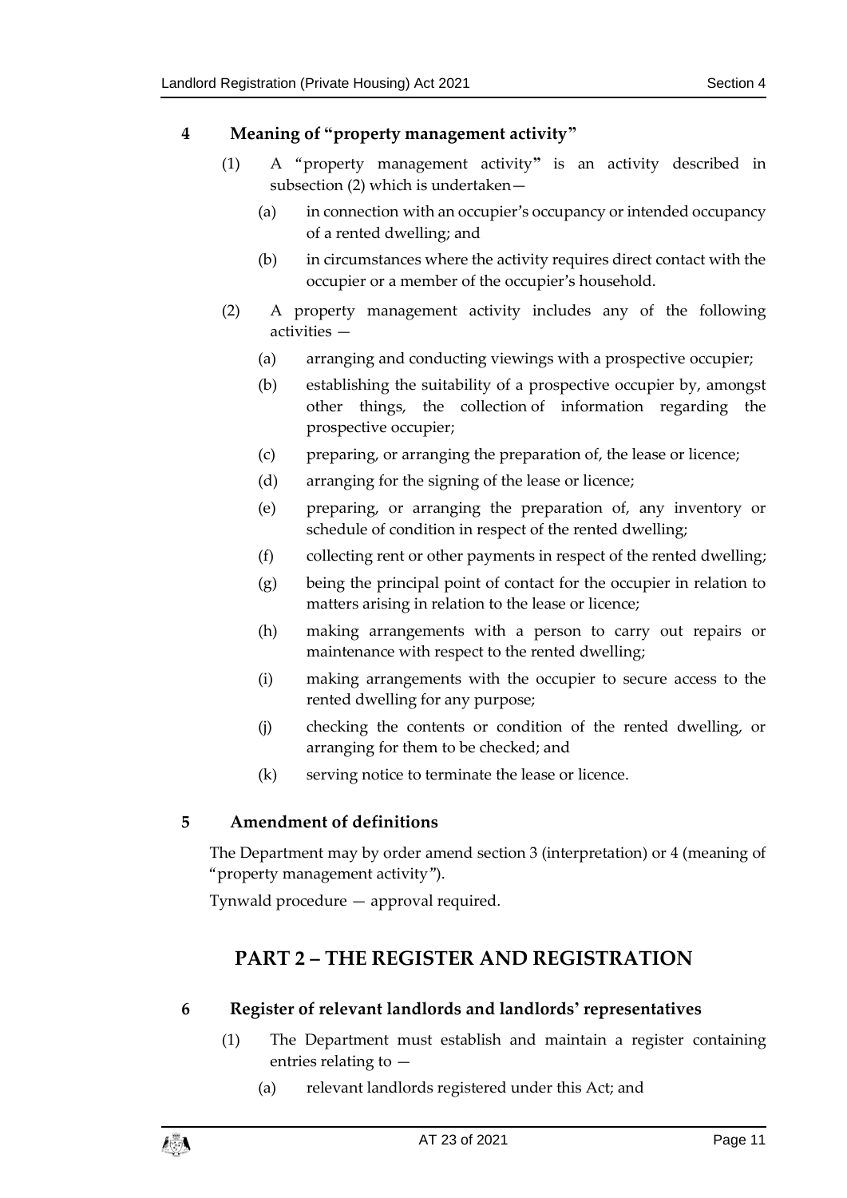## 4 Meaning of "property management activity"

(1) A "property management activity" is an activity described in subsection (2) which is undertaken—

(a) in connection with an occupier's occupancy or intended occupancy of a rented dwelling; and

(b) in circumstances where the activity requires direct contact with the occupier or a member of the occupier's household.

(2) A property management activity includes any of the following activities —

(a) arranging and conducting viewings with a prospective occupier;

(b) establishing the suitability of a prospective occupier by, amongst other things, the collection of information regarding the prospective occupier;

(c) preparing, or arranging the preparation of, the lease or licence;

(d) arranging for the signing of the lease or licence;

(e) preparing, or arranging the preparation of, any inventory or schedule of condition in respect of the rented dwelling;

(f) collecting rent or other payments in respect of the rented dwelling;

(g) being the principal point of contact for the occupier in relation to matters arising in relation to the lease or licence;

(h) making arrangements with a person to carry out repairs or maintenance with respect to the rented dwelling;

(i) making arrangements with the occupier to secure access to the rented dwelling for any purpose;

(j) checking the contents or condition of the rented dwelling, or arranging for them to be checked; and

(k) serving notice to terminate the lease or licence.

## 5 Amendment of definitions

The Department may by order amend section 3 (interpretation) or 4 (meaning of "property management activity").

Tynwald procedure — approval required.

# PART 2 – THE REGISTER AND REGISTRATION

## 6 Register of relevant landlords and landlords' representatives

(1) The Department must establish and maintain a register containing entries relating to —

(a) relevant landlords registered under this Act; and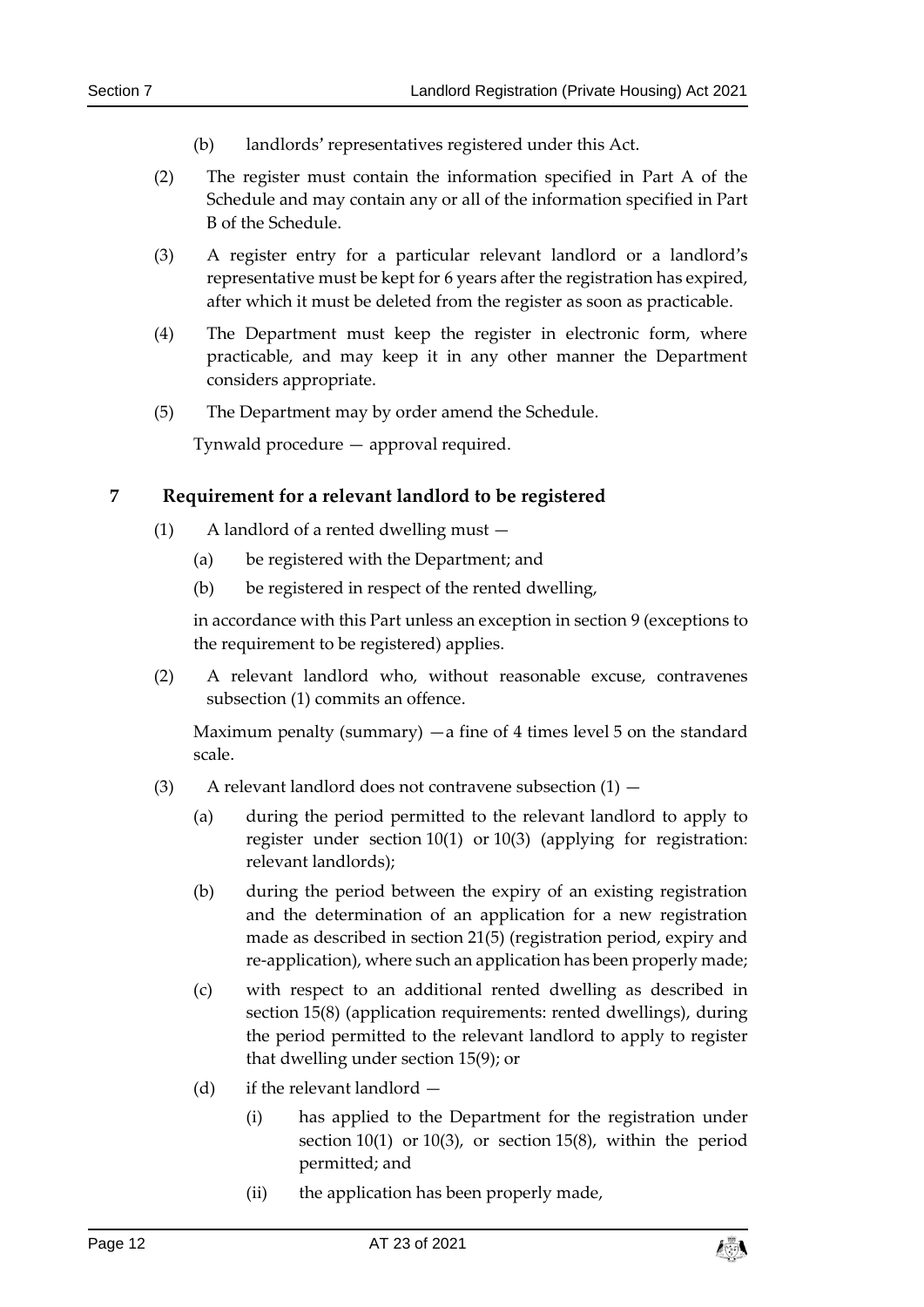(b) landlords' representatives registered under this Act.

(2) The register must contain the information specified in Part A of the Schedule and may contain any or all of the information specified in Part B of the Schedule.

(3) A register entry for a particular relevant landlord or a landlord's representative must be kept for 6 years after the registration has expired, after which it must be deleted from the register as soon as practicable.

(4) The Department must keep the register in electronic form, where practicable, and may keep it in any other manner the Department considers appropriate.

(5) The Department may by order amend the Schedule.

Tynwald procedure — approval required.

## 7 Requirement for a relevant landlord to be registered

(1) A landlord of a rented dwelling must —

(a) be registered with the Department; and

(b) be registered in respect of the rented dwelling,

in accordance with this Part unless an exception in section 9 (exceptions to the requirement to be registered) applies.

(2) A relevant landlord who, without reasonable excuse, contravenes subsection (1) commits an offence.

Maximum penalty (summary) —a fine of 4 times level 5 on the standard scale.

(3) A relevant landlord does not contravene subsection (1) —

(a) during the period permitted to the relevant landlord to apply to register under section 10(1) or 10(3) (applying for registration: relevant landlords);

(b) during the period between the expiry of an existing registration and the determination of an application for a new registration made as described in section 21(5) (registration period, expiry and re-application), where such an application has been properly made;

(c) with respect to an additional rented dwelling as described in section 15(8) (application requirements: rented dwellings), during the period permitted to the relevant landlord to apply to register that dwelling under section 15(9); or

(d) if the relevant landlord —

(i) has applied to the Department for the registration under section 10(1) or 10(3), or section 15(8), within the period permitted; and

(ii) the application has been properly made,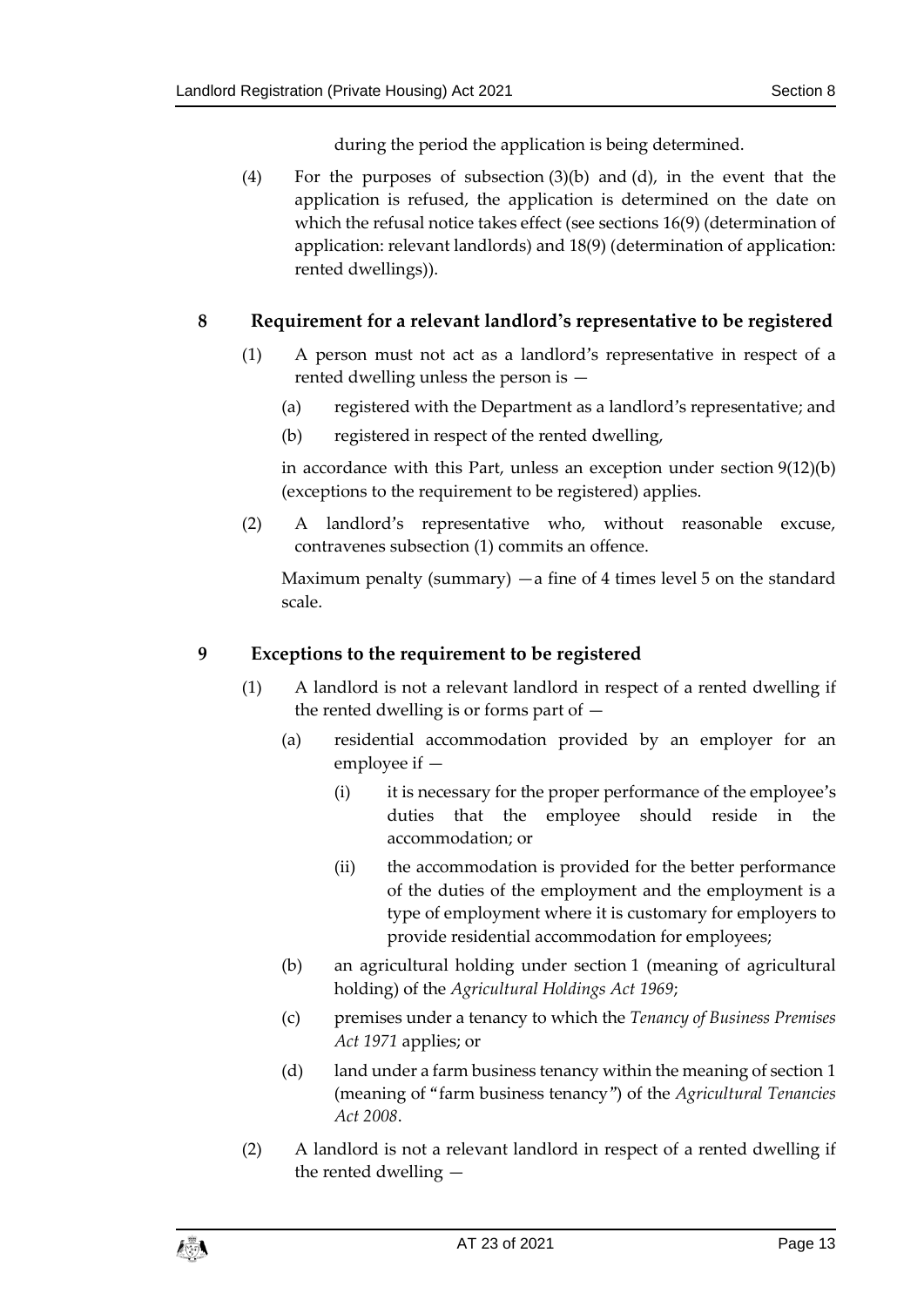during the period the application is being determined.

(4) For the purposes of subsection (3)(b) and (d), in the event that the application is refused, the application is determined on the date on which the refusal notice takes effect (see sections 16(9) (determination of application: relevant landlords) and 18(9) (determination of application: rented dwellings)).

## 8 Requirement for a relevant landlord's representative to be registered

(1) A person must not act as a landlord's representative in respect of a rented dwelling unless the person is —

(a) registered with the Department as a landlord's representative; and

(b) registered in respect of the rented dwelling,

in accordance with this Part, unless an exception under section 9(12)(b) (exceptions to the requirement to be registered) applies.

(2) A landlord's representative who, without reasonable excuse, contravenes subsection (1) commits an offence.

Maximum penalty (summary) —a fine of 4 times level 5 on the standard scale.

## 9 Exceptions to the requirement to be registered

(1) A landlord is not a relevant landlord in respect of a rented dwelling if the rented dwelling is or forms part of —

(a) residential accommodation provided by an employer for an employee if —

(i) it is necessary for the proper performance of the employee's duties that the employee should reside in the accommodation; or

(ii) the accommodation is provided for the better performance of the duties of the employment and the employment is a type of employment where it is customary for employers to provide residential accommodation for employees;

(b) an agricultural holding under section 1 (meaning of agricultural holding) of the *Agricultural Holdings Act 1969*;

(c) premises under a tenancy to which the *Tenancy of Business Premises Act 1971* applies; or

(d) land under a farm business tenancy within the meaning of section 1 (meaning of "farm business tenancy") of the *Agricultural Tenancies Act 2008*.

(2) A landlord is not a relevant landlord in respect of a rented dwelling if the rented dwelling —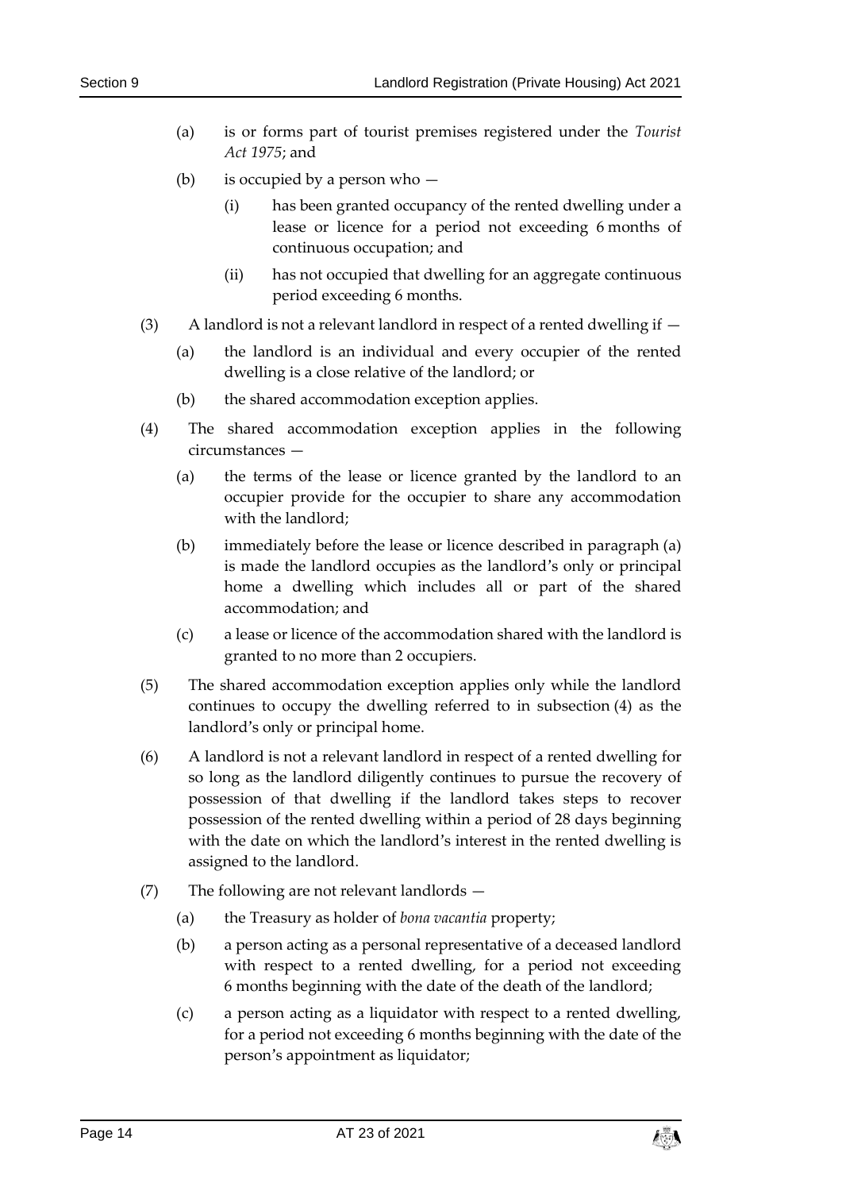(a) is or forms part of tourist premises registered under the *Tourist Act 1975*; and

(b) is occupied by a person who —

(i) has been granted occupancy of the rented dwelling under a lease or licence for a period not exceeding 6 months of continuous occupation; and

(ii) has not occupied that dwelling for an aggregate continuous period exceeding 6 months.

(3) A landlord is not a relevant landlord in respect of a rented dwelling if —

(a) the landlord is an individual and every occupier of the rented dwelling is a close relative of the landlord; or

(b) the shared accommodation exception applies.

(4) The shared accommodation exception applies in the following circumstances —

(a) the terms of the lease or licence granted by the landlord to an occupier provide for the occupier to share any accommodation with the landlord;

(b) immediately before the lease or licence described in paragraph (a) is made the landlord occupies as the landlord's only or principal home a dwelling which includes all or part of the shared accommodation; and

(c) a lease or licence of the accommodation shared with the landlord is granted to no more than 2 occupiers.

(5) The shared accommodation exception applies only while the landlord continues to occupy the dwelling referred to in subsection (4) as the landlord's only or principal home.

(6) A landlord is not a relevant landlord in respect of a rented dwelling for so long as the landlord diligently continues to pursue the recovery of possession of that dwelling if the landlord takes steps to recover possession of the rented dwelling within a period of 28 days beginning with the date on which the landlord's interest in the rented dwelling is assigned to the landlord.

(7) The following are not relevant landlords —

(a) the Treasury as holder of *bona vacantia* property;

(b) a person acting as a personal representative of a deceased landlord with respect to a rented dwelling, for a period not exceeding 6 months beginning with the date of the death of the landlord;

(c) a person acting as a liquidator with respect to a rented dwelling, for a period not exceeding 6 months beginning with the date of the person's appointment as liquidator;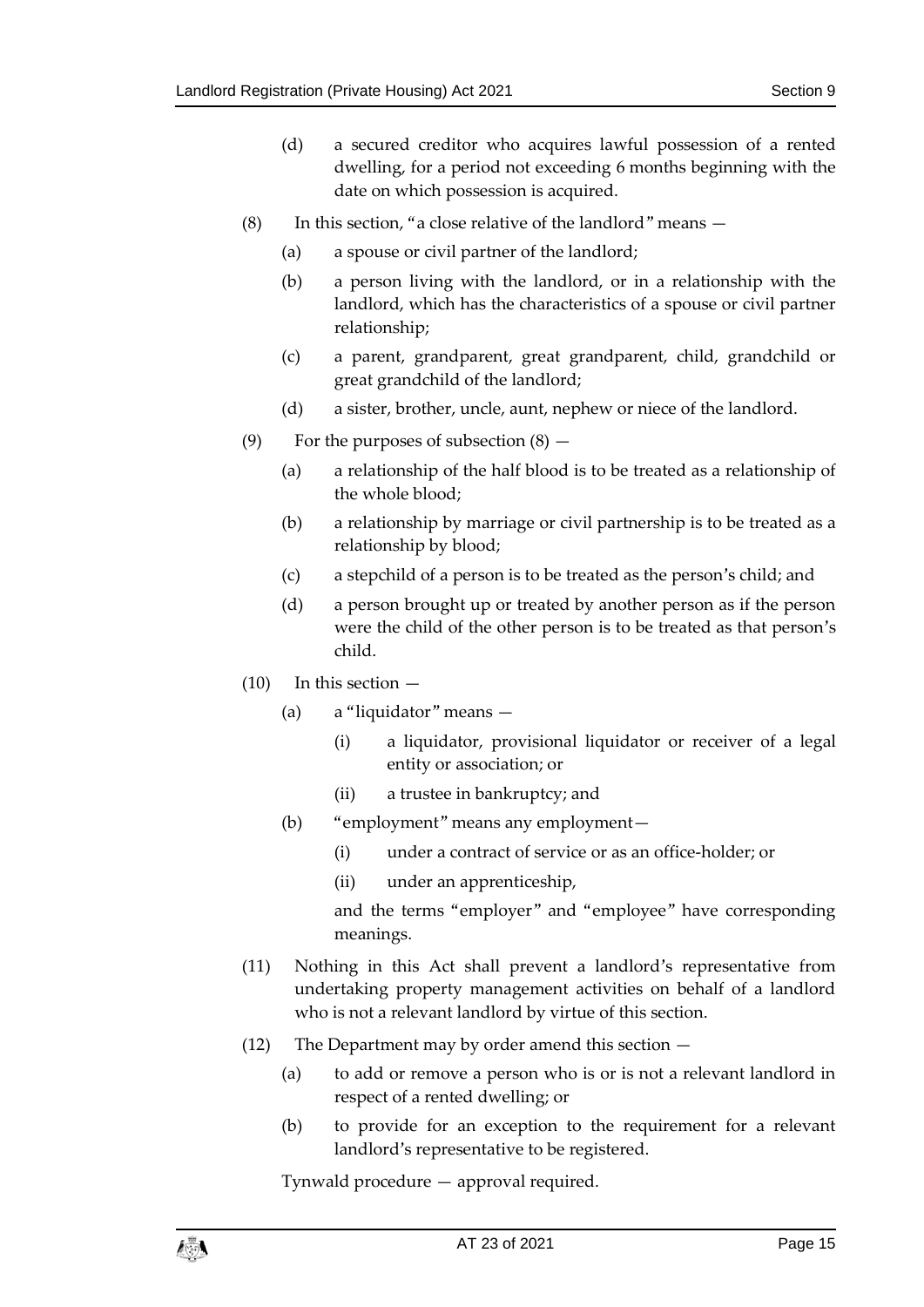(d) a secured creditor who acquires lawful possession of a rented dwelling, for a period not exceeding 6 months beginning with the date on which possession is acquired.

(8) In this section, "a close relative of the landlord" means —

(a) a spouse or civil partner of the landlord;

(b) a person living with the landlord, or in a relationship with the landlord, which has the characteristics of a spouse or civil partner relationship;

(c) a parent, grandparent, great grandparent, child, grandchild or great grandchild of the landlord;

(d) a sister, brother, uncle, aunt, nephew or niece of the landlord.

(9) For the purposes of subsection (8) —

(a) a relationship of the half blood is to be treated as a relationship of the whole blood;

(b) a relationship by marriage or civil partnership is to be treated as a relationship by blood;

(c) a stepchild of a person is to be treated as the person's child; and

(d) a person brought up or treated by another person as if the person were the child of the other person is to be treated as that person's child.

(10) In this section —

(a) a "liquidator" means —

(i) a liquidator, provisional liquidator or receiver of a legal entity or association; or

(ii) a trustee in bankruptcy; and

(b) "employment" means any employment—

(i) under a contract of service or as an office-holder; or

(ii) under an apprenticeship,

and the terms "employer" and "employee" have corresponding meanings.

(11) Nothing in this Act shall prevent a landlord's representative from undertaking property management activities on behalf of a landlord who is not a relevant landlord by virtue of this section.

(12) The Department may by order amend this section —

(a) to add or remove a person who is or is not a relevant landlord in respect of a rented dwelling; or

(b) to provide for an exception to the requirement for a relevant landlord's representative to be registered.

Tynwald procedure — approval required.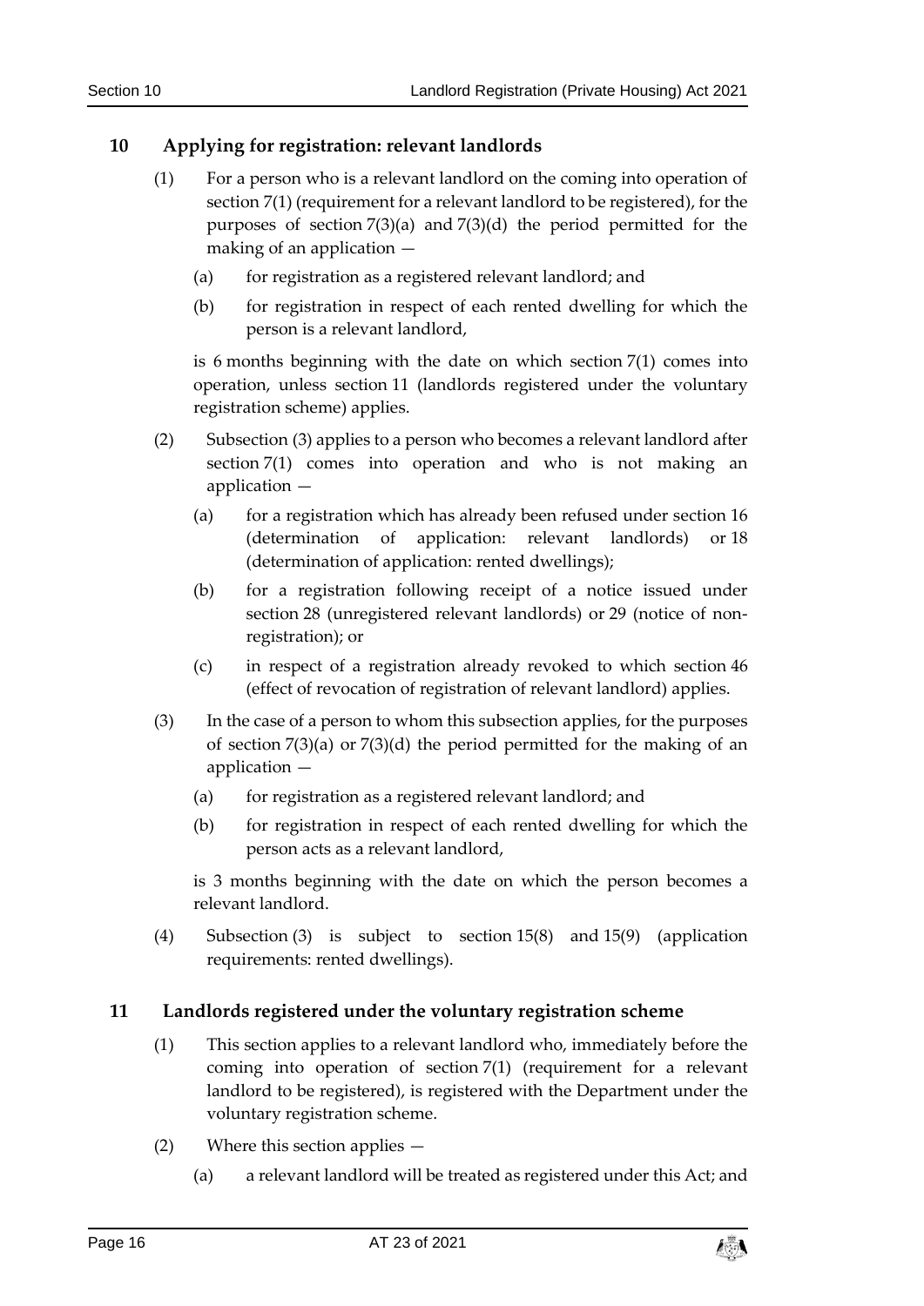## 10 Applying for registration: relevant landlords

(1) For a person who is a relevant landlord on the coming into operation of section 7(1) (requirement for a relevant landlord to be registered), for the purposes of section 7(3)(a) and 7(3)(d) the period permitted for the making of an application —

(a) for registration as a registered relevant landlord; and

(b) for registration in respect of each rented dwelling for which the person is a relevant landlord,

is 6 months beginning with the date on which section 7(1) comes into operation, unless section 11 (landlords registered under the voluntary registration scheme) applies.

(2) Subsection (3) applies to a person who becomes a relevant landlord after section 7(1) comes into operation and who is not making an application —

(a) for a registration which has already been refused under section 16 (determination of application: relevant landlords) or 18 (determination of application: rented dwellings);

(b) for a registration following receipt of a notice issued under section 28 (unregistered relevant landlords) or 29 (notice of non-registration); or

(c) in respect of a registration already revoked to which section 46 (effect of revocation of registration of relevant landlord) applies.

(3) In the case of a person to whom this subsection applies, for the purposes of section 7(3)(a) or 7(3)(d) the period permitted for the making of an application —

(a) for registration as a registered relevant landlord; and

(b) for registration in respect of each rented dwelling for which the person acts as a relevant landlord,

is 3 months beginning with the date on which the person becomes a relevant landlord.

(4) Subsection (3) is subject to section 15(8) and 15(9) (application requirements: rented dwellings).

## 11 Landlords registered under the voluntary registration scheme

(1) This section applies to a relevant landlord who, immediately before the coming into operation of section 7(1) (requirement for a relevant landlord to be registered), is registered with the Department under the voluntary registration scheme.

(2) Where this section applies —

(a) a relevant landlord will be treated as registered under this Act; and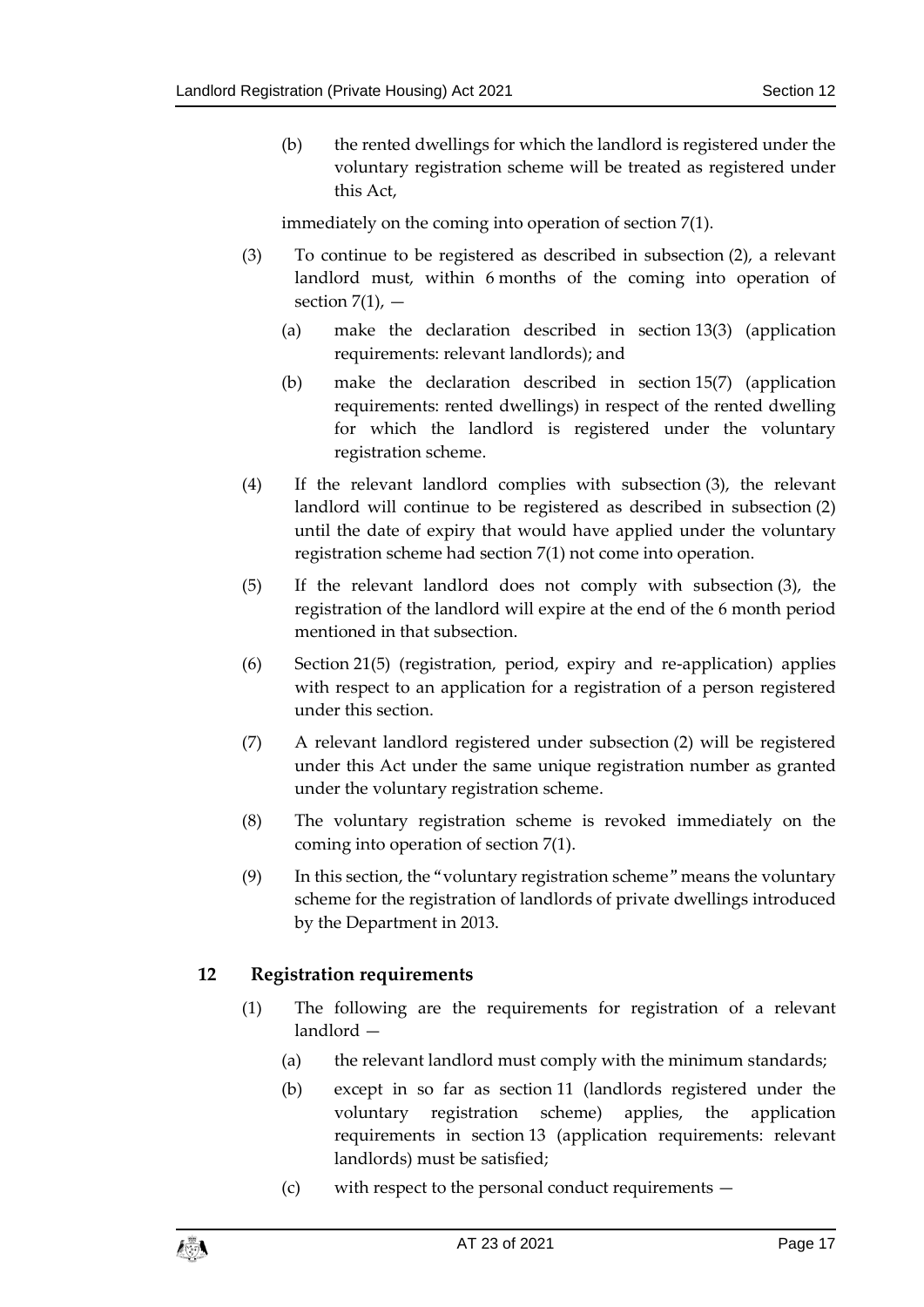(b) the rented dwellings for which the landlord is registered under the voluntary registration scheme will be treated as registered under this Act,

immediately on the coming into operation of section 7(1).

(3) To continue to be registered as described in subsection (2), a relevant landlord must, within 6 months of the coming into operation of section 7(1), —

(a) make the declaration described in section 13(3) (application requirements: relevant landlords); and

(b) make the declaration described in section 15(7) (application requirements: rented dwellings) in respect of the rented dwelling for which the landlord is registered under the voluntary registration scheme.

(4) If the relevant landlord complies with subsection (3), the relevant landlord will continue to be registered as described in subsection (2) until the date of expiry that would have applied under the voluntary registration scheme had section 7(1) not come into operation.

(5) If the relevant landlord does not comply with subsection (3), the registration of the landlord will expire at the end of the 6 month period mentioned in that subsection.

(6) Section 21(5) (registration, period, expiry and re-application) applies with respect to an application for a registration of a person registered under this section.

(7) A relevant landlord registered under subsection (2) will be registered under this Act under the same unique registration number as granted under the voluntary registration scheme.

(8) The voluntary registration scheme is revoked immediately on the coming into operation of section 7(1).

(9) In this section, the "voluntary registration scheme" means the voluntary scheme for the registration of landlords of private dwellings introduced by the Department in 2013.

## 12 Registration requirements

(1) The following are the requirements for registration of a relevant landlord —

(a) the relevant landlord must comply with the minimum standards;

(b) except in so far as section 11 (landlords registered under the voluntary registration scheme) applies, the application requirements in section 13 (application requirements: relevant landlords) must be satisfied;

(c) with respect to the personal conduct requirements —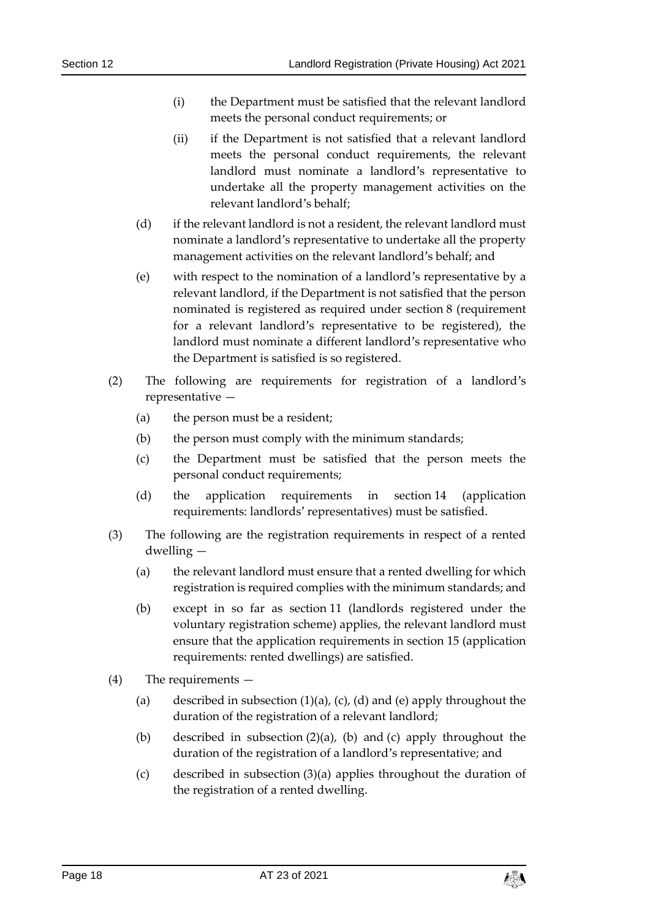(i) the Department must be satisfied that the relevant landlord meets the personal conduct requirements; or

(ii) if the Department is not satisfied that a relevant landlord meets the personal conduct requirements, the relevant landlord must nominate a landlord's representative to undertake all the property management activities on the relevant landlord's behalf;

(d) if the relevant landlord is not a resident, the relevant landlord must nominate a landlord's representative to undertake all the property management activities on the relevant landlord's behalf; and

(e) with respect to the nomination of a landlord's representative by a relevant landlord, if the Department is not satisfied that the person nominated is registered as required under section 8 (requirement for a relevant landlord's representative to be registered), the landlord must nominate a different landlord's representative who the Department is satisfied is so registered.

(2) The following are requirements for registration of a landlord's representative —

(a) the person must be a resident;

(b) the person must comply with the minimum standards;

(c) the Department must be satisfied that the person meets the personal conduct requirements;

(d) the application requirements in section 14 (application requirements: landlords' representatives) must be satisfied.

(3) The following are the registration requirements in respect of a rented dwelling —

(a) the relevant landlord must ensure that a rented dwelling for which registration is required complies with the minimum standards; and

(b) except in so far as section 11 (landlords registered under the voluntary registration scheme) applies, the relevant landlord must ensure that the application requirements in section 15 (application requirements: rented dwellings) are satisfied.

(4) The requirements —

(a) described in subsection (1)(a), (c), (d) and (e) apply throughout the duration of the registration of a relevant landlord;

(b) described in subsection (2)(a), (b) and (c) apply throughout the duration of the registration of a landlord's representative; and

(c) described in subsection (3)(a) applies throughout the duration of the registration of a rented dwelling.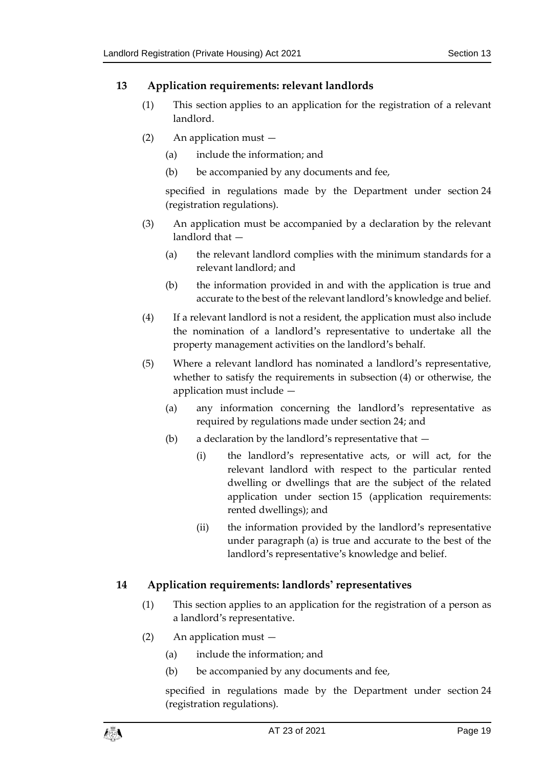## 13 Application requirements: relevant landlords

(1) This section applies to an application for the registration of a relevant landlord.

(2) An application must —

(a) include the information; and

(b) be accompanied by any documents and fee,

specified in regulations made by the Department under section 24 (registration regulations).

(3) An application must be accompanied by a declaration by the relevant landlord that —

(a) the relevant landlord complies with the minimum standards for a relevant landlord; and

(b) the information provided in and with the application is true and accurate to the best of the relevant landlord's knowledge and belief.

(4) If a relevant landlord is not a resident, the application must also include the nomination of a landlord's representative to undertake all the property management activities on the landlord's behalf.

(5) Where a relevant landlord has nominated a landlord's representative, whether to satisfy the requirements in subsection (4) or otherwise, the application must include —

(a) any information concerning the landlord's representative as required by regulations made under section 24; and

(b) a declaration by the landlord's representative that —

(i) the landlord's representative acts, or will act, for the relevant landlord with respect to the particular rented dwelling or dwellings that are the subject of the related application under section 15 (application requirements: rented dwellings); and

(ii) the information provided by the landlord's representative under paragraph (a) is true and accurate to the best of the landlord's representative's knowledge and belief.

## 14 Application requirements: landlords' representatives

(1) This section applies to an application for the registration of a person as a landlord's representative.

(2) An application must —

(a) include the information; and

(b) be accompanied by any documents and fee,

specified in regulations made by the Department under section 24 (registration regulations).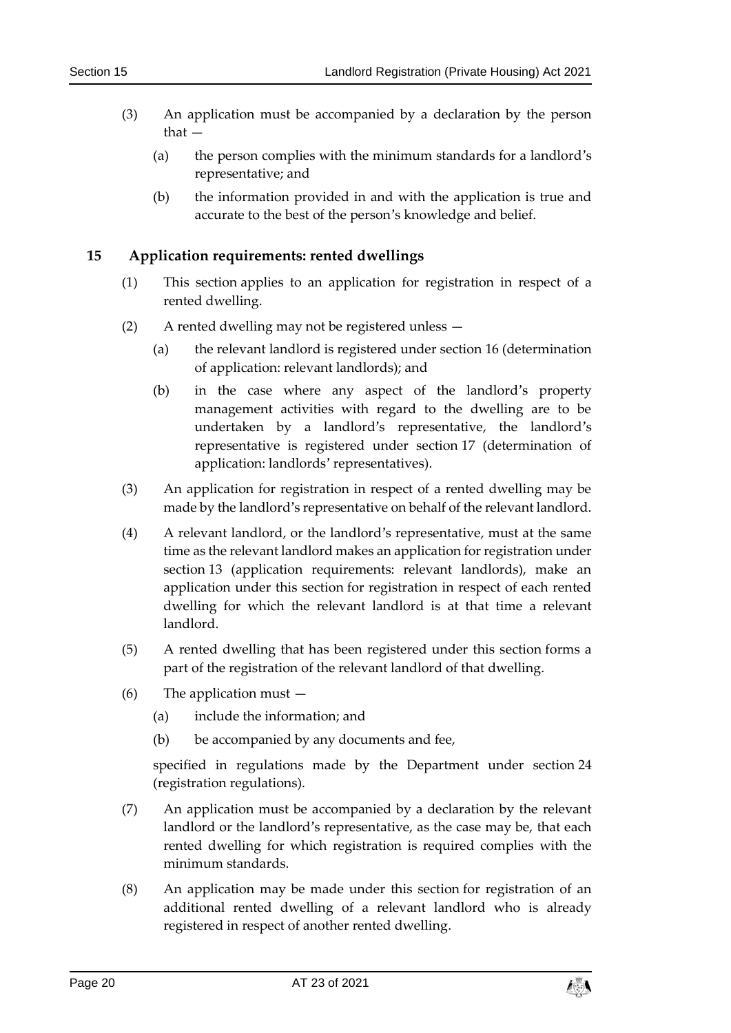(3) An application must be accompanied by a declaration by the person that —

(a) the person complies with the minimum standards for a landlord's representative; and

(b) the information provided in and with the application is true and accurate to the best of the person's knowledge and belief.

## 15 Application requirements: rented dwellings

(1) This section applies to an application for registration in respect of a rented dwelling.

(2) A rented dwelling may not be registered unless —

(a) the relevant landlord is registered under section 16 (determination of application: relevant landlords); and

(b) in the case where any aspect of the landlord's property management activities with regard to the dwelling are to be undertaken by a landlord's representative, the landlord's representative is registered under section 17 (determination of application: landlords' representatives).

(3) An application for registration in respect of a rented dwelling may be made by the landlord's representative on behalf of the relevant landlord.

(4) A relevant landlord, or the landlord's representative, must at the same time as the relevant landlord makes an application for registration under section 13 (application requirements: relevant landlords), make an application under this section for registration in respect of each rented dwelling for which the relevant landlord is at that time a relevant landlord.

(5) A rented dwelling that has been registered under this section forms a part of the registration of the relevant landlord of that dwelling.

(6) The application must —

(a) include the information; and

(b) be accompanied by any documents and fee,

specified in regulations made by the Department under section 24 (registration regulations).

(7) An application must be accompanied by a declaration by the relevant landlord or the landlord's representative, as the case may be, that each rented dwelling for which registration is required complies with the minimum standards.

(8) An application may be made under this section for registration of an additional rented dwelling of a relevant landlord who is already registered in respect of another rented dwelling.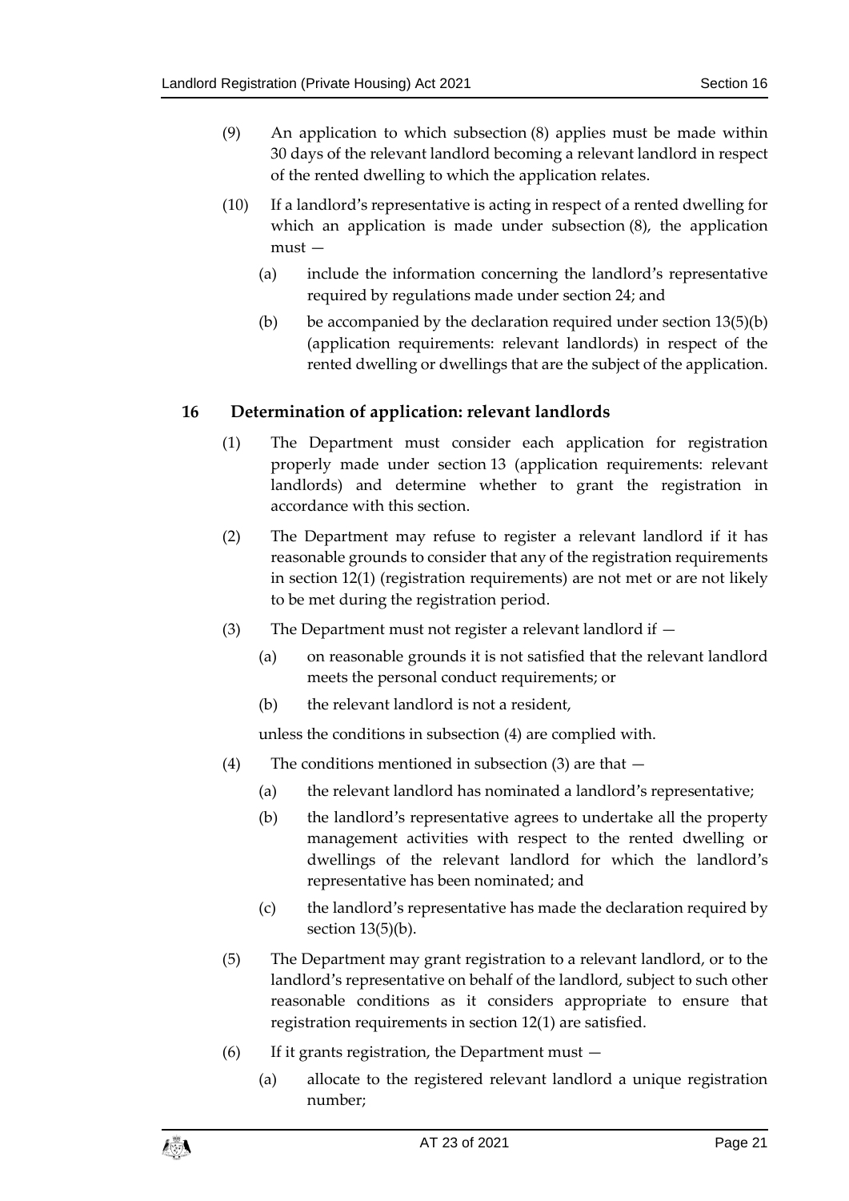(9) An application to which subsection (8) applies must be made within 30 days of the relevant landlord becoming a relevant landlord in respect of the rented dwelling to which the application relates.

(10) If a landlord's representative is acting in respect of a rented dwelling for which an application is made under subsection (8), the application must —

   (a) include the information concerning the landlord's representative required by regulations made under section 24; and

   (b) be accompanied by the declaration required under section 13(5)(b) (application requirements: relevant landlords) in respect of the rented dwelling or dwellings that are the subject of the application.

## 16 Determination of application: relevant landlords

(1) The Department must consider each application for registration properly made under section 13 (application requirements: relevant landlords) and determine whether to grant the registration in accordance with this section.

(2) The Department may refuse to register a relevant landlord if it has reasonable grounds to consider that any of the registration requirements in section 12(1) (registration requirements) are not met or are not likely to be met during the registration period.

(3) The Department must not register a relevant landlord if —

   (a) on reasonable grounds it is not satisfied that the relevant landlord meets the personal conduct requirements; or

   (b) the relevant landlord is not a resident,

   unless the conditions in subsection (4) are complied with.

(4) The conditions mentioned in subsection (3) are that —

   (a) the relevant landlord has nominated a landlord's representative;

   (b) the landlord's representative agrees to undertake all the property management activities with respect to the rented dwelling or dwellings of the relevant landlord for which the landlord's representative has been nominated; and

   (c) the landlord's representative has made the declaration required by section 13(5)(b).

(5) The Department may grant registration to a relevant landlord, or to the landlord's representative on behalf of the landlord, subject to such other reasonable conditions as it considers appropriate to ensure that registration requirements in section 12(1) are satisfied.

(6) If it grants registration, the Department must —

   (a) allocate to the registered relevant landlord a unique registration number;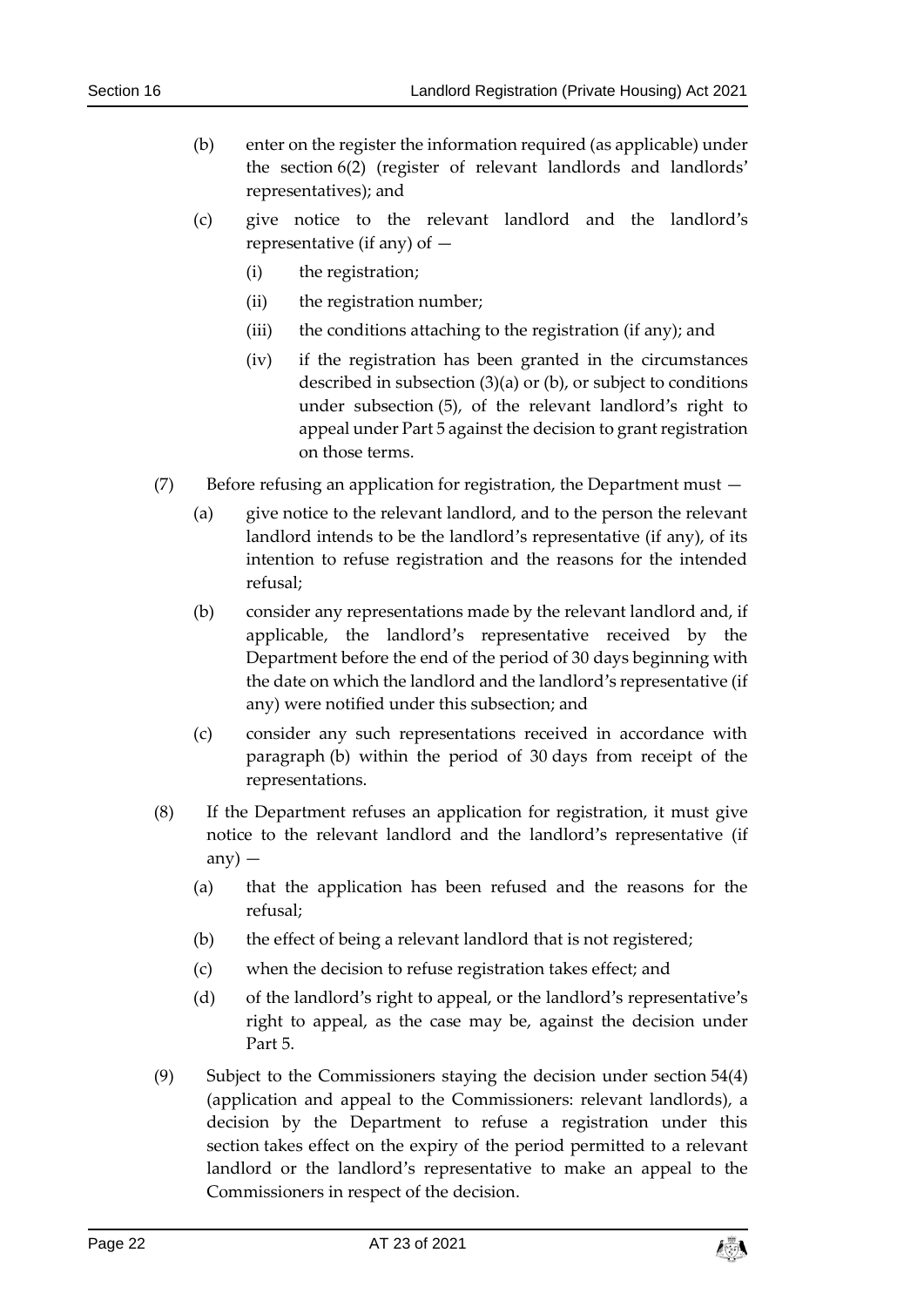(b) enter on the register the information required (as applicable) under the section 6(2) (register of relevant landlords and landlords' representatives); and

(c) give notice to the relevant landlord and the landlord's representative (if any) of —

(i) the registration;

(ii) the registration number;

(iii) the conditions attaching to the registration (if any); and

(iv) if the registration has been granted in the circumstances described in subsection (3)(a) or (b), or subject to conditions under subsection (5), of the relevant landlord's right to appeal under Part 5 against the decision to grant registration on those terms.

(7) Before refusing an application for registration, the Department must —

(a) give notice to the relevant landlord, and to the person the relevant landlord intends to be the landlord's representative (if any), of its intention to refuse registration and the reasons for the intended refusal;

(b) consider any representations made by the relevant landlord and, if applicable, the landlord's representative received by the Department before the end of the period of 30 days beginning with the date on which the landlord and the landlord's representative (if any) were notified under this subsection; and

(c) consider any such representations received in accordance with paragraph (b) within the period of 30 days from receipt of the representations.

(8) If the Department refuses an application for registration, it must give notice to the relevant landlord and the landlord's representative (if any) —

(a) that the application has been refused and the reasons for the refusal;

(b) the effect of being a relevant landlord that is not registered;

(c) when the decision to refuse registration takes effect; and

(d) of the landlord's right to appeal, or the landlord's representative's right to appeal, as the case may be, against the decision under Part 5.

(9) Subject to the Commissioners staying the decision under section 54(4) (application and appeal to the Commissioners: relevant landlords), a decision by the Department to refuse a registration under this section takes effect on the expiry of the period permitted to a relevant landlord or the landlord's representative to make an appeal to the Commissioners in respect of the decision.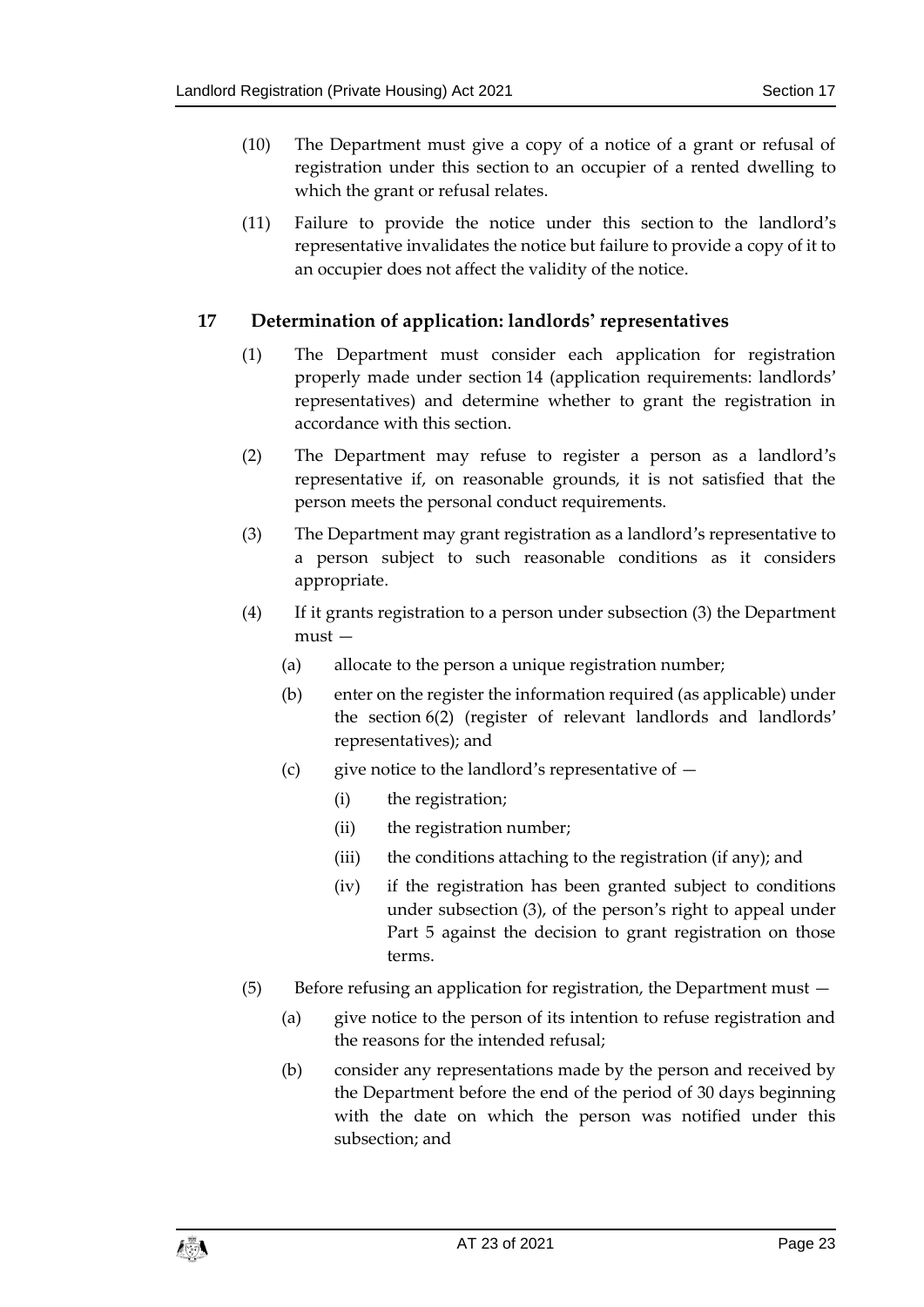(10) The Department must give a copy of a notice of a grant or refusal of registration under this section to an occupier of a rented dwelling to which the grant or refusal relates.

(11) Failure to provide the notice under this section to the landlord's representative invalidates the notice but failure to provide a copy of it to an occupier does not affect the validity of the notice.

## 17 Determination of application: landlords' representatives

(1) The Department must consider each application for registration properly made under section 14 (application requirements: landlords' representatives) and determine whether to grant the registration in accordance with this section.

(2) The Department may refuse to register a person as a landlord's representative if, on reasonable grounds, it is not satisfied that the person meets the personal conduct requirements.

(3) The Department may grant registration as a landlord's representative to a person subject to such reasonable conditions as it considers appropriate.

(4) If it grants registration to a person under subsection (3) the Department must —

- (a) allocate to the person a unique registration number;
- (b) enter on the register the information required (as applicable) under the section 6(2) (register of relevant landlords and landlords' representatives); and
- (c) give notice to the landlord's representative of —
  - (i) the registration;
  - (ii) the registration number;
  - (iii) the conditions attaching to the registration (if any); and
  - (iv) if the registration has been granted subject to conditions under subsection (3), of the person's right to appeal under Part 5 against the decision to grant registration on those terms.

(5) Before refusing an application for registration, the Department must —

- (a) give notice to the person of its intention to refuse registration and the reasons for the intended refusal;
- (b) consider any representations made by the person and received by the Department before the end of the period of 30 days beginning with the date on which the person was notified under this subsection; and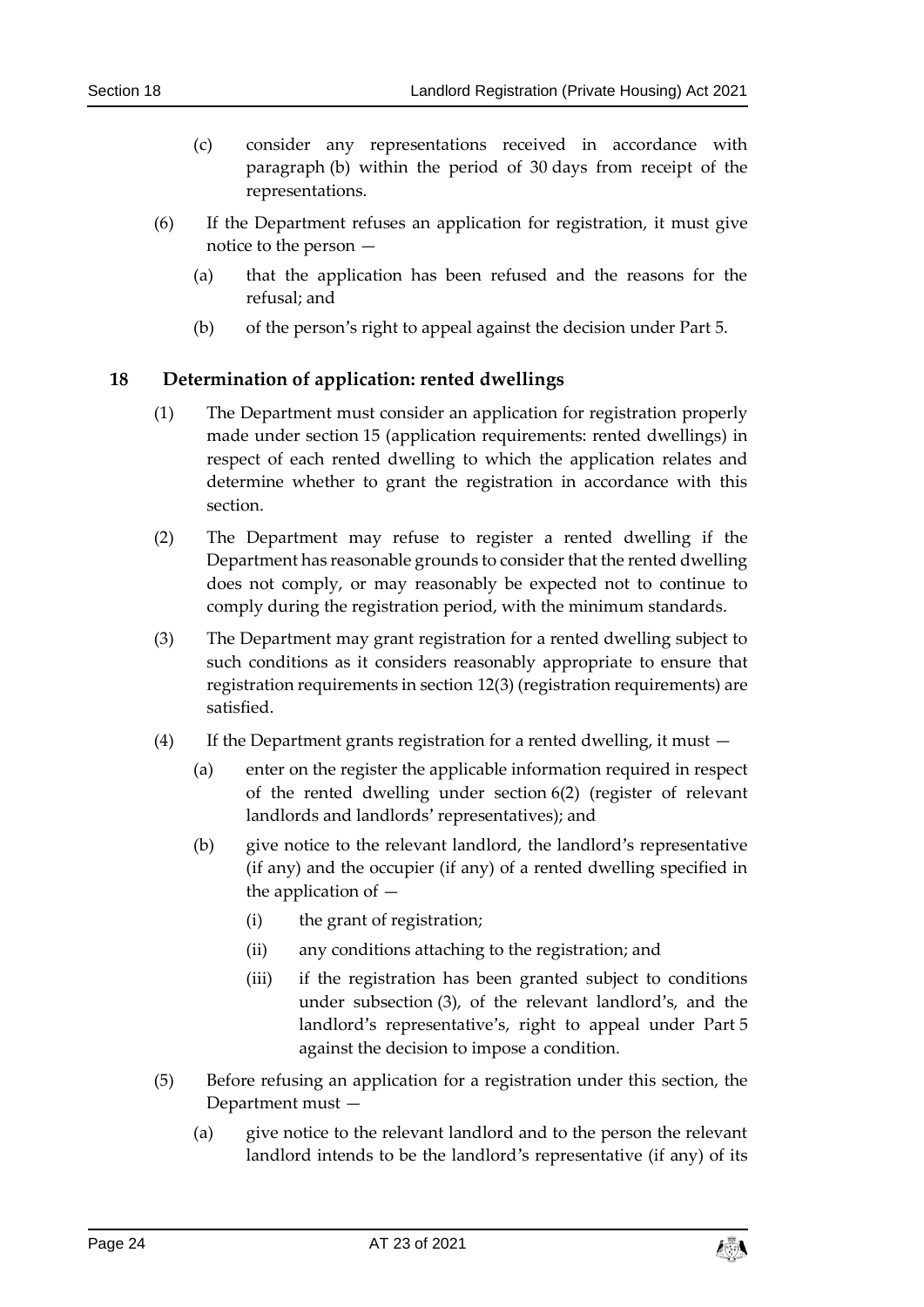(c) consider any representations received in accordance with paragraph (b) within the period of 30 days from receipt of the representations.

(6) If the Department refuses an application for registration, it must give notice to the person —

(a) that the application has been refused and the reasons for the refusal; and

(b) of the person's right to appeal against the decision under Part 5.

## 18 Determination of application: rented dwellings

(1) The Department must consider an application for registration properly made under section 15 (application requirements: rented dwellings) in respect of each rented dwelling to which the application relates and determine whether to grant the registration in accordance with this section.

(2) The Department may refuse to register a rented dwelling if the Department has reasonable grounds to consider that the rented dwelling does not comply, or may reasonably be expected not to continue to comply during the registration period, with the minimum standards.

(3) The Department may grant registration for a rented dwelling subject to such conditions as it considers reasonably appropriate to ensure that registration requirements in section 12(3) (registration requirements) are satisfied.

(4) If the Department grants registration for a rented dwelling, it must —

(a) enter on the register the applicable information required in respect of the rented dwelling under section 6(2) (register of relevant landlords and landlords' representatives); and

(b) give notice to the relevant landlord, the landlord's representative (if any) and the occupier (if any) of a rented dwelling specified in the application of —

(i) the grant of registration;

(ii) any conditions attaching to the registration; and

(iii) if the registration has been granted subject to conditions under subsection (3), of the relevant landlord's, and the landlord's representative's, right to appeal under Part 5 against the decision to impose a condition.

(5) Before refusing an application for a registration under this section, the Department must —

(a) give notice to the relevant landlord and to the person the relevant landlord intends to be the landlord's representative (if any) of its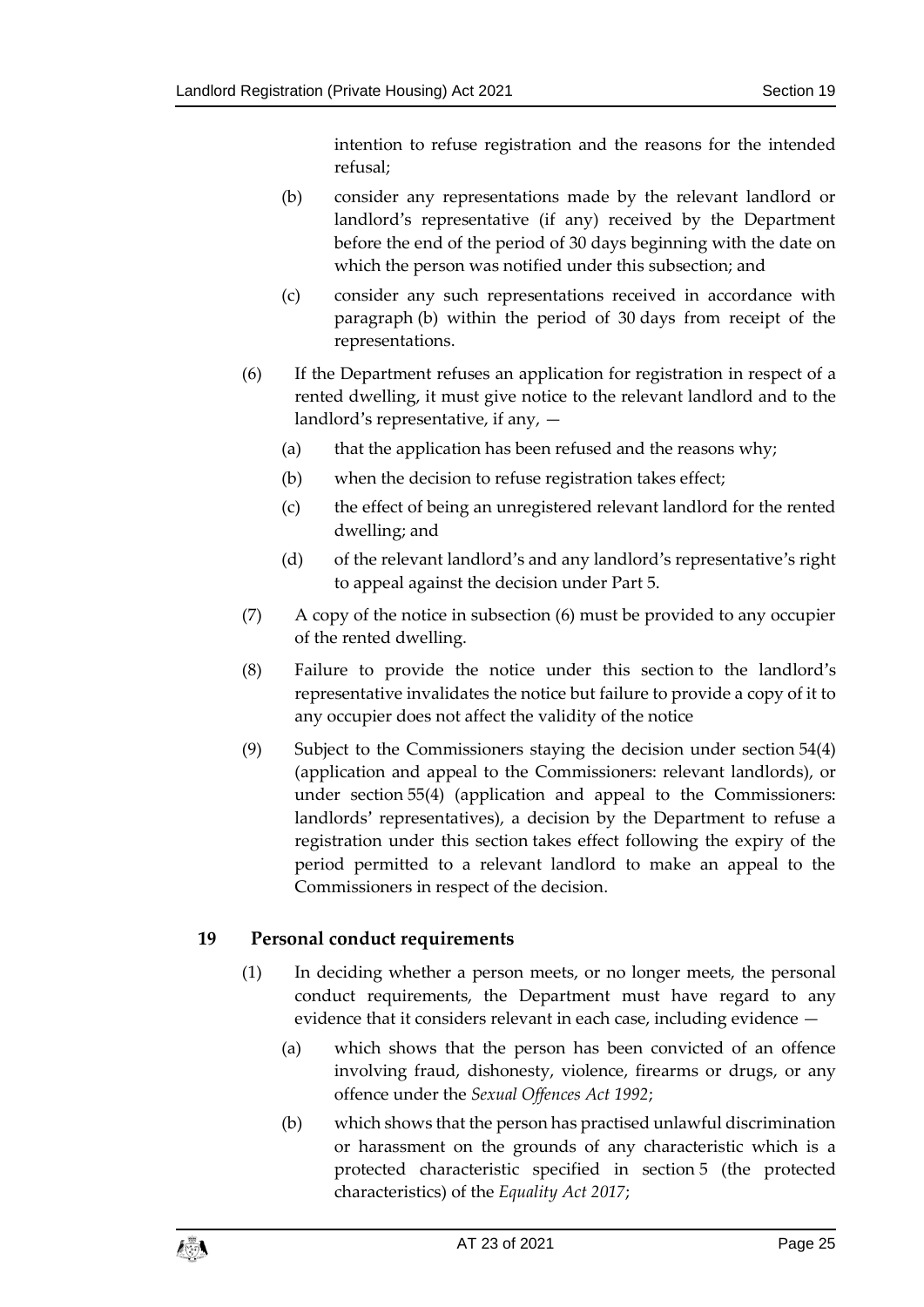intention to refuse registration and the reasons for the intended refusal;

(b) consider any representations made by the relevant landlord or landlord's representative (if any) received by the Department before the end of the period of 30 days beginning with the date on which the person was notified under this subsection; and

(c) consider any such representations received in accordance with paragraph (b) within the period of 30 days from receipt of the representations.

(6) If the Department refuses an application for registration in respect of a rented dwelling, it must give notice to the relevant landlord and to the landlord's representative, if any, —

(a) that the application has been refused and the reasons why;

(b) when the decision to refuse registration takes effect;

(c) the effect of being an unregistered relevant landlord for the rented dwelling; and

(d) of the relevant landlord's and any landlord's representative's right to appeal against the decision under Part 5.

(7) A copy of the notice in subsection (6) must be provided to any occupier of the rented dwelling.

(8) Failure to provide the notice under this section to the landlord's representative invalidates the notice but failure to provide a copy of it to any occupier does not affect the validity of the notice

(9) Subject to the Commissioners staying the decision under section 54(4) (application and appeal to the Commissioners: relevant landlords), or under section 55(4) (application and appeal to the Commissioners: landlords' representatives), a decision by the Department to refuse a registration under this section takes effect following the expiry of the period permitted to a relevant landlord to make an appeal to the Commissioners in respect of the decision.

## 19 Personal conduct requirements

(1) In deciding whether a person meets, or no longer meets, the personal conduct requirements, the Department must have regard to any evidence that it considers relevant in each case, including evidence —

(a) which shows that the person has been convicted of an offence involving fraud, dishonesty, violence, firearms or drugs, or any offence under the *Sexual Offences Act 1992*;

(b) which shows that the person has practised unlawful discrimination or harassment on the grounds of any characteristic which is a protected characteristic specified in section 5 (the protected characteristics) of the *Equality Act 2017*;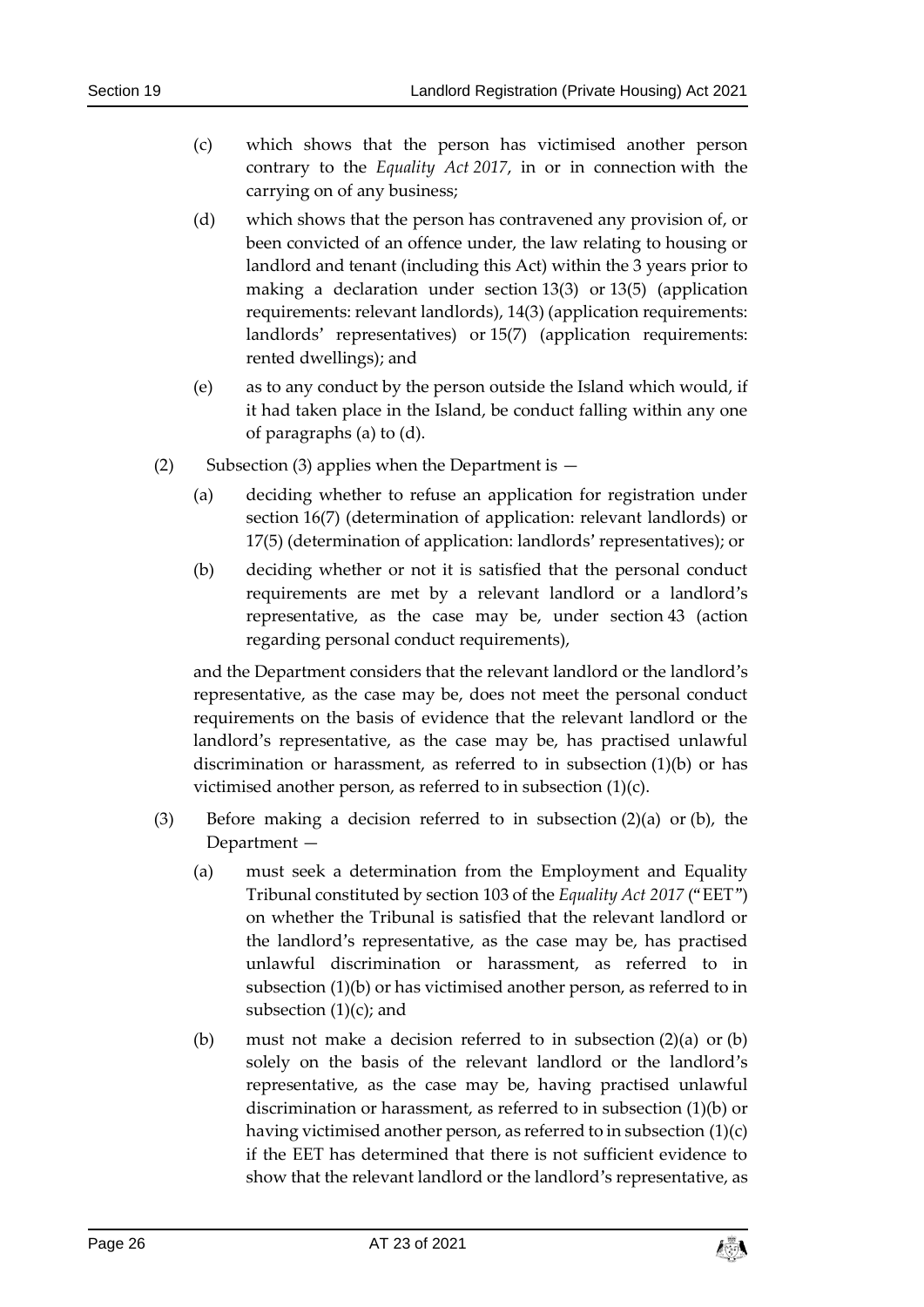(c) which shows that the person has victimised another person contrary to the *Equality Act 2017*, in or in connection with the carrying on of any business;

(d) which shows that the person has contravened any provision of, or been convicted of an offence under, the law relating to housing or landlord and tenant (including this Act) within the 3 years prior to making a declaration under section 13(3) or 13(5) (application requirements: relevant landlords), 14(3) (application requirements: landlords' representatives) or 15(7) (application requirements: rented dwellings); and

(e) as to any conduct by the person outside the Island which would, if it had taken place in the Island, be conduct falling within any one of paragraphs (a) to (d).

(2) Subsection (3) applies when the Department is —

(a) deciding whether to refuse an application for registration under section 16(7) (determination of application: relevant landlords) or 17(5) (determination of application: landlords' representatives); or

(b) deciding whether or not it is satisfied that the personal conduct requirements are met by a relevant landlord or a landlord's representative, as the case may be, under section 43 (action regarding personal conduct requirements),

and the Department considers that the relevant landlord or the landlord's representative, as the case may be, does not meet the personal conduct requirements on the basis of evidence that the relevant landlord or the landlord's representative, as the case may be, has practised unlawful discrimination or harassment, as referred to in subsection (1)(b) or has victimised another person, as referred to in subsection (1)(c).

(3) Before making a decision referred to in subsection (2)(a) or (b), the Department —

(a) must seek a determination from the Employment and Equality Tribunal constituted by section 103 of the *Equality Act 2017* ("EET") on whether the Tribunal is satisfied that the relevant landlord or the landlord's representative, as the case may be, has practised unlawful discrimination or harassment, as referred to in subsection (1)(b) or has victimised another person, as referred to in subsection (1)(c); and

(b) must not make a decision referred to in subsection (2)(a) or (b) solely on the basis of the relevant landlord or the landlord's representative, as the case may be, having practised unlawful discrimination or harassment, as referred to in subsection (1)(b) or having victimised another person, as referred to in subsection (1)(c) if the EET has determined that there is not sufficient evidence to show that the relevant landlord or the landlord's representative, as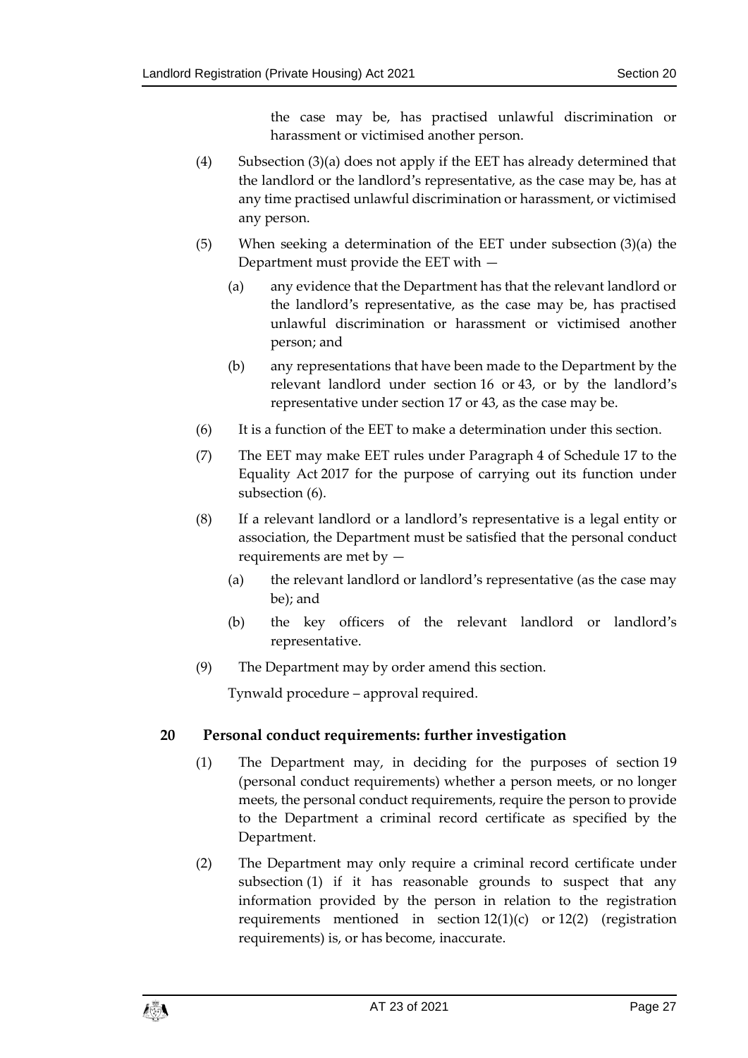the case may be, has practised unlawful discrimination or harassment or victimised another person.

(4) Subsection (3)(a) does not apply if the EET has already determined that the landlord or the landlord's representative, as the case may be, has at any time practised unlawful discrimination or harassment, or victimised any person.

(5) When seeking a determination of the EET under subsection (3)(a) the Department must provide the EET with —

(a) any evidence that the Department has that the relevant landlord or the landlord's representative, as the case may be, has practised unlawful discrimination or harassment or victimised another person; and

(b) any representations that have been made to the Department by the relevant landlord under section 16 or 43, or by the landlord's representative under section 17 or 43, as the case may be.

(6) It is a function of the EET to make a determination under this section.

(7) The EET may make EET rules under Paragraph 4 of Schedule 17 to the Equality Act 2017 for the purpose of carrying out its function under subsection (6).

(8) If a relevant landlord or a landlord's representative is a legal entity or association, the Department must be satisfied that the personal conduct requirements are met by —

(a) the relevant landlord or landlord's representative (as the case may be); and

(b) the key officers of the relevant landlord or landlord's representative.

(9) The Department may by order amend this section.

Tynwald procedure – approval required.

## 20 Personal conduct requirements: further investigation

(1) The Department may, in deciding for the purposes of section 19 (personal conduct requirements) whether a person meets, or no longer meets, the personal conduct requirements, require the person to provide to the Department a criminal record certificate as specified by the Department.

(2) The Department may only require a criminal record certificate under subsection (1) if it has reasonable grounds to suspect that any information provided by the person in relation to the registration requirements mentioned in section 12(1)(c) or 12(2) (registration requirements) is, or has become, inaccurate.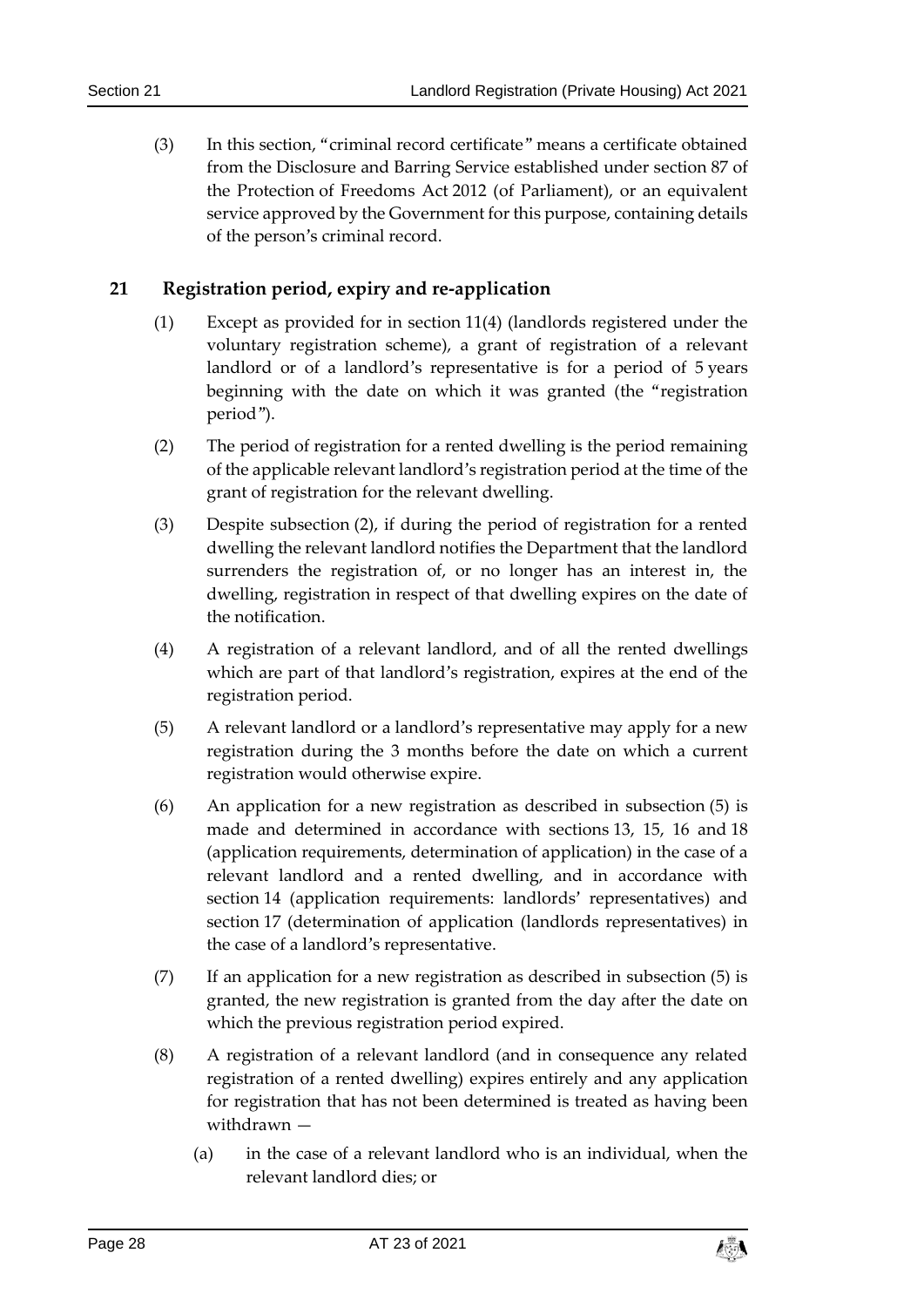(3) In this section, "criminal record certificate" means a certificate obtained from the Disclosure and Barring Service established under section 87 of the Protection of Freedoms Act 2012 (of Parliament), or an equivalent service approved by the Government for this purpose, containing details of the person's criminal record.

## 21 Registration period, expiry and re-application

(1) Except as provided for in section 11(4) (landlords registered under the voluntary registration scheme), a grant of registration of a relevant landlord or of a landlord's representative is for a period of 5 years beginning with the date on which it was granted (the "registration period").

(2) The period of registration for a rented dwelling is the period remaining of the applicable relevant landlord's registration period at the time of the grant of registration for the relevant dwelling.

(3) Despite subsection (2), if during the period of registration for a rented dwelling the relevant landlord notifies the Department that the landlord surrenders the registration of, or no longer has an interest in, the dwelling, registration in respect of that dwelling expires on the date of the notification.

(4) A registration of a relevant landlord, and of all the rented dwellings which are part of that landlord's registration, expires at the end of the registration period.

(5) A relevant landlord or a landlord's representative may apply for a new registration during the 3 months before the date on which a current registration would otherwise expire.

(6) An application for a new registration as described in subsection (5) is made and determined in accordance with sections 13, 15, 16 and 18 (application requirements, determination of application) in the case of a relevant landlord and a rented dwelling, and in accordance with section 14 (application requirements: landlords' representatives) and section 17 (determination of application (landlords representatives) in the case of a landlord's representative.

(7) If an application for a new registration as described in subsection (5) is granted, the new registration is granted from the day after the date on which the previous registration period expired.

(8) A registration of a relevant landlord (and in consequence any related registration of a rented dwelling) expires entirely and any application for registration that has not been determined is treated as having been withdrawn —

(a) in the case of a relevant landlord who is an individual, when the relevant landlord dies; or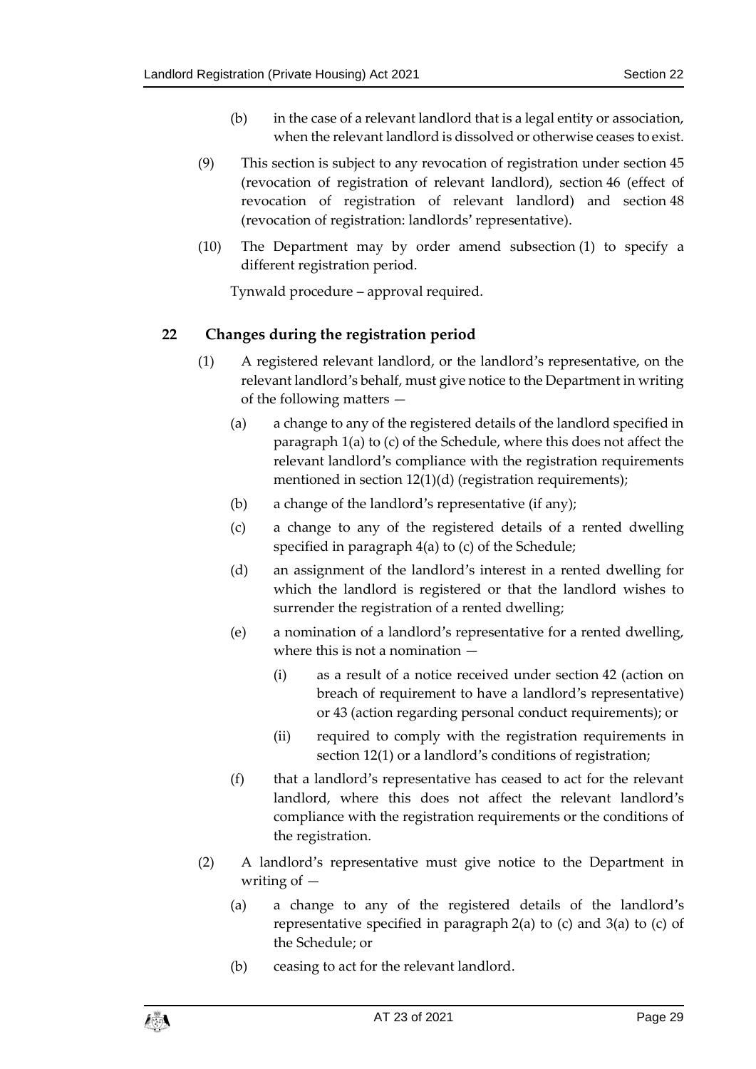(b) in the case of a relevant landlord that is a legal entity or association, when the relevant landlord is dissolved or otherwise ceases to exist.

(9) This section is subject to any revocation of registration under section 45 (revocation of registration of relevant landlord), section 46 (effect of revocation of registration of relevant landlord) and section 48 (revocation of registration: landlords' representative).

(10) The Department may by order amend subsection (1) to specify a different registration period.

Tynwald procedure – approval required.

## 22 Changes during the registration period

(1) A registered relevant landlord, or the landlord's representative, on the relevant landlord's behalf, must give notice to the Department in writing of the following matters —

(a) a change to any of the registered details of the landlord specified in paragraph 1(a) to (c) of the Schedule, where this does not affect the relevant landlord's compliance with the registration requirements mentioned in section 12(1)(d) (registration requirements);

(b) a change of the landlord's representative (if any);

(c) a change to any of the registered details of a rented dwelling specified in paragraph 4(a) to (c) of the Schedule;

(d) an assignment of the landlord's interest in a rented dwelling for which the landlord is registered or that the landlord wishes to surrender the registration of a rented dwelling;

(e) a nomination of a landlord's representative for a rented dwelling, where this is not a nomination —

(i) as a result of a notice received under section 42 (action on breach of requirement to have a landlord's representative) or 43 (action regarding personal conduct requirements); or

(ii) required to comply with the registration requirements in section 12(1) or a landlord's conditions of registration;

(f) that a landlord's representative has ceased to act for the relevant landlord, where this does not affect the relevant landlord's compliance with the registration requirements or the conditions of the registration.

(2) A landlord's representative must give notice to the Department in writing of —

(a) a change to any of the registered details of the landlord's representative specified in paragraph 2(a) to (c) and 3(a) to (c) of the Schedule; or

(b) ceasing to act for the relevant landlord.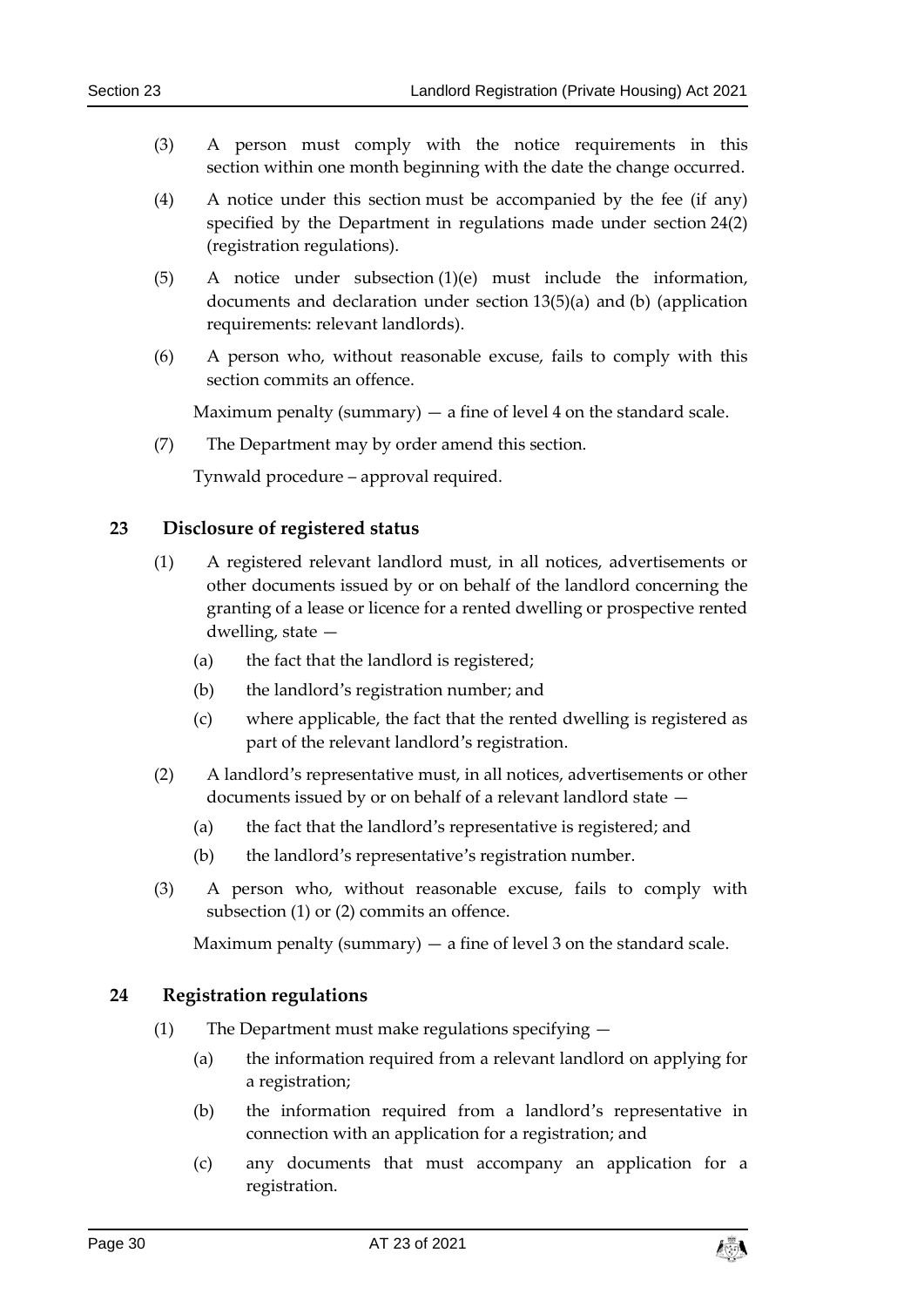(3) A person must comply with the notice requirements in this section within one month beginning with the date the change occurred.

(4) A notice under this section must be accompanied by the fee (if any) specified by the Department in regulations made under section 24(2) (registration regulations).

(5) A notice under subsection (1)(e) must include the information, documents and declaration under section 13(5)(a) and (b) (application requirements: relevant landlords).

(6) A person who, without reasonable excuse, fails to comply with this section commits an offence.

Maximum penalty (summary) — a fine of level 4 on the standard scale.

(7) The Department may by order amend this section.

Tynwald procedure – approval required.

## 23 Disclosure of registered status

(1) A registered relevant landlord must, in all notices, advertisements or other documents issued by or on behalf of the landlord concerning the granting of a lease or licence for a rented dwelling or prospective rented dwelling, state —

(a) the fact that the landlord is registered;

(b) the landlord's registration number; and

(c) where applicable, the fact that the rented dwelling is registered as part of the relevant landlord's registration.

(2) A landlord's representative must, in all notices, advertisements or other documents issued by or on behalf of a relevant landlord state —

(a) the fact that the landlord's representative is registered; and

(b) the landlord's representative's registration number.

(3) A person who, without reasonable excuse, fails to comply with subsection (1) or (2) commits an offence.

Maximum penalty (summary) — a fine of level 3 on the standard scale.

## 24 Registration regulations

(1) The Department must make regulations specifying —

(a) the information required from a relevant landlord on applying for a registration;

(b) the information required from a landlord's representative in connection with an application for a registration; and

(c) any documents that must accompany an application for a registration.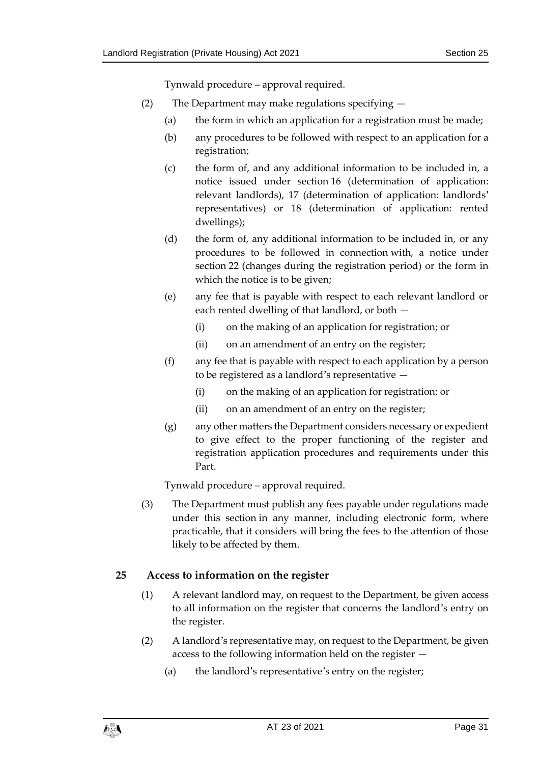Tynwald procedure – approval required.

(2) The Department may make regulations specifying —

(a) the form in which an application for a registration must be made;

(b) any procedures to be followed with respect to an application for a registration;

(c) the form of, and any additional information to be included in, a notice issued under section 16 (determination of application: relevant landlords), 17 (determination of application: landlords' representatives) or 18 (determination of application: rented dwellings);

(d) the form of, any additional information to be included in, or any procedures to be followed in connection with, a notice under section 22 (changes during the registration period) or the form in which the notice is to be given;

(e) any fee that is payable with respect to each relevant landlord or each rented dwelling of that landlord, or both —

(i) on the making of an application for registration; or

(ii) on an amendment of an entry on the register;

(f) any fee that is payable with respect to each application by a person to be registered as a landlord's representative —

(i) on the making of an application for registration; or

(ii) on an amendment of an entry on the register;

(g) any other matters the Department considers necessary or expedient to give effect to the proper functioning of the register and registration application procedures and requirements under this Part.

Tynwald procedure – approval required.

(3) The Department must publish any fees payable under regulations made under this section in any manner, including electronic form, where practicable, that it considers will bring the fees to the attention of those likely to be affected by them.

## 25 Access to information on the register

(1) A relevant landlord may, on request to the Department, be given access to all information on the register that concerns the landlord's entry on the register.

(2) A landlord's representative may, on request to the Department, be given access to the following information held on the register —

(a) the landlord's representative's entry on the register;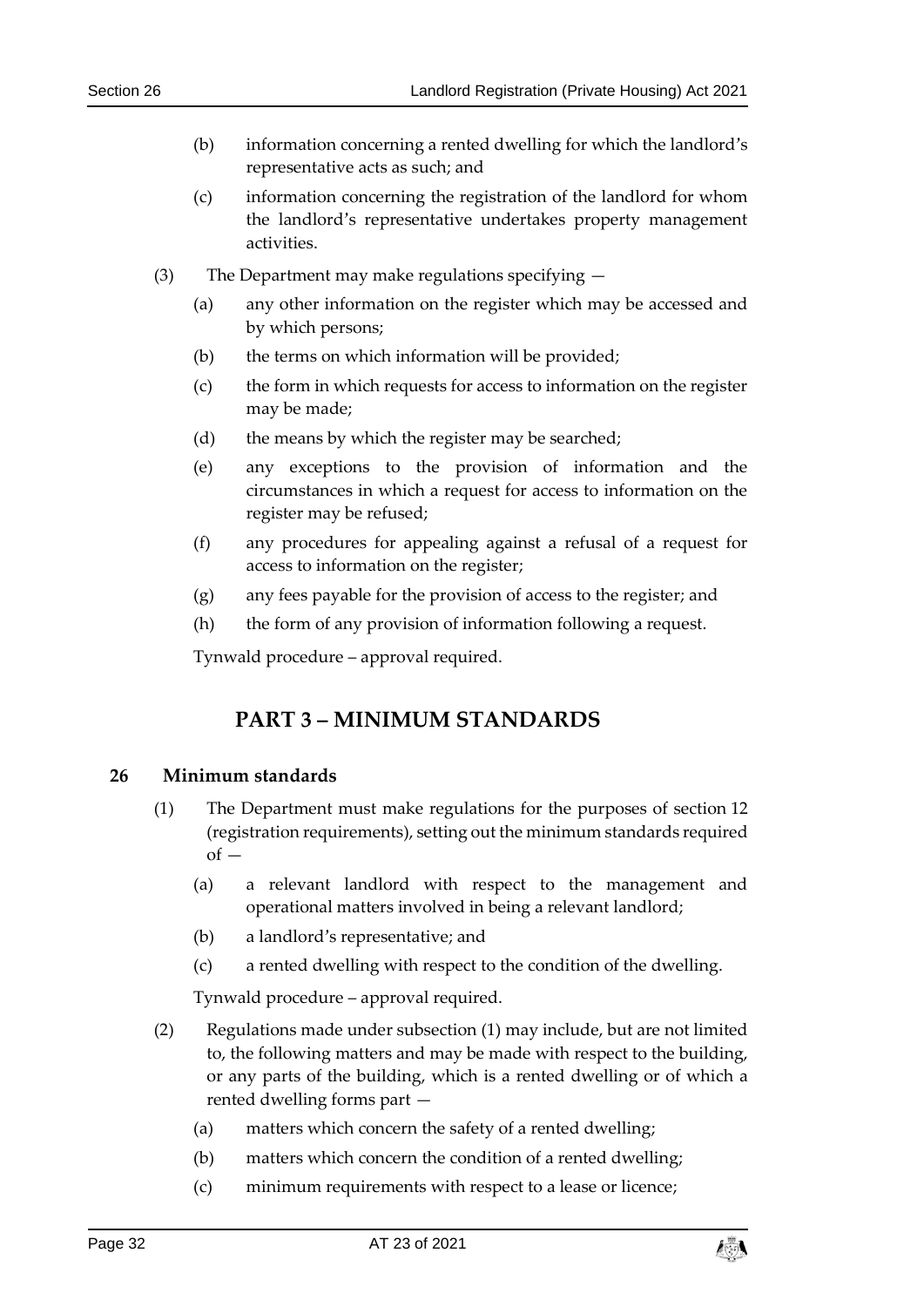(b) information concerning a rented dwelling for which the landlord's representative acts as such; and

(c) information concerning the registration of the landlord for whom the landlord's representative undertakes property management activities.

(3) The Department may make regulations specifying —

(a) any other information on the register which may be accessed and by which persons;

(b) the terms on which information will be provided;

(c) the form in which requests for access to information on the register may be made;

(d) the means by which the register may be searched;

(e) any exceptions to the provision of information and the circumstances in which a request for access to information on the register may be refused;

(f) any procedures for appealing against a refusal of a request for access to information on the register;

(g) any fees payable for the provision of access to the register; and

(h) the form of any provision of information following a request.

Tynwald procedure – approval required.

## PART 3 – MINIMUM STANDARDS

### 26 Minimum standards

(1) The Department must make regulations for the purposes of section 12 (registration requirements), setting out the minimum standards required of —

(a) a relevant landlord with respect to the management and operational matters involved in being a relevant landlord;

(b) a landlord's representative; and

(c) a rented dwelling with respect to the condition of the dwelling.

Tynwald procedure – approval required.

(2) Regulations made under subsection (1) may include, but are not limited to, the following matters and may be made with respect to the building, or any parts of the building, which is a rented dwelling or of which a rented dwelling forms part —

(a) matters which concern the safety of a rented dwelling;

(b) matters which concern the condition of a rented dwelling;

(c) minimum requirements with respect to a lease or licence;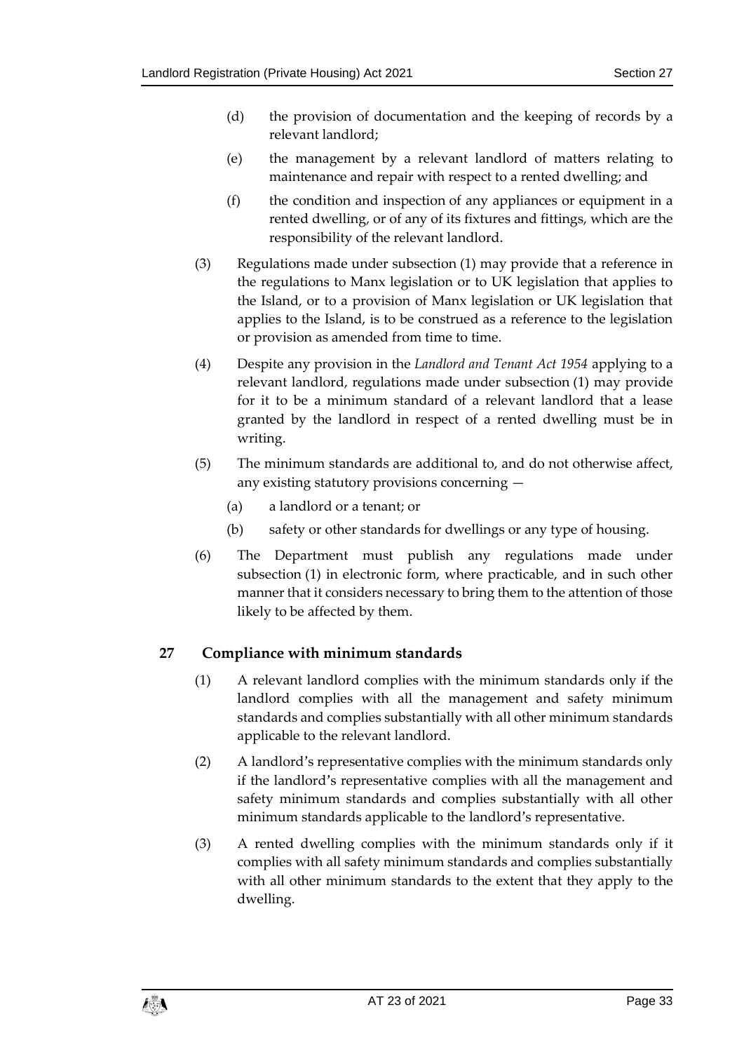(d) the provision of documentation and the keeping of records by a relevant landlord;

(e) the management by a relevant landlord of matters relating to maintenance and repair with respect to a rented dwelling; and

(f) the condition and inspection of any appliances or equipment in a rented dwelling, or of any of its fixtures and fittings, which are the responsibility of the relevant landlord.

(3) Regulations made under subsection (1) may provide that a reference in the regulations to Manx legislation or to UK legislation that applies to the Island, or to a provision of Manx legislation or UK legislation that applies to the Island, is to be construed as a reference to the legislation or provision as amended from time to time.

(4) Despite any provision in the *Landlord and Tenant Act 1954* applying to a relevant landlord, regulations made under subsection (1) may provide for it to be a minimum standard of a relevant landlord that a lease granted by the landlord in respect of a rented dwelling must be in writing.

(5) The minimum standards are additional to, and do not otherwise affect, any existing statutory provisions concerning —

(a) a landlord or a tenant; or

(b) safety or other standards for dwellings or any type of housing.

(6) The Department must publish any regulations made under subsection (1) in electronic form, where practicable, and in such other manner that it considers necessary to bring them to the attention of those likely to be affected by them.

## 27 Compliance with minimum standards

(1) A relevant landlord complies with the minimum standards only if the landlord complies with all the management and safety minimum standards and complies substantially with all other minimum standards applicable to the relevant landlord.

(2) A landlord's representative complies with the minimum standards only if the landlord's representative complies with all the management and safety minimum standards and complies substantially with all other minimum standards applicable to the landlord's representative.

(3) A rented dwelling complies with the minimum standards only if it complies with all safety minimum standards and complies substantially with all other minimum standards to the extent that they apply to the dwelling.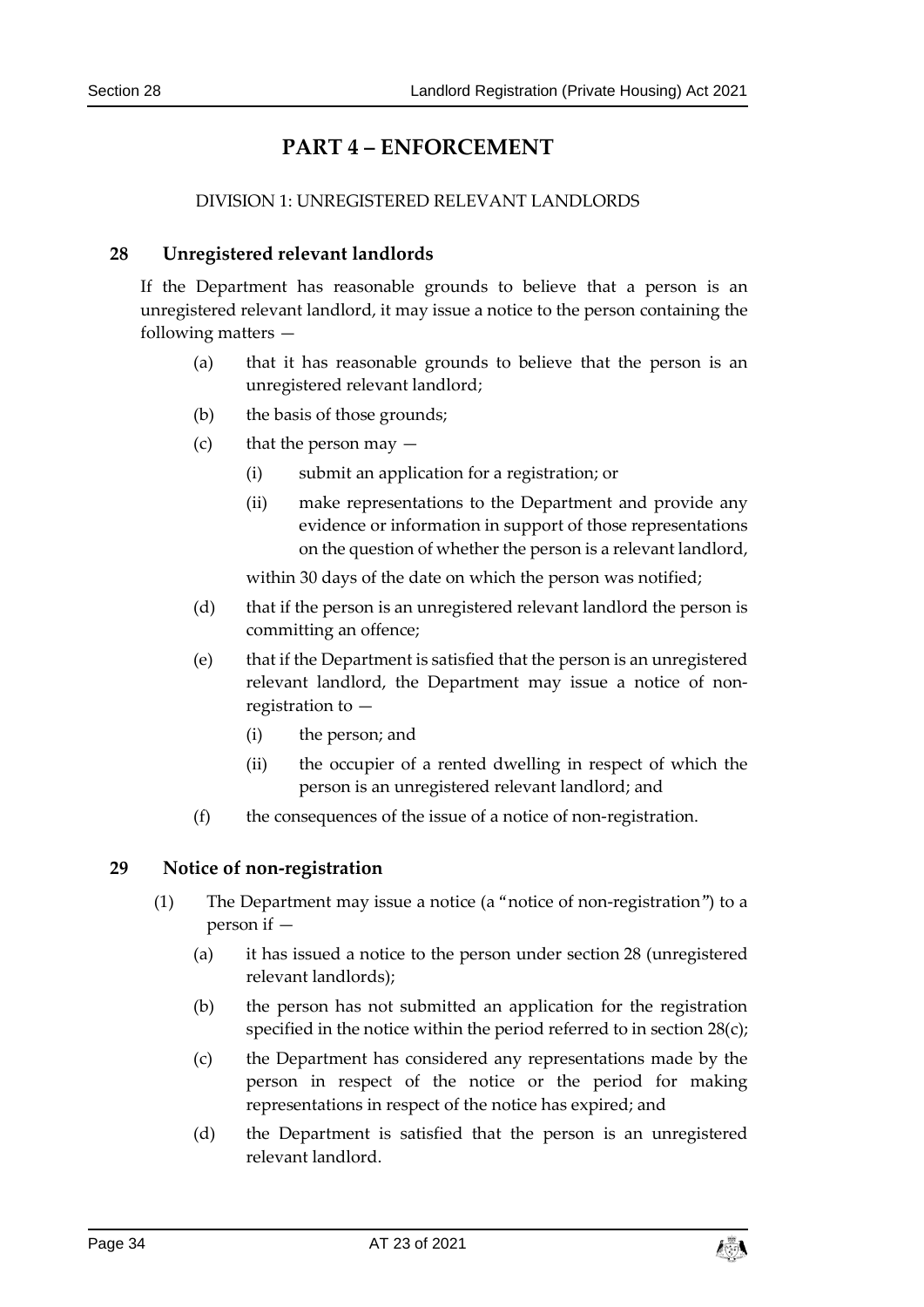# PART 4 – ENFORCEMENT

DIVISION 1: UNREGISTERED RELEVANT LANDLORDS

## 28 Unregistered relevant landlords

If the Department has reasonable grounds to believe that a person is an unregistered relevant landlord, it may issue a notice to the person containing the following matters —

- (a) that it has reasonable grounds to believe that the person is an unregistered relevant landlord;
- (b) the basis of those grounds;
- (c) that the person may —
  - (i) submit an application for a registration; or
  - (ii) make representations to the Department and provide any evidence or information in support of those representations on the question of whether the person is a relevant landlord,

  within 30 days of the date on which the person was notified;
- (d) that if the person is an unregistered relevant landlord the person is committing an offence;
- (e) that if the Department is satisfied that the person is an unregistered relevant landlord, the Department may issue a notice of non-registration to —
  - (i) the person; and
  - (ii) the occupier of a rented dwelling in respect of which the person is an unregistered relevant landlord; and
- (f) the consequences of the issue of a notice of non-registration.

## 29 Notice of non-registration

(1) The Department may issue a notice (a "notice of non-registration") to a person if —

- (a) it has issued a notice to the person under section 28 (unregistered relevant landlords);
- (b) the person has not submitted an application for the registration specified in the notice within the period referred to in section 28(c);
- (c) the Department has considered any representations made by the person in respect of the notice or the period for making representations in respect of the notice has expired; and
- (d) the Department is satisfied that the person is an unregistered relevant landlord.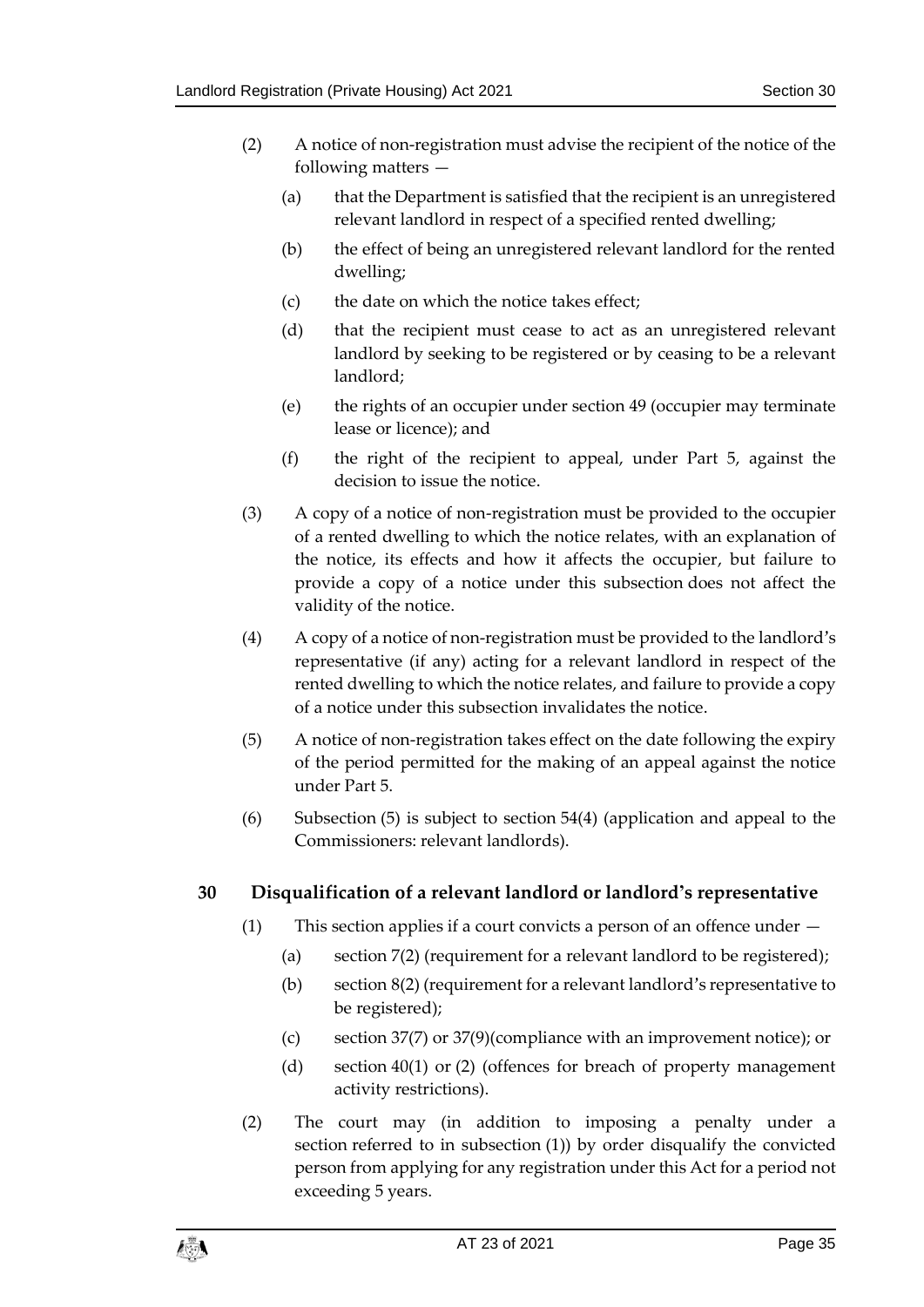(2) A notice of non-registration must advise the recipient of the notice of the following matters —

(a) that the Department is satisfied that the recipient is an unregistered relevant landlord in respect of a specified rented dwelling;

(b) the effect of being an unregistered relevant landlord for the rented dwelling;

(c) the date on which the notice takes effect;

(d) that the recipient must cease to act as an unregistered relevant landlord by seeking to be registered or by ceasing to be a relevant landlord;

(e) the rights of an occupier under section 49 (occupier may terminate lease or licence); and

(f) the right of the recipient to appeal, under Part 5, against the decision to issue the notice.

(3) A copy of a notice of non-registration must be provided to the occupier of a rented dwelling to which the notice relates, with an explanation of the notice, its effects and how it affects the occupier, but failure to provide a copy of a notice under this subsection does not affect the validity of the notice.

(4) A copy of a notice of non-registration must be provided to the landlord's representative (if any) acting for a relevant landlord in respect of the rented dwelling to which the notice relates, and failure to provide a copy of a notice under this subsection invalidates the notice.

(5) A notice of non-registration takes effect on the date following the expiry of the period permitted for the making of an appeal against the notice under Part 5.

(6) Subsection (5) is subject to section 54(4) (application and appeal to the Commissioners: relevant landlords).

## 30 Disqualification of a relevant landlord or landlord's representative

(1) This section applies if a court convicts a person of an offence under —

(a) section 7(2) (requirement for a relevant landlord to be registered);

(b) section 8(2) (requirement for a relevant landlord's representative to be registered);

(c) section 37(7) or 37(9)(compliance with an improvement notice); or

(d) section 40(1) or (2) (offences for breach of property management activity restrictions).

(2) The court may (in addition to imposing a penalty under a section referred to in subsection (1)) by order disqualify the convicted person from applying for any registration under this Act for a period not exceeding 5 years.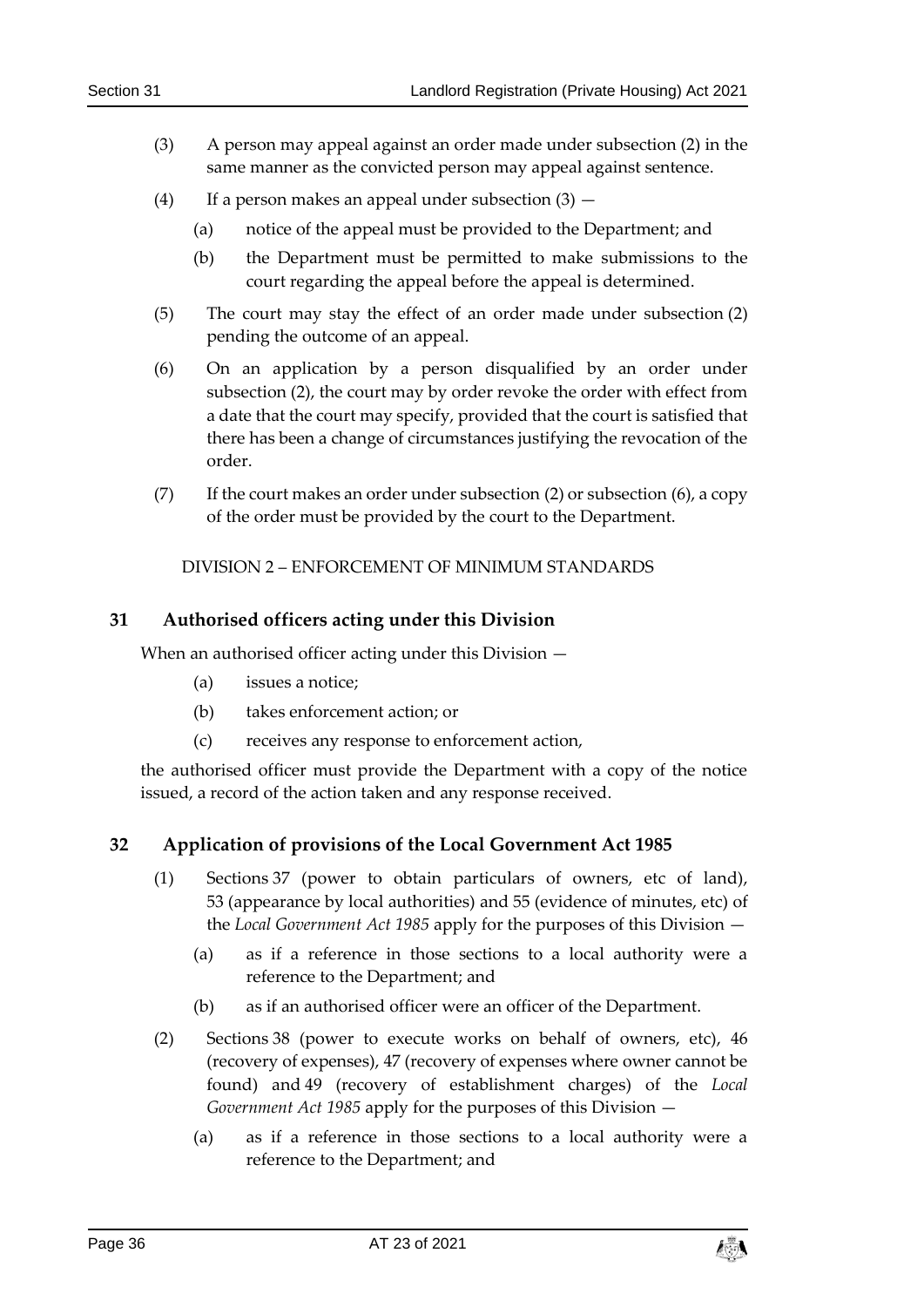(3) A person may appeal against an order made under subsection (2) in the same manner as the convicted person may appeal against sentence.

(4) If a person makes an appeal under subsection (3) —

(a) notice of the appeal must be provided to the Department; and

(b) the Department must be permitted to make submissions to the court regarding the appeal before the appeal is determined.

(5) The court may stay the effect of an order made under subsection (2) pending the outcome of an appeal.

(6) On an application by a person disqualified by an order under subsection (2), the court may by order revoke the order with effect from a date that the court may specify, provided that the court is satisfied that there has been a change of circumstances justifying the revocation of the order.

(7) If the court makes an order under subsection (2) or subsection (6), a copy of the order must be provided by the court to the Department.

DIVISION 2 – ENFORCEMENT OF MINIMUM STANDARDS

### 31 Authorised officers acting under this Division

When an authorised officer acting under this Division —

(a) issues a notice;

(b) takes enforcement action; or

(c) receives any response to enforcement action,

the authorised officer must provide the Department with a copy of the notice issued, a record of the action taken and any response received.

### 32 Application of provisions of the Local Government Act 1985

(1) Sections 37 (power to obtain particulars of owners, etc of land), 53 (appearance by local authorities) and 55 (evidence of minutes, etc) of the *Local Government Act 1985* apply for the purposes of this Division —

(a) as if a reference in those sections to a local authority were a reference to the Department; and

(b) as if an authorised officer were an officer of the Department.

(2) Sections 38 (power to execute works on behalf of owners, etc), 46 (recovery of expenses), 47 (recovery of expenses where owner cannot be found) and 49 (recovery of establishment charges) of the *Local Government Act 1985* apply for the purposes of this Division —

(a) as if a reference in those sections to a local authority were a reference to the Department; and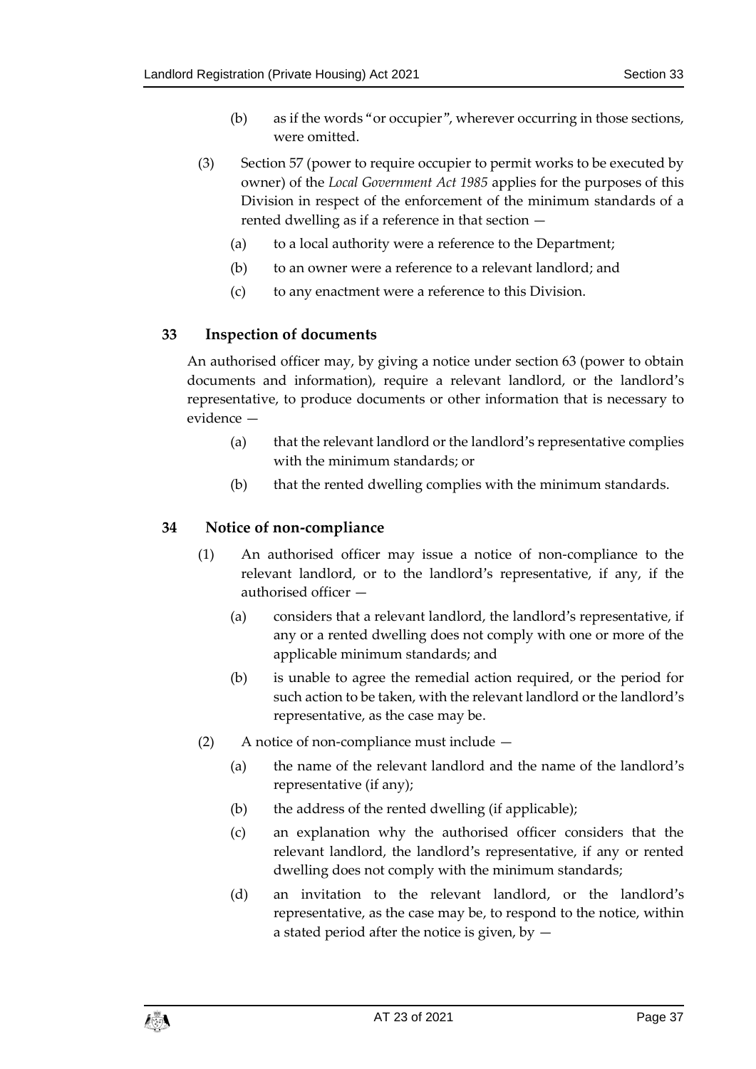(b) as if the words "or occupier", wherever occurring in those sections, were omitted.

(3) Section 57 (power to require occupier to permit works to be executed by owner) of the *Local Government Act 1985* applies for the purposes of this Division in respect of the enforcement of the minimum standards of a rented dwelling as if a reference in that section —

(a) to a local authority were a reference to the Department;

(b) to an owner were a reference to a relevant landlord; and

(c) to any enactment were a reference to this Division.

## 33 Inspection of documents

An authorised officer may, by giving a notice under section 63 (power to obtain documents and information), require a relevant landlord, or the landlord's representative, to produce documents or other information that is necessary to evidence —

(a) that the relevant landlord or the landlord's representative complies with the minimum standards; or

(b) that the rented dwelling complies with the minimum standards.

## 34 Notice of non-compliance

(1) An authorised officer may issue a notice of non-compliance to the relevant landlord, or to the landlord's representative, if any, if the authorised officer —

(a) considers that a relevant landlord, the landlord's representative, if any or a rented dwelling does not comply with one or more of the applicable minimum standards; and

(b) is unable to agree the remedial action required, or the period for such action to be taken, with the relevant landlord or the landlord's representative, as the case may be.

(2) A notice of non-compliance must include —

(a) the name of the relevant landlord and the name of the landlord's representative (if any);

(b) the address of the rented dwelling (if applicable);

(c) an explanation why the authorised officer considers that the relevant landlord, the landlord's representative, if any or rented dwelling does not comply with the minimum standards;

(d) an invitation to the relevant landlord, or the landlord's representative, as the case may be, to respond to the notice, within a stated period after the notice is given, by —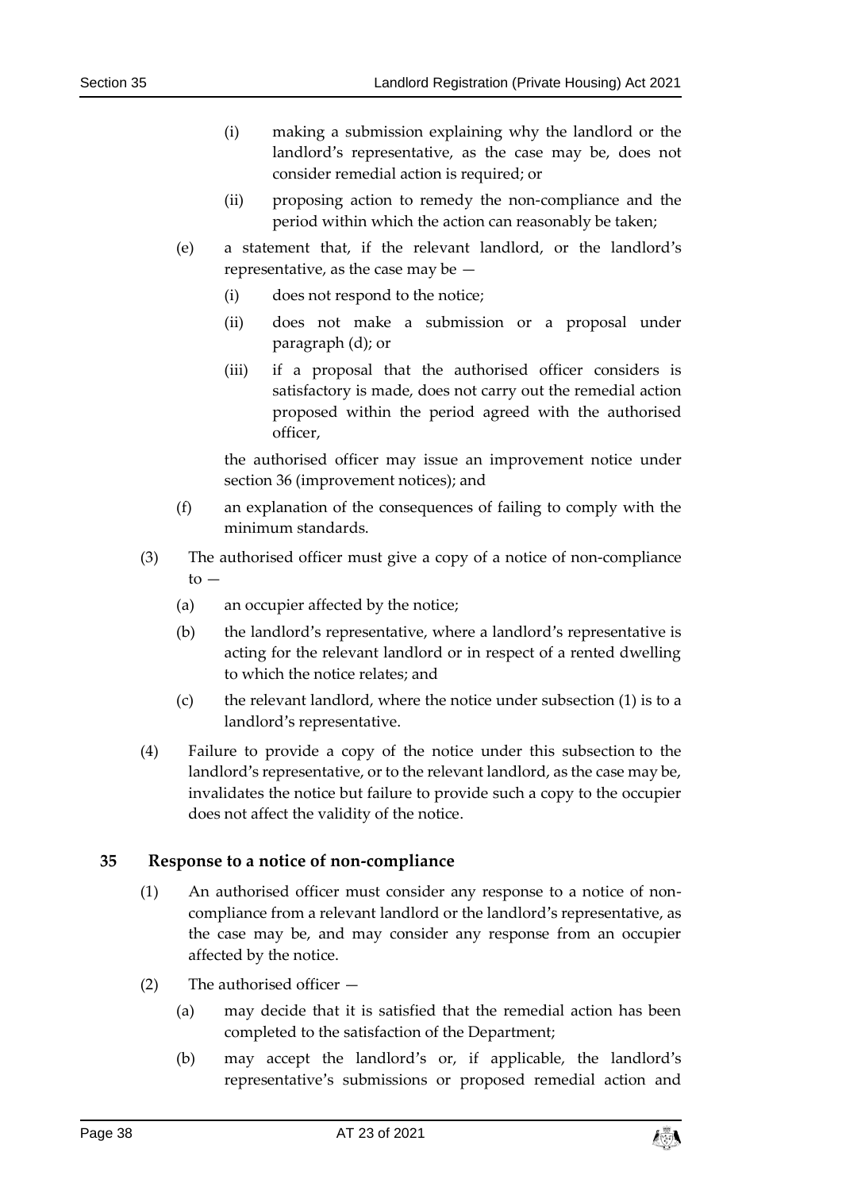(i) making a submission explaining why the landlord or the landlord's representative, as the case may be, does not consider remedial action is required; or

(ii) proposing action to remedy the non-compliance and the period within which the action can reasonably be taken;

(e) a statement that, if the relevant landlord, or the landlord's representative, as the case may be —

(i) does not respond to the notice;

(ii) does not make a submission or a proposal under paragraph (d); or

(iii) if a proposal that the authorised officer considers is satisfactory is made, does not carry out the remedial action proposed within the period agreed with the authorised officer,

the authorised officer may issue an improvement notice under section 36 (improvement notices); and

(f) an explanation of the consequences of failing to comply with the minimum standards.

(3) The authorised officer must give a copy of a notice of non-compliance to —

(a) an occupier affected by the notice;

(b) the landlord's representative, where a landlord's representative is acting for the relevant landlord or in respect of a rented dwelling to which the notice relates; and

(c) the relevant landlord, where the notice under subsection (1) is to a landlord's representative.

(4) Failure to provide a copy of the notice under this subsection to the landlord's representative, or to the relevant landlord, as the case may be, invalidates the notice but failure to provide such a copy to the occupier does not affect the validity of the notice.

## 35 Response to a notice of non-compliance

(1) An authorised officer must consider any response to a notice of non-compliance from a relevant landlord or the landlord's representative, as the case may be, and may consider any response from an occupier affected by the notice.

(2) The authorised officer —

(a) may decide that it is satisfied that the remedial action has been completed to the satisfaction of the Department;

(b) may accept the landlord's or, if applicable, the landlord's representative's submissions or proposed remedial action and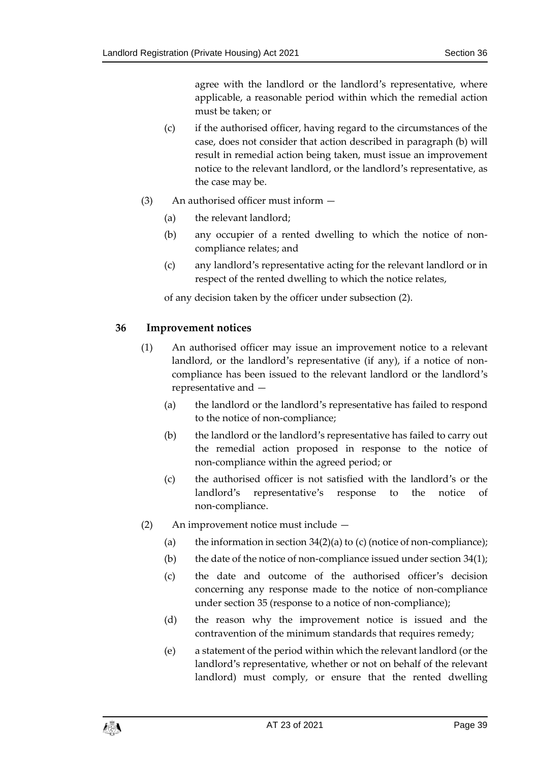agree with the landlord or the landlord's representative, where applicable, a reasonable period within which the remedial action must be taken; or

(c) if the authorised officer, having regard to the circumstances of the case, does not consider that action described in paragraph (b) will result in remedial action being taken, must issue an improvement notice to the relevant landlord, or the landlord's representative, as the case may be.

(3) An authorised officer must inform —

(a) the relevant landlord;

(b) any occupier of a rented dwelling to which the notice of non-compliance relates; and

(c) any landlord's representative acting for the relevant landlord or in respect of the rented dwelling to which the notice relates,

of any decision taken by the officer under subsection (2).

## 36 Improvement notices

(1) An authorised officer may issue an improvement notice to a relevant landlord, or the landlord's representative (if any), if a notice of non-compliance has been issued to the relevant landlord or the landlord's representative and —

(a) the landlord or the landlord's representative has failed to respond to the notice of non-compliance;

(b) the landlord or the landlord's representative has failed to carry out the remedial action proposed in response to the notice of non-compliance within the agreed period; or

(c) the authorised officer is not satisfied with the landlord's or the landlord's representative's response to the notice of non-compliance.

(2) An improvement notice must include —

(a) the information in section 34(2)(a) to (c) (notice of non-compliance);

(b) the date of the notice of non-compliance issued under section 34(1);

(c) the date and outcome of the authorised officer's decision concerning any response made to the notice of non-compliance under section 35 (response to a notice of non-compliance);

(d) the reason why the improvement notice is issued and the contravention of the minimum standards that requires remedy;

(e) a statement of the period within which the relevant landlord (or the landlord's representative, whether or not on behalf of the relevant landlord) must comply, or ensure that the rented dwelling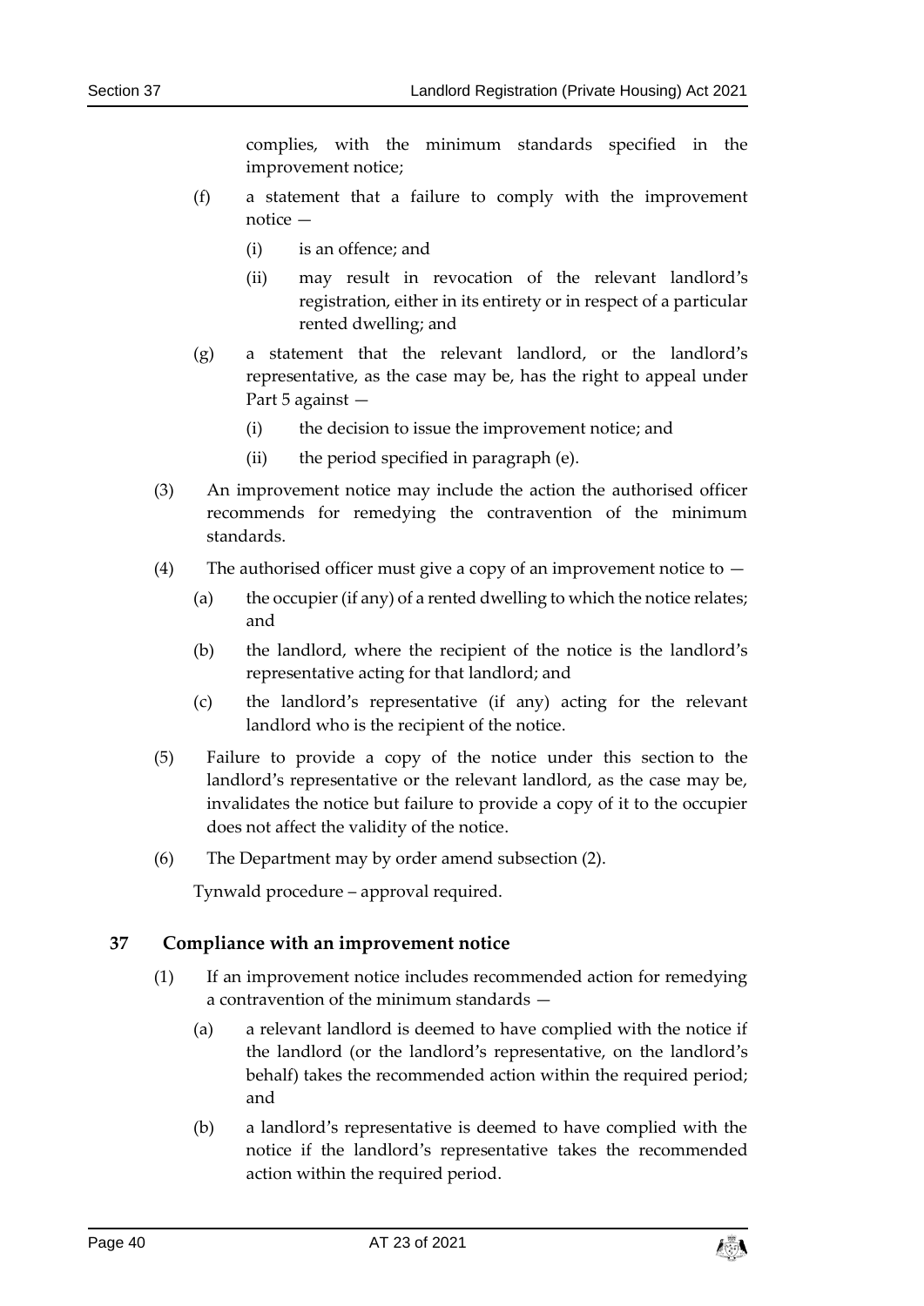complies, with the minimum standards specified in the improvement notice;

(f) a statement that a failure to comply with the improvement notice —

(i) is an offence; and

(ii) may result in revocation of the relevant landlord's registration, either in its entirety or in respect of a particular rented dwelling; and

(g) a statement that the relevant landlord, or the landlord's representative, as the case may be, has the right to appeal under Part 5 against —

(i) the decision to issue the improvement notice; and

(ii) the period specified in paragraph (e).

(3) An improvement notice may include the action the authorised officer recommends for remedying the contravention of the minimum standards.

(4) The authorised officer must give a copy of an improvement notice to —

(a) the occupier (if any) of a rented dwelling to which the notice relates; and

(b) the landlord, where the recipient of the notice is the landlord's representative acting for that landlord; and

(c) the landlord's representative (if any) acting for the relevant landlord who is the recipient of the notice.

(5) Failure to provide a copy of the notice under this section to the landlord's representative or the relevant landlord, as the case may be, invalidates the notice but failure to provide a copy of it to the occupier does not affect the validity of the notice.

(6) The Department may by order amend subsection (2).

Tynwald procedure – approval required.

## 37 Compliance with an improvement notice

(1) If an improvement notice includes recommended action for remedying a contravention of the minimum standards —

(a) a relevant landlord is deemed to have complied with the notice if the landlord (or the landlord's representative, on the landlord's behalf) takes the recommended action within the required period; and

(b) a landlord's representative is deemed to have complied with the notice if the landlord's representative takes the recommended action within the required period.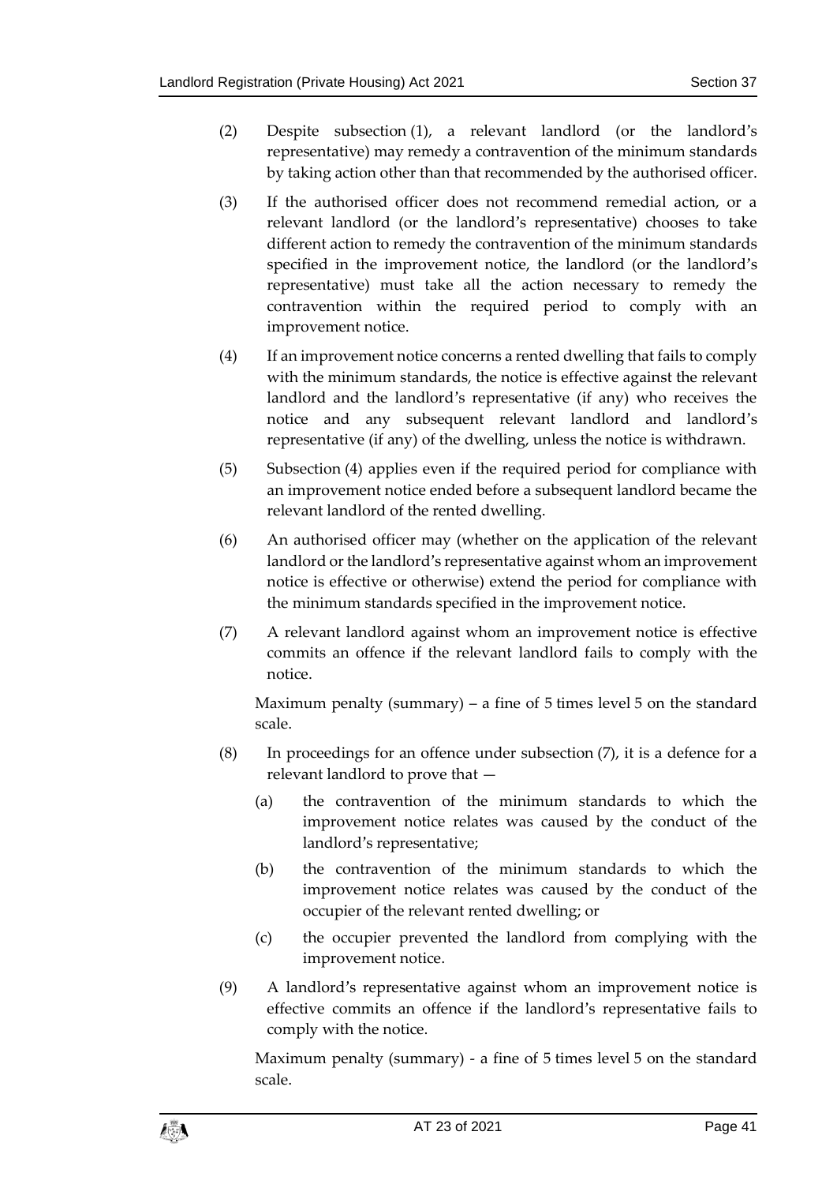(2) Despite subsection (1), a relevant landlord (or the landlord's representative) may remedy a contravention of the minimum standards by taking action other than that recommended by the authorised officer.

(3) If the authorised officer does not recommend remedial action, or a relevant landlord (or the landlord's representative) chooses to take different action to remedy the contravention of the minimum standards specified in the improvement notice, the landlord (or the landlord's representative) must take all the action necessary to remedy the contravention within the required period to comply with an improvement notice.

(4) If an improvement notice concerns a rented dwelling that fails to comply with the minimum standards, the notice is effective against the relevant landlord and the landlord's representative (if any) who receives the notice and any subsequent relevant landlord and landlord's representative (if any) of the dwelling, unless the notice is withdrawn.

(5) Subsection (4) applies even if the required period for compliance with an improvement notice ended before a subsequent landlord became the relevant landlord of the rented dwelling.

(6) An authorised officer may (whether on the application of the relevant landlord or the landlord's representative against whom an improvement notice is effective or otherwise) extend the period for compliance with the minimum standards specified in the improvement notice.

(7) A relevant landlord against whom an improvement notice is effective commits an offence if the relevant landlord fails to comply with the notice.

Maximum penalty (summary) – a fine of 5 times level 5 on the standard scale.

(8) In proceedings for an offence under subsection (7), it is a defence for a relevant landlord to prove that —

(a) the contravention of the minimum standards to which the improvement notice relates was caused by the conduct of the landlord's representative;

(b) the contravention of the minimum standards to which the improvement notice relates was caused by the conduct of the occupier of the relevant rented dwelling; or

(c) the occupier prevented the landlord from complying with the improvement notice.

(9) A landlord's representative against whom an improvement notice is effective commits an offence if the landlord's representative fails to comply with the notice.

Maximum penalty (summary) - a fine of 5 times level 5 on the standard scale.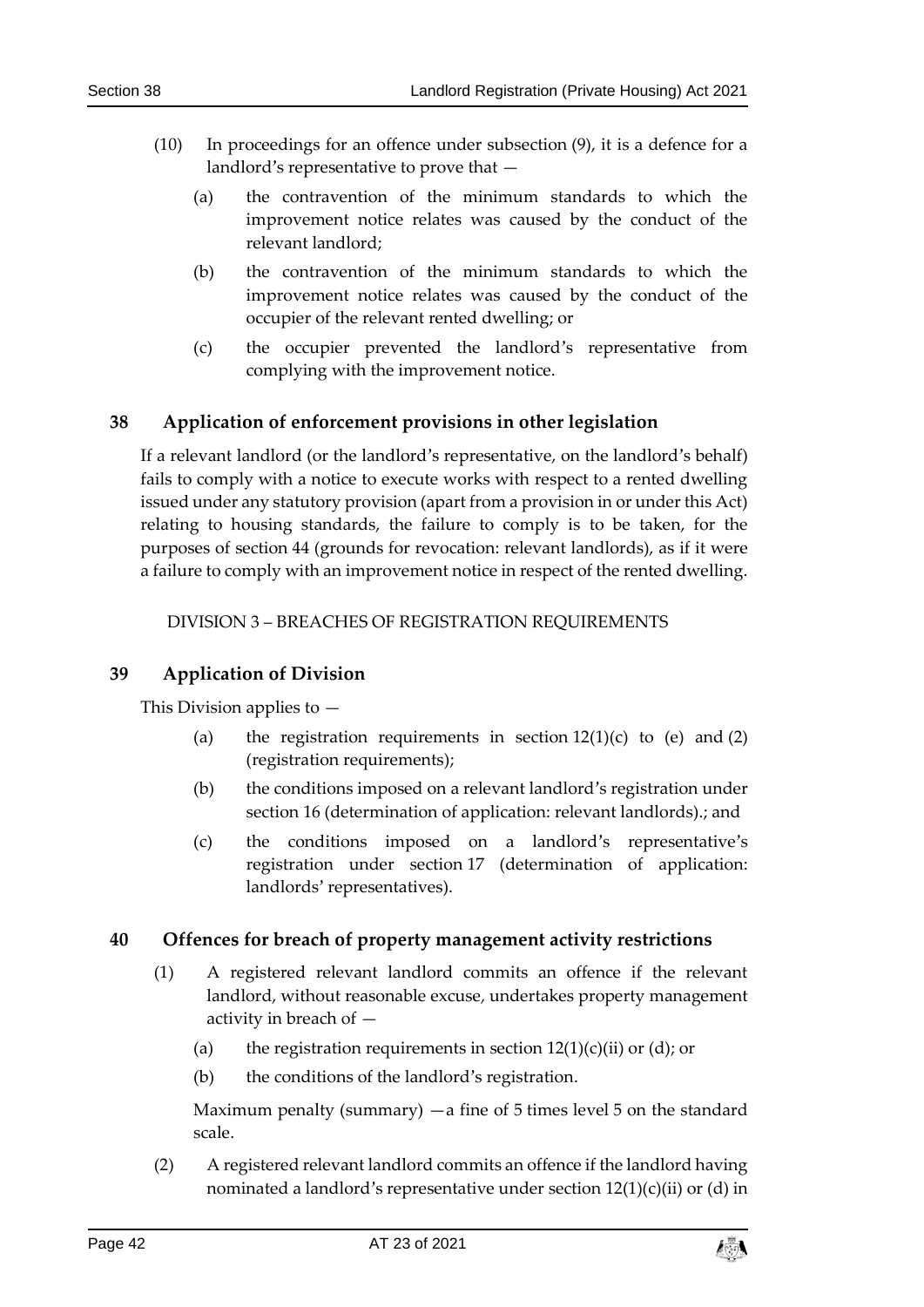(10) In proceedings for an offence under subsection (9), it is a defence for a landlord's representative to prove that —

(a) the contravention of the minimum standards to which the improvement notice relates was caused by the conduct of the relevant landlord;

(b) the contravention of the minimum standards to which the improvement notice relates was caused by the conduct of the occupier of the relevant rented dwelling; or

(c) the occupier prevented the landlord's representative from complying with the improvement notice.

## 38 Application of enforcement provisions in other legislation

If a relevant landlord (or the landlord's representative, on the landlord's behalf) fails to comply with a notice to execute works with respect to a rented dwelling issued under any statutory provision (apart from a provision in or under this Act) relating to housing standards, the failure to comply is to be taken, for the purposes of section 44 (grounds for revocation: relevant landlords), as if it were a failure to comply with an improvement notice in respect of the rented dwelling.

DIVISION 3 – BREACHES OF REGISTRATION REQUIREMENTS

## 39 Application of Division

This Division applies to —

(a) the registration requirements in section 12(1)(c) to (e) and (2) (registration requirements);

(b) the conditions imposed on a relevant landlord's registration under section 16 (determination of application: relevant landlords).; and

(c) the conditions imposed on a landlord's representative's registration under section 17 (determination of application: landlords' representatives).

## 40 Offences for breach of property management activity restrictions

(1) A registered relevant landlord commits an offence if the relevant landlord, without reasonable excuse, undertakes property management activity in breach of —

(a) the registration requirements in section 12(1)(c)(ii) or (d); or

(b) the conditions of the landlord's registration.

Maximum penalty (summary) —a fine of 5 times level 5 on the standard scale.

(2) A registered relevant landlord commits an offence if the landlord having nominated a landlord's representative under section 12(1)(c)(ii) or (d) in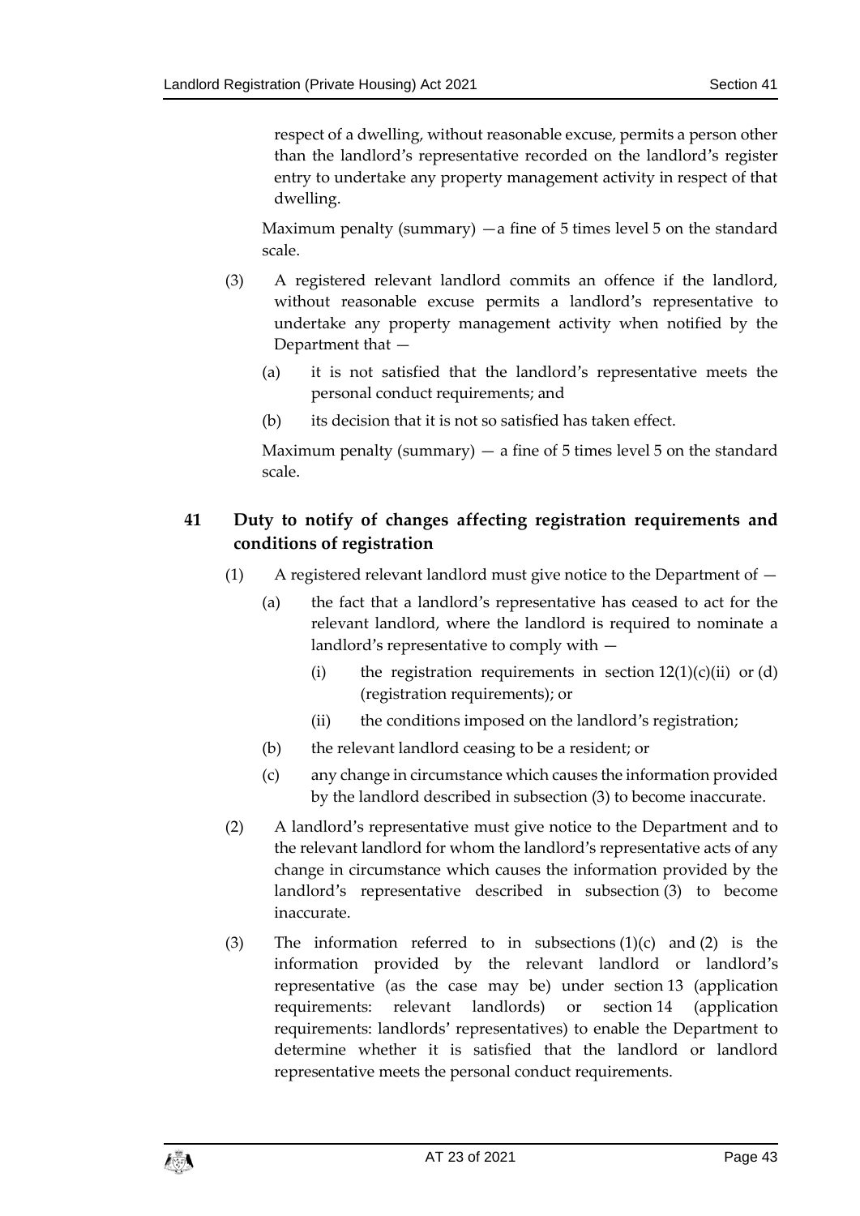respect of a dwelling, without reasonable excuse, permits a person other than the landlord's representative recorded on the landlord's register entry to undertake any property management activity in respect of that dwelling.

Maximum penalty (summary) —a fine of 5 times level 5 on the standard scale.

(3) A registered relevant landlord commits an offence if the landlord, without reasonable excuse permits a landlord's representative to undertake any property management activity when notified by the Department that —

(a) it is not satisfied that the landlord's representative meets the personal conduct requirements; and

(b) its decision that it is not so satisfied has taken effect.

Maximum penalty (summary) — a fine of 5 times level 5 on the standard scale.

## 41 Duty to notify of changes affecting registration requirements and conditions of registration

(1) A registered relevant landlord must give notice to the Department of —

(a) the fact that a landlord's representative has ceased to act for the relevant landlord, where the landlord is required to nominate a landlord's representative to comply with —

(i) the registration requirements in section 12(1)(c)(ii) or (d) (registration requirements); or

(ii) the conditions imposed on the landlord's registration;

(b) the relevant landlord ceasing to be a resident; or

(c) any change in circumstance which causes the information provided by the landlord described in subsection (3) to become inaccurate.

(2) A landlord's representative must give notice to the Department and to the relevant landlord for whom the landlord's representative acts of any change in circumstance which causes the information provided by the landlord's representative described in subsection (3) to become inaccurate.

(3) The information referred to in subsections (1)(c) and (2) is the information provided by the relevant landlord or landlord's representative (as the case may be) under section 13 (application requirements: relevant landlords) or section 14 (application requirements: landlords' representatives) to enable the Department to determine whether it is satisfied that the landlord or landlord representative meets the personal conduct requirements.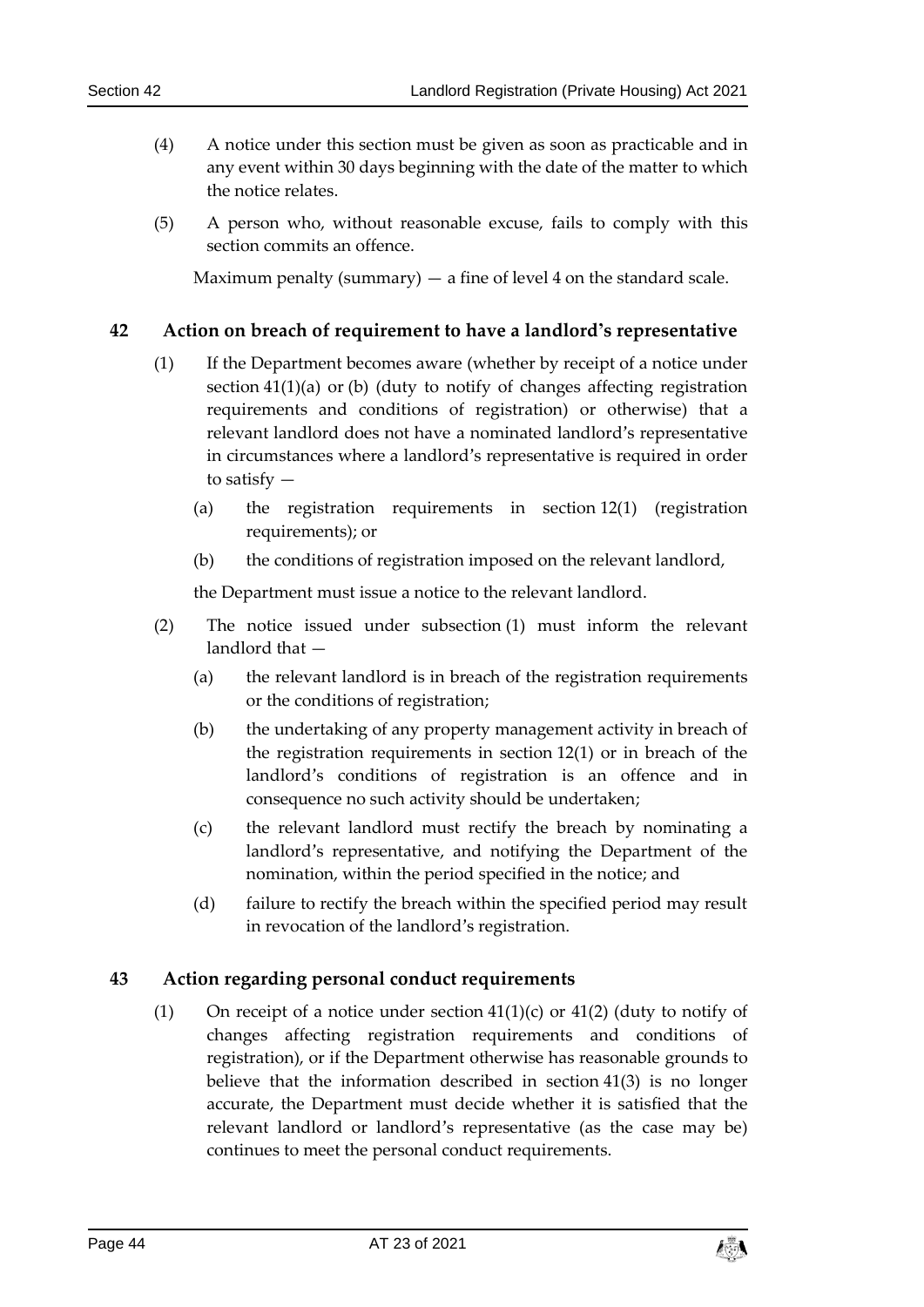(4) A notice under this section must be given as soon as practicable and in any event within 30 days beginning with the date of the matter to which the notice relates.

(5) A person who, without reasonable excuse, fails to comply with this section commits an offence.

Maximum penalty (summary) — a fine of level 4 on the standard scale.

## 42 Action on breach of requirement to have a landlord's representative

(1) If the Department becomes aware (whether by receipt of a notice under section 41(1)(a) or (b) (duty to notify of changes affecting registration requirements and conditions of registration) or otherwise) that a relevant landlord does not have a nominated landlord's representative in circumstances where a landlord's representative is required in order to satisfy —

- (a) the registration requirements in section 12(1) (registration requirements); or
- (b) the conditions of registration imposed on the relevant landlord,

the Department must issue a notice to the relevant landlord.

(2) The notice issued under subsection (1) must inform the relevant landlord that —

- (a) the relevant landlord is in breach of the registration requirements or the conditions of registration;
- (b) the undertaking of any property management activity in breach of the registration requirements in section 12(1) or in breach of the landlord's conditions of registration is an offence and in consequence no such activity should be undertaken;
- (c) the relevant landlord must rectify the breach by nominating a landlord's representative, and notifying the Department of the nomination, within the period specified in the notice; and
- (d) failure to rectify the breach within the specified period may result in revocation of the landlord's registration.

## 43 Action regarding personal conduct requirements

(1) On receipt of a notice under section 41(1)(c) or 41(2) (duty to notify of changes affecting registration requirements and conditions of registration), or if the Department otherwise has reasonable grounds to believe that the information described in section 41(3) is no longer accurate, the Department must decide whether it is satisfied that the relevant landlord or landlord's representative (as the case may be) continues to meet the personal conduct requirements.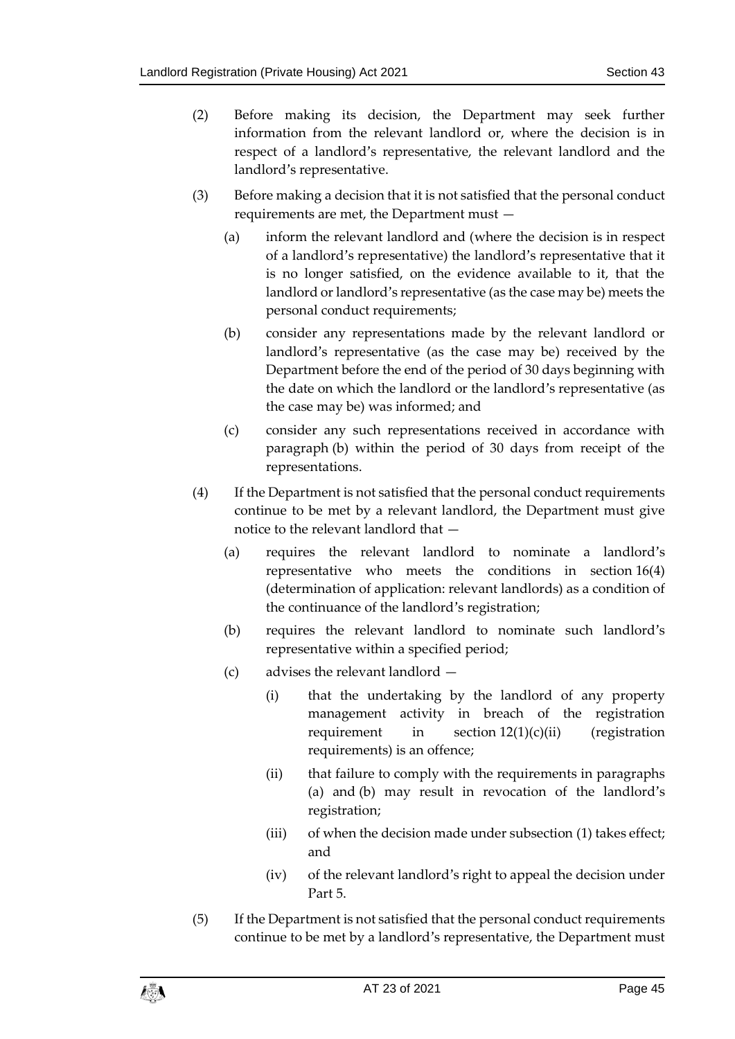(2) Before making its decision, the Department may seek further information from the relevant landlord or, where the decision is in respect of a landlord's representative, the relevant landlord and the landlord's representative.

(3) Before making a decision that it is not satisfied that the personal conduct requirements are met, the Department must —

  (a) inform the relevant landlord and (where the decision is in respect of a landlord's representative) the landlord's representative that it is no longer satisfied, on the evidence available to it, that the landlord or landlord's representative (as the case may be) meets the personal conduct requirements;

  (b) consider any representations made by the relevant landlord or landlord's representative (as the case may be) received by the Department before the end of the period of 30 days beginning with the date on which the landlord or the landlord's representative (as the case may be) was informed; and

  (c) consider any such representations received in accordance with paragraph (b) within the period of 30 days from receipt of the representations.

(4) If the Department is not satisfied that the personal conduct requirements continue to be met by a relevant landlord, the Department must give notice to the relevant landlord that —

  (a) requires the relevant landlord to nominate a landlord's representative who meets the conditions in section 16(4) (determination of application: relevant landlords) as a condition of the continuance of the landlord's registration;

  (b) requires the relevant landlord to nominate such landlord's representative within a specified period;

  (c) advises the relevant landlord —

    (i) that the undertaking by the landlord of any property management activity in breach of the registration requirement in section 12(1)(c)(ii) (registration requirements) is an offence;

    (ii) that failure to comply with the requirements in paragraphs (a) and (b) may result in revocation of the landlord's registration;

    (iii) of when the decision made under subsection (1) takes effect; and

    (iv) of the relevant landlord's right to appeal the decision under Part 5.

(5) If the Department is not satisfied that the personal conduct requirements continue to be met by a landlord's representative, the Department must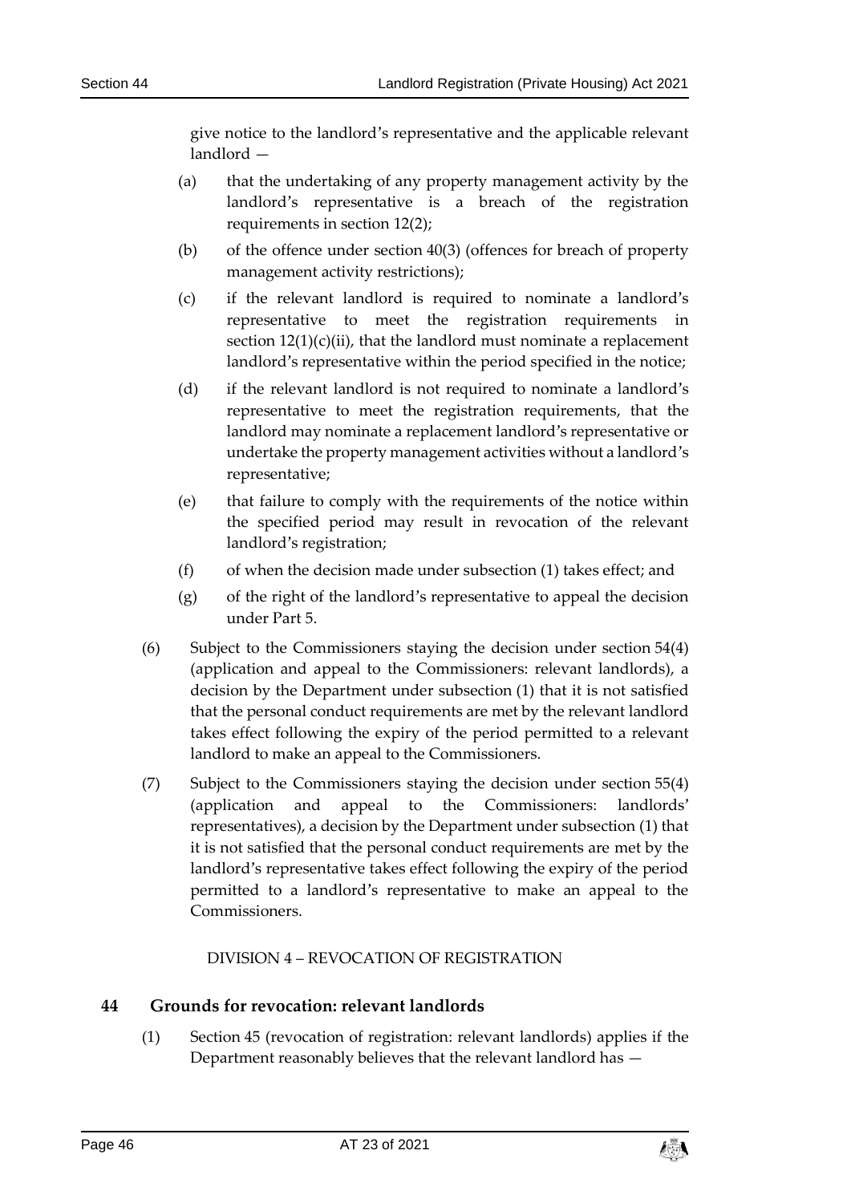give notice to the landlord's representative and the applicable relevant landlord —

(a) that the undertaking of any property management activity by the landlord's representative is a breach of the registration requirements in section 12(2);

(b) of the offence under section 40(3) (offences for breach of property management activity restrictions);

(c) if the relevant landlord is required to nominate a landlord's representative to meet the registration requirements in section 12(1)(c)(ii), that the landlord must nominate a replacement landlord's representative within the period specified in the notice;

(d) if the relevant landlord is not required to nominate a landlord's representative to meet the registration requirements, that the landlord may nominate a replacement landlord's representative or undertake the property management activities without a landlord's representative;

(e) that failure to comply with the requirements of the notice within the specified period may result in revocation of the relevant landlord's registration;

(f) of when the decision made under subsection (1) takes effect; and

(g) of the right of the landlord's representative to appeal the decision under Part 5.

(6) Subject to the Commissioners staying the decision under section 54(4) (application and appeal to the Commissioners: relevant landlords), a decision by the Department under subsection (1) that it is not satisfied that the personal conduct requirements are met by the relevant landlord takes effect following the expiry of the period permitted to a relevant landlord to make an appeal to the Commissioners.

(7) Subject to the Commissioners staying the decision under section 55(4) (application and appeal to the Commissioners: landlords' representatives), a decision by the Department under subsection (1) that it is not satisfied that the personal conduct requirements are met by the landlord's representative takes effect following the expiry of the period permitted to a landlord's representative to make an appeal to the Commissioners.

DIVISION 4 – REVOCATION OF REGISTRATION

## 44 Grounds for revocation: relevant landlords

(1) Section 45 (revocation of registration: relevant landlords) applies if the Department reasonably believes that the relevant landlord has —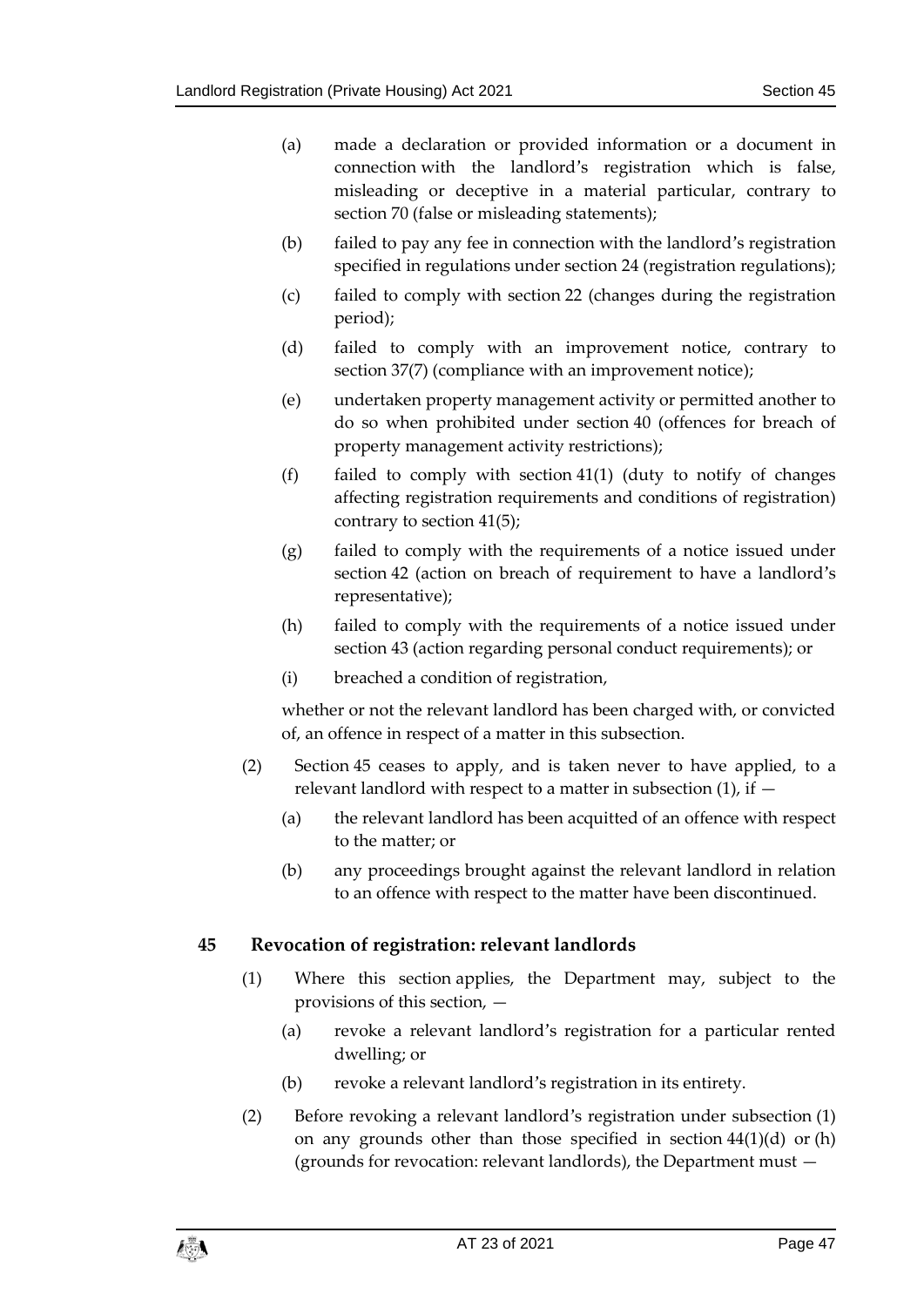(a) made a declaration or provided information or a document in connection with the landlord's registration which is false, misleading or deceptive in a material particular, contrary to section 70 (false or misleading statements);

(b) failed to pay any fee in connection with the landlord's registration specified in regulations under section 24 (registration regulations);

(c) failed to comply with section 22 (changes during the registration period);

(d) failed to comply with an improvement notice, contrary to section 37(7) (compliance with an improvement notice);

(e) undertaken property management activity or permitted another to do so when prohibited under section 40 (offences for breach of property management activity restrictions);

(f) failed to comply with section 41(1) (duty to notify of changes affecting registration requirements and conditions of registration) contrary to section 41(5);

(g) failed to comply with the requirements of a notice issued under section 42 (action on breach of requirement to have a landlord's representative);

(h) failed to comply with the requirements of a notice issued under section 43 (action regarding personal conduct requirements); or

(i) breached a condition of registration,

whether or not the relevant landlord has been charged with, or convicted of, an offence in respect of a matter in this subsection.

(2) Section 45 ceases to apply, and is taken never to have applied, to a relevant landlord with respect to a matter in subsection (1), if —

(a) the relevant landlord has been acquitted of an offence with respect to the matter; or

(b) any proceedings brought against the relevant landlord in relation to an offence with respect to the matter have been discontinued.

## 45 Revocation of registration: relevant landlords

(1) Where this section applies, the Department may, subject to the provisions of this section, —

(a) revoke a relevant landlord's registration for a particular rented dwelling; or

(b) revoke a relevant landlord's registration in its entirety.

(2) Before revoking a relevant landlord's registration under subsection (1) on any grounds other than those specified in section 44(1)(d) or (h) (grounds for revocation: relevant landlords), the Department must —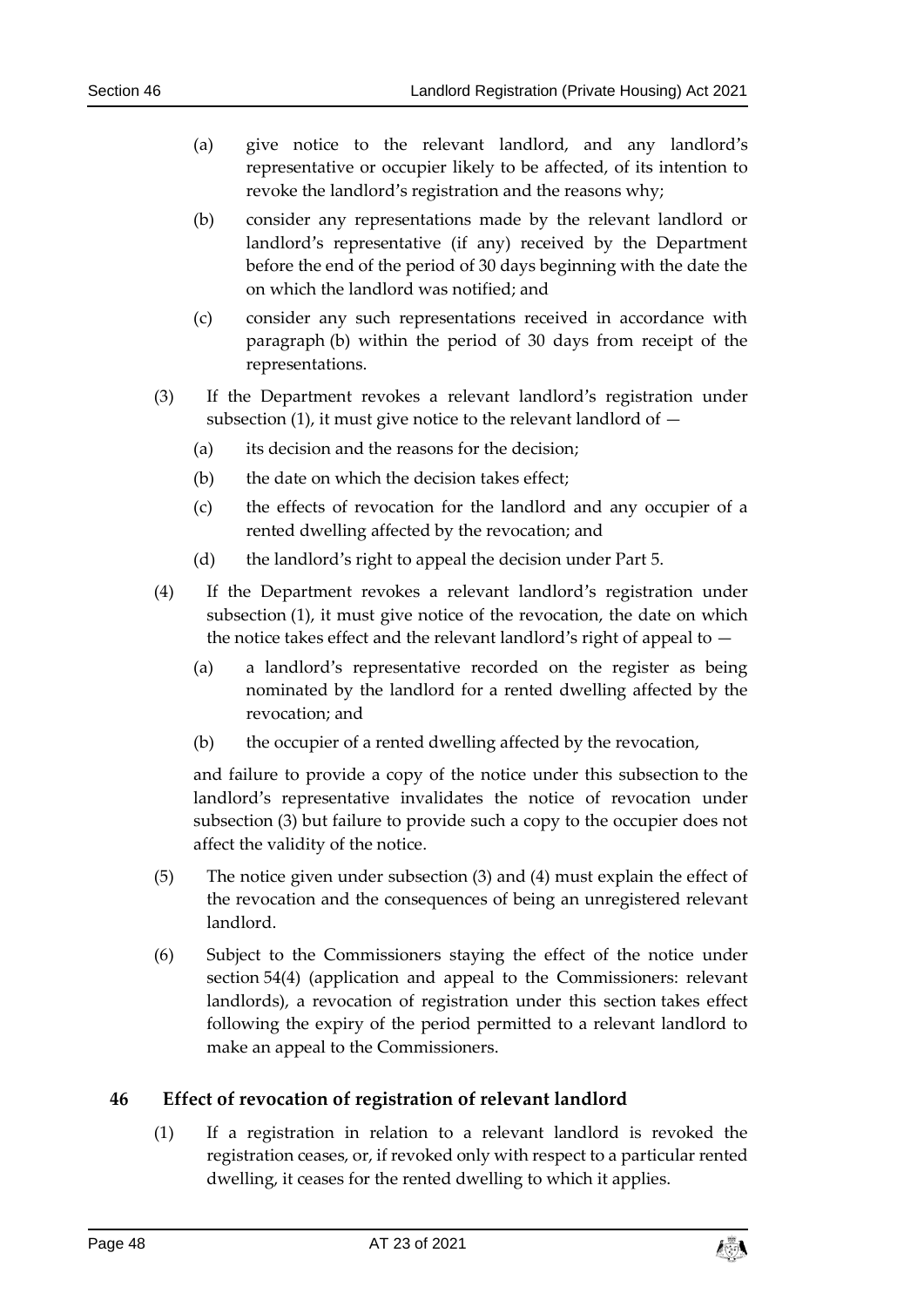(a) give notice to the relevant landlord, and any landlord's representative or occupier likely to be affected, of its intention to revoke the landlord's registration and the reasons why;

(b) consider any representations made by the relevant landlord or landlord's representative (if any) received by the Department before the end of the period of 30 days beginning with the date the on which the landlord was notified; and

(c) consider any such representations received in accordance with paragraph (b) within the period of 30 days from receipt of the representations.

(3) If the Department revokes a relevant landlord's registration under subsection (1), it must give notice to the relevant landlord of —

(a) its decision and the reasons for the decision;

(b) the date on which the decision takes effect;

(c) the effects of revocation for the landlord and any occupier of a rented dwelling affected by the revocation; and

(d) the landlord's right to appeal the decision under Part 5.

(4) If the Department revokes a relevant landlord's registration under subsection (1), it must give notice of the revocation, the date on which the notice takes effect and the relevant landlord's right of appeal to —

(a) a landlord's representative recorded on the register as being nominated by the landlord for a rented dwelling affected by the revocation; and

(b) the occupier of a rented dwelling affected by the revocation,

and failure to provide a copy of the notice under this subsection to the landlord's representative invalidates the notice of revocation under subsection (3) but failure to provide such a copy to the occupier does not affect the validity of the notice.

(5) The notice given under subsection (3) and (4) must explain the effect of the revocation and the consequences of being an unregistered relevant landlord.

(6) Subject to the Commissioners staying the effect of the notice under section 54(4) (application and appeal to the Commissioners: relevant landlords), a revocation of registration under this section takes effect following the expiry of the period permitted to a relevant landlord to make an appeal to the Commissioners.

## 46 Effect of revocation of registration of relevant landlord

(1) If a registration in relation to a relevant landlord is revoked the registration ceases, or, if revoked only with respect to a particular rented dwelling, it ceases for the rented dwelling to which it applies.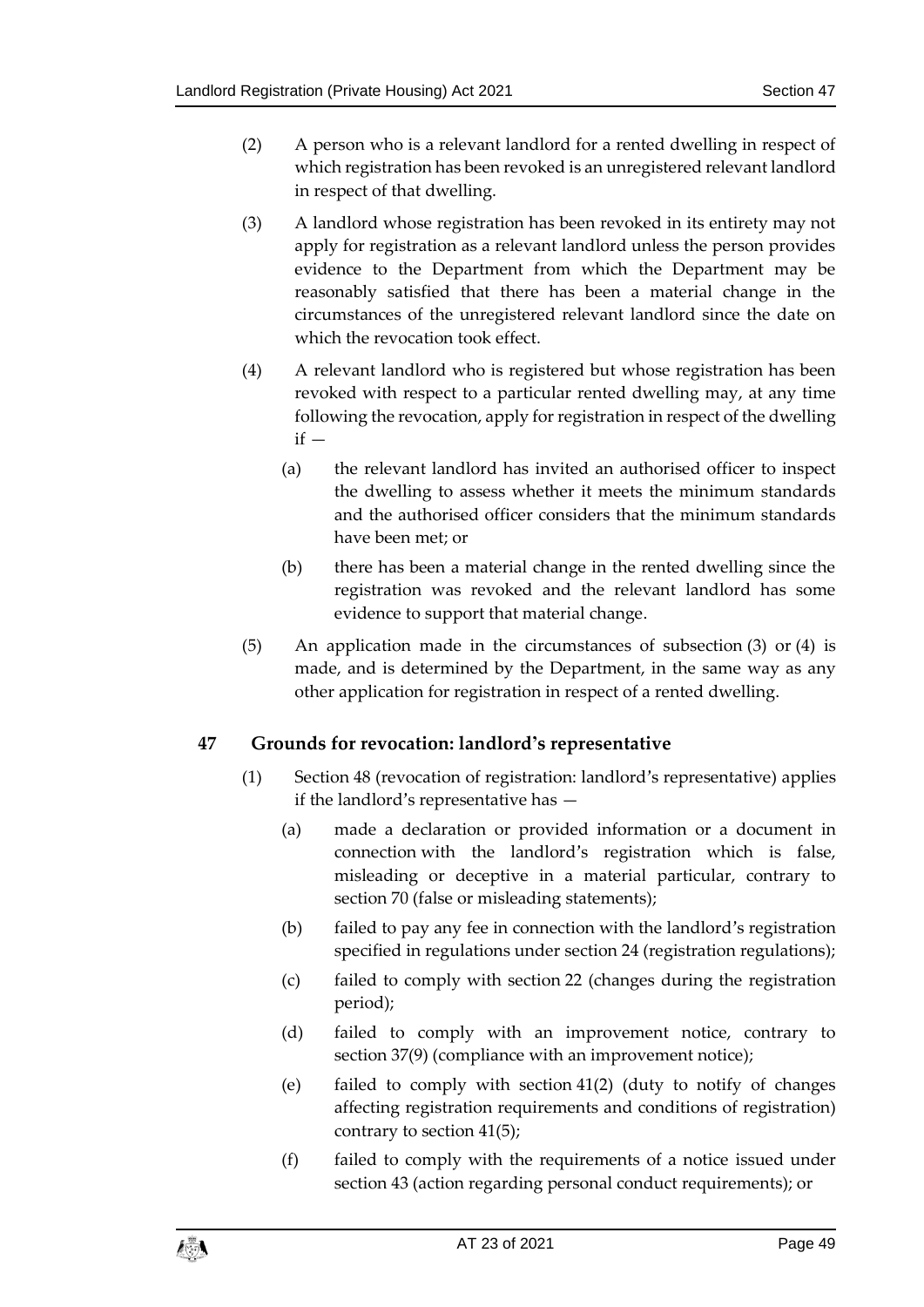(2) A person who is a relevant landlord for a rented dwelling in respect of which registration has been revoked is an unregistered relevant landlord in respect of that dwelling.

(3) A landlord whose registration has been revoked in its entirety may not apply for registration as a relevant landlord unless the person provides evidence to the Department from which the Department may be reasonably satisfied that there has been a material change in the circumstances of the unregistered relevant landlord since the date on which the revocation took effect.

(4) A relevant landlord who is registered but whose registration has been revoked with respect to a particular rented dwelling may, at any time following the revocation, apply for registration in respect of the dwelling if —

(a) the relevant landlord has invited an authorised officer to inspect the dwelling to assess whether it meets the minimum standards and the authorised officer considers that the minimum standards have been met; or

(b) there has been a material change in the rented dwelling since the registration was revoked and the relevant landlord has some evidence to support that material change.

(5) An application made in the circumstances of subsection (3) or (4) is made, and is determined by the Department, in the same way as any other application for registration in respect of a rented dwelling.

## 47 Grounds for revocation: landlord's representative

(1) Section 48 (revocation of registration: landlord's representative) applies if the landlord's representative has —

(a) made a declaration or provided information or a document in connection with the landlord's registration which is false, misleading or deceptive in a material particular, contrary to section 70 (false or misleading statements);

(b) failed to pay any fee in connection with the landlord's registration specified in regulations under section 24 (registration regulations);

(c) failed to comply with section 22 (changes during the registration period);

(d) failed to comply with an improvement notice, contrary to section 37(9) (compliance with an improvement notice);

(e) failed to comply with section 41(2) (duty to notify of changes affecting registration requirements and conditions of registration) contrary to section 41(5);

(f) failed to comply with the requirements of a notice issued under section 43 (action regarding personal conduct requirements); or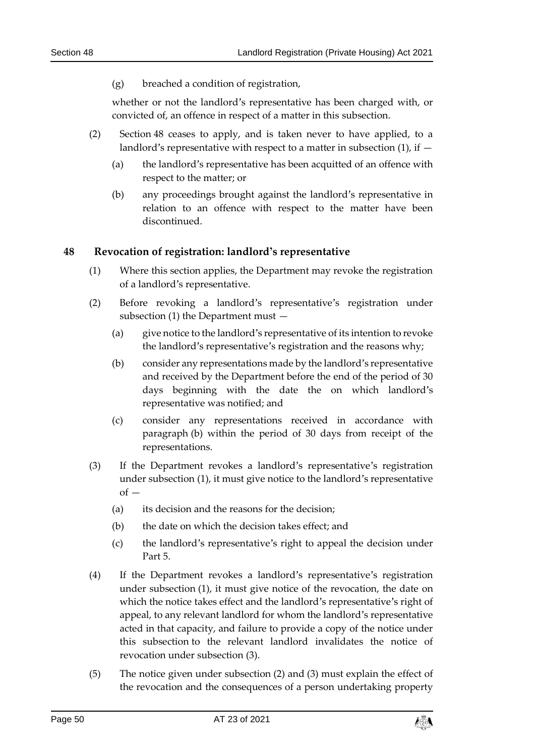(g) breached a condition of registration,

whether or not the landlord's representative has been charged with, or convicted of, an offence in respect of a matter in this subsection.

(2) Section 48 ceases to apply, and is taken never to have applied, to a landlord's representative with respect to a matter in subsection (1), if —

(a) the landlord's representative has been acquitted of an offence with respect to the matter; or

(b) any proceedings brought against the landlord's representative in relation to an offence with respect to the matter have been discontinued.

## 48 Revocation of registration: landlord's representative

(1) Where this section applies, the Department may revoke the registration of a landlord's representative.

(2) Before revoking a landlord's representative's registration under subsection (1) the Department must —

(a) give notice to the landlord's representative of its intention to revoke the landlord's representative's registration and the reasons why;

(b) consider any representations made by the landlord's representative and received by the Department before the end of the period of 30 days beginning with the date the on which landlord's representative was notified; and

(c) consider any representations received in accordance with paragraph (b) within the period of 30 days from receipt of the representations.

(3) If the Department revokes a landlord's representative's registration under subsection (1), it must give notice to the landlord's representative of —

(a) its decision and the reasons for the decision;

(b) the date on which the decision takes effect; and

(c) the landlord's representative's right to appeal the decision under Part 5.

(4) If the Department revokes a landlord's representative's registration under subsection (1), it must give notice of the revocation, the date on which the notice takes effect and the landlord's representative's right of appeal, to any relevant landlord for whom the landlord's representative acted in that capacity, and failure to provide a copy of the notice under this subsection to the relevant landlord invalidates the notice of revocation under subsection (3).

(5) The notice given under subsection (2) and (3) must explain the effect of the revocation and the consequences of a person undertaking property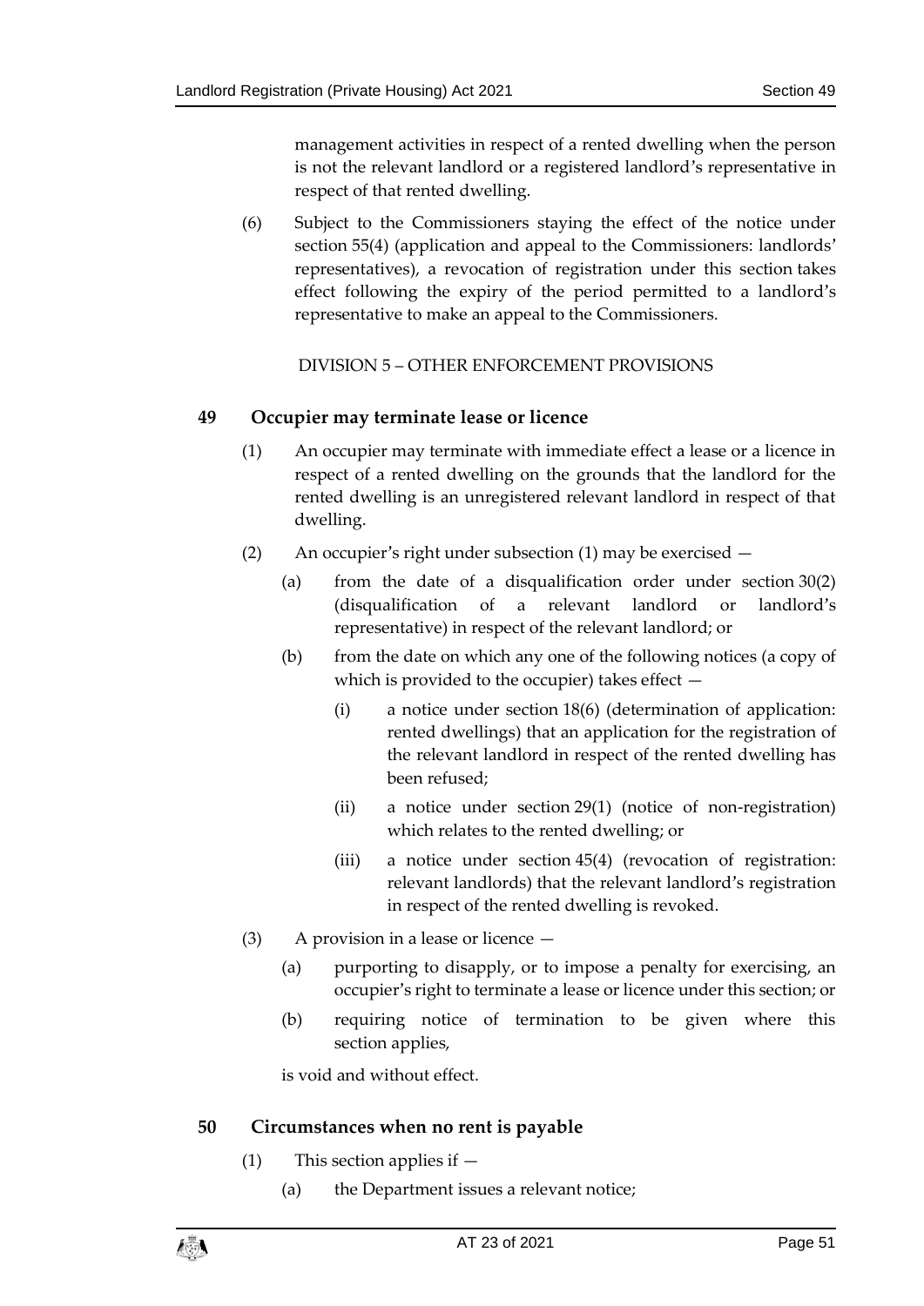management activities in respect of a rented dwelling when the person is not the relevant landlord or a registered landlord's representative in respect of that rented dwelling.

(6) Subject to the Commissioners staying the effect of the notice under section 55(4) (application and appeal to the Commissioners: landlords' representatives), a revocation of registration under this section takes effect following the expiry of the period permitted to a landlord's representative to make an appeal to the Commissioners.

DIVISION 5 – OTHER ENFORCEMENT PROVISIONS

## 49 Occupier may terminate lease or licence

(1) An occupier may terminate with immediate effect a lease or a licence in respect of a rented dwelling on the grounds that the landlord for the rented dwelling is an unregistered relevant landlord in respect of that dwelling.

(2) An occupier's right under subsection (1) may be exercised —

(a) from the date of a disqualification order under section 30(2) (disqualification of a relevant landlord or landlord's representative) in respect of the relevant landlord; or

(b) from the date on which any one of the following notices (a copy of which is provided to the occupier) takes effect —

(i) a notice under section 18(6) (determination of application: rented dwellings) that an application for the registration of the relevant landlord in respect of the rented dwelling has been refused;

(ii) a notice under section 29(1) (notice of non-registration) which relates to the rented dwelling; or

(iii) a notice under section 45(4) (revocation of registration: relevant landlords) that the relevant landlord's registration in respect of the rented dwelling is revoked.

(3) A provision in a lease or licence —

(a) purporting to disapply, or to impose a penalty for exercising, an occupier's right to terminate a lease or licence under this section; or

(b) requiring notice of termination to be given where this section applies,

is void and without effect.

## 50 Circumstances when no rent is payable

(1) This section applies if —

(a) the Department issues a relevant notice;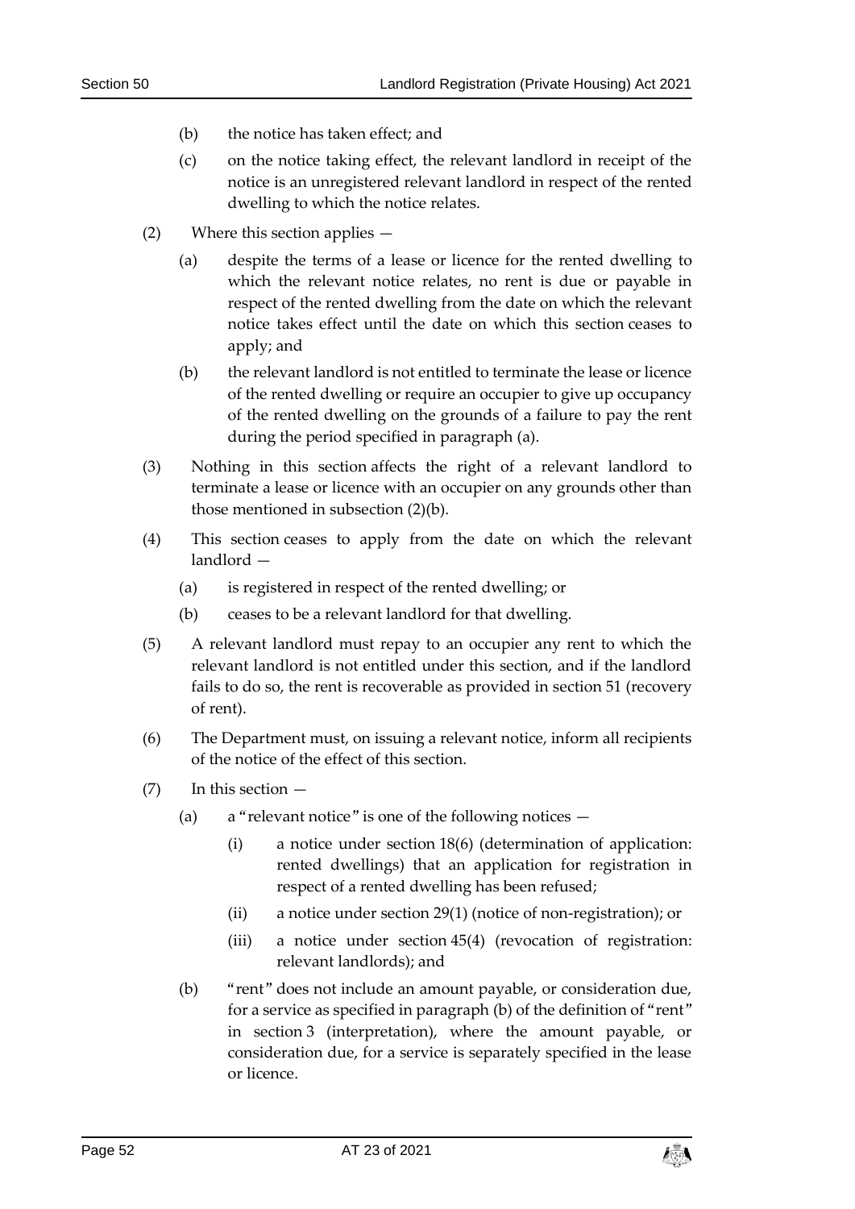(b) the notice has taken effect; and

(c) on the notice taking effect, the relevant landlord in receipt of the notice is an unregistered relevant landlord in respect of the rented dwelling to which the notice relates.

(2) Where this section applies —

(a) despite the terms of a lease or licence for the rented dwelling to which the relevant notice relates, no rent is due or payable in respect of the rented dwelling from the date on which the relevant notice takes effect until the date on which this section ceases to apply; and

(b) the relevant landlord is not entitled to terminate the lease or licence of the rented dwelling or require an occupier to give up occupancy of the rented dwelling on the grounds of a failure to pay the rent during the period specified in paragraph (a).

(3) Nothing in this section affects the right of a relevant landlord to terminate a lease or licence with an occupier on any grounds other than those mentioned in subsection (2)(b).

(4) This section ceases to apply from the date on which the relevant landlord —

(a) is registered in respect of the rented dwelling; or

(b) ceases to be a relevant landlord for that dwelling.

(5) A relevant landlord must repay to an occupier any rent to which the relevant landlord is not entitled under this section, and if the landlord fails to do so, the rent is recoverable as provided in section 51 (recovery of rent).

(6) The Department must, on issuing a relevant notice, inform all recipients of the notice of the effect of this section.

(7) In this section —

(a) a "relevant notice" is one of the following notices —

(i) a notice under section 18(6) (determination of application: rented dwellings) that an application for registration in respect of a rented dwelling has been refused;

(ii) a notice under section 29(1) (notice of non-registration); or

(iii) a notice under section 45(4) (revocation of registration: relevant landlords); and

(b) "rent" does not include an amount payable, or consideration due, for a service as specified in paragraph (b) of the definition of "rent" in section 3 (interpretation), where the amount payable, or consideration due, for a service is separately specified in the lease or licence.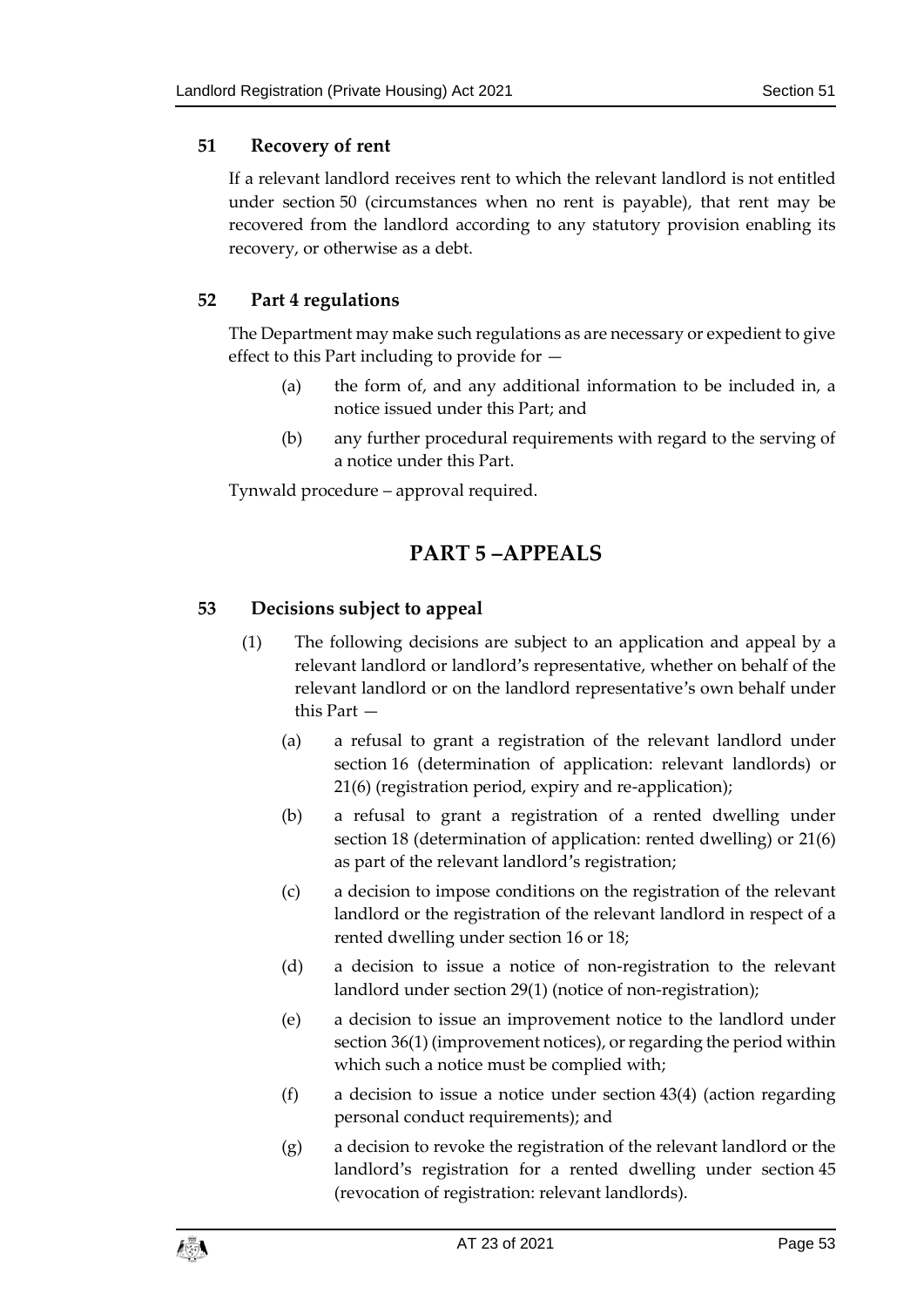### 51 Recovery of rent

If a relevant landlord receives rent to which the relevant landlord is not entitled under section 50 (circumstances when no rent is payable), that rent may be recovered from the landlord according to any statutory provision enabling its recovery, or otherwise as a debt.

### 52 Part 4 regulations

The Department may make such regulations as are necessary or expedient to give effect to this Part including to provide for —

(a) the form of, and any additional information to be included in, a notice issued under this Part; and

(b) any further procedural requirements with regard to the serving of a notice under this Part.

Tynwald procedure – approval required.

## PART 5 –APPEALS

### 53 Decisions subject to appeal

(1) The following decisions are subject to an application and appeal by a relevant landlord or landlord's representative, whether on behalf of the relevant landlord or on the landlord representative's own behalf under this Part —

(a) a refusal to grant a registration of the relevant landlord under section 16 (determination of application: relevant landlords) or 21(6) (registration period, expiry and re-application);

(b) a refusal to grant a registration of a rented dwelling under section 18 (determination of application: rented dwelling) or 21(6) as part of the relevant landlord's registration;

(c) a decision to impose conditions on the registration of the relevant landlord or the registration of the relevant landlord in respect of a rented dwelling under section 16 or 18;

(d) a decision to issue a notice of non-registration to the relevant landlord under section 29(1) (notice of non-registration);

(e) a decision to issue an improvement notice to the landlord under section 36(1) (improvement notices), or regarding the period within which such a notice must be complied with;

(f) a decision to issue a notice under section 43(4) (action regarding personal conduct requirements); and

(g) a decision to revoke the registration of the relevant landlord or the landlord's registration for a rented dwelling under section 45 (revocation of registration: relevant landlords).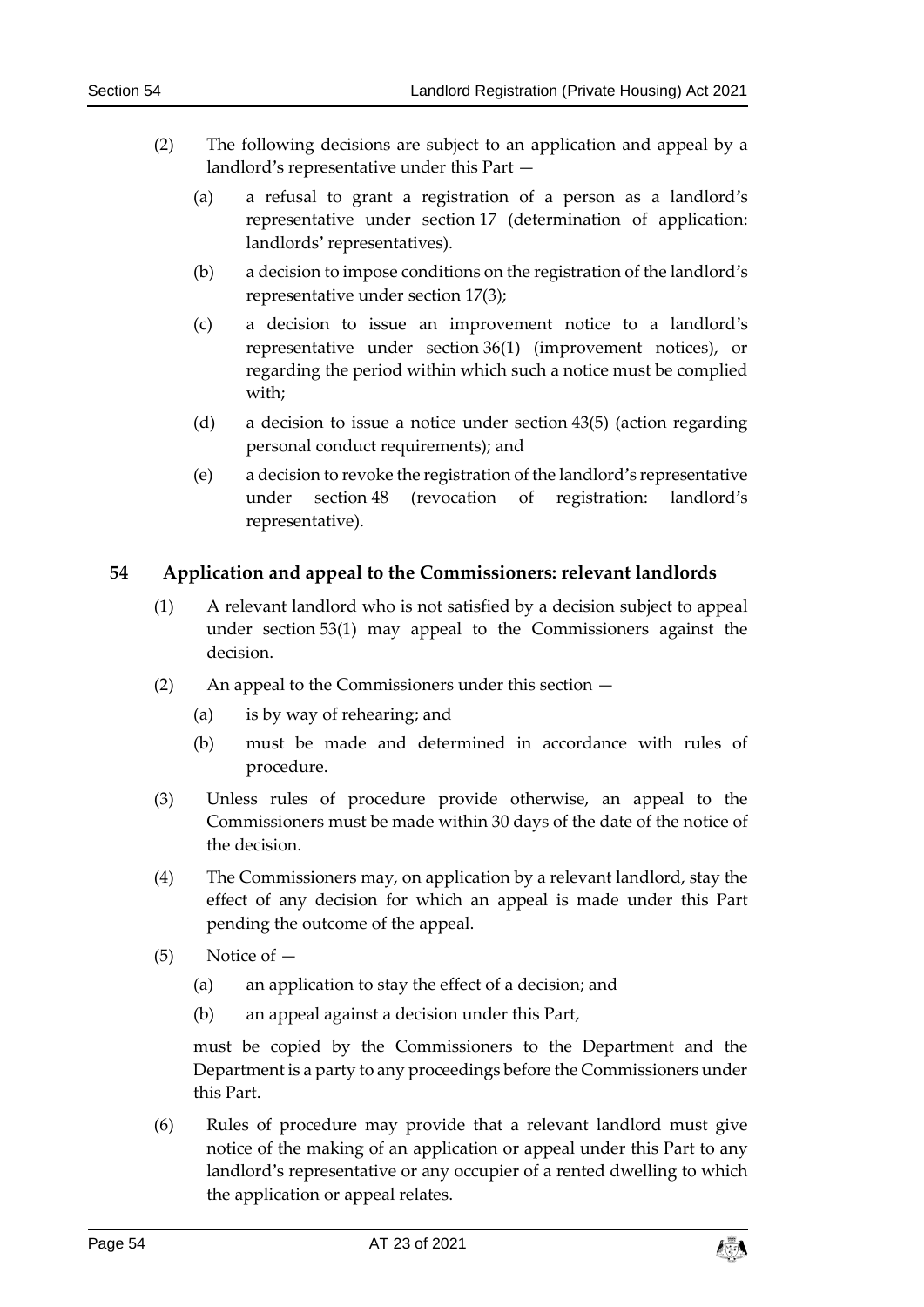(2) The following decisions are subject to an application and appeal by a landlord's representative under this Part —

(a) a refusal to grant a registration of a person as a landlord's representative under section 17 (determination of application: landlords' representatives).

(b) a decision to impose conditions on the registration of the landlord's representative under section 17(3);

(c) a decision to issue an improvement notice to a landlord's representative under section 36(1) (improvement notices), or regarding the period within which such a notice must be complied with;

(d) a decision to issue a notice under section 43(5) (action regarding personal conduct requirements); and

(e) a decision to revoke the registration of the landlord's representative under section 48 (revocation of registration: landlord's representative).

## 54 Application and appeal to the Commissioners: relevant landlords

(1) A relevant landlord who is not satisfied by a decision subject to appeal under section 53(1) may appeal to the Commissioners against the decision.

(2) An appeal to the Commissioners under this section —

(a) is by way of rehearing; and

(b) must be made and determined in accordance with rules of procedure.

(3) Unless rules of procedure provide otherwise, an appeal to the Commissioners must be made within 30 days of the date of the notice of the decision.

(4) The Commissioners may, on application by a relevant landlord, stay the effect of any decision for which an appeal is made under this Part pending the outcome of the appeal.

(5) Notice of —

(a) an application to stay the effect of a decision; and

(b) an appeal against a decision under this Part,

must be copied by the Commissioners to the Department and the Department is a party to any proceedings before the Commissioners under this Part.

(6) Rules of procedure may provide that a relevant landlord must give notice of the making of an application or appeal under this Part to any landlord's representative or any occupier of a rented dwelling to which the application or appeal relates.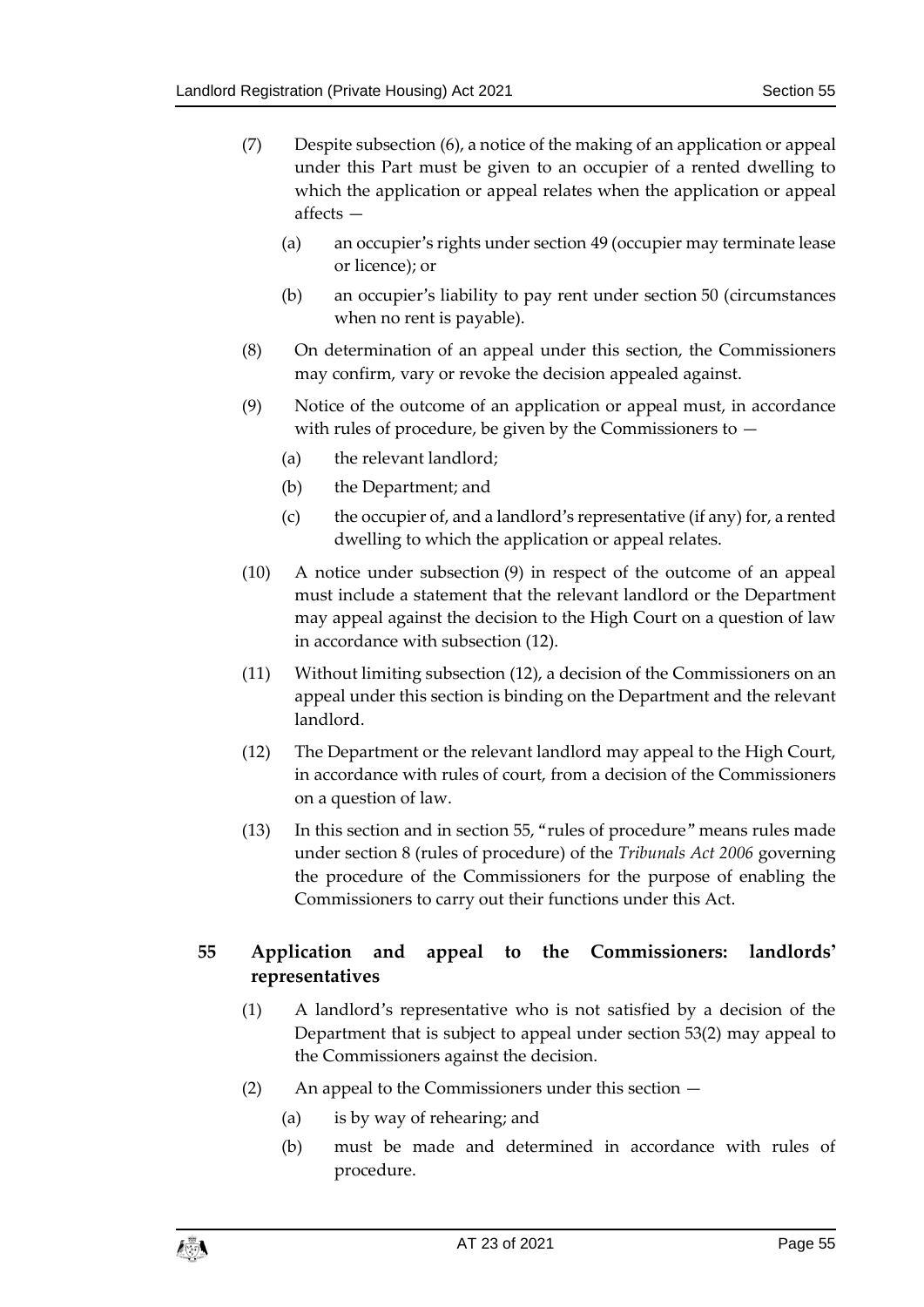(7) Despite subsection (6), a notice of the making of an application or appeal under this Part must be given to an occupier of a rented dwelling to which the application or appeal relates when the application or appeal affects —

   (a) an occupier's rights under section 49 (occupier may terminate lease or licence); or

   (b) an occupier's liability to pay rent under section 50 (circumstances when no rent is payable).

(8) On determination of an appeal under this section, the Commissioners may confirm, vary or revoke the decision appealed against.

(9) Notice of the outcome of an application or appeal must, in accordance with rules of procedure, be given by the Commissioners to —

   (a) the relevant landlord;

   (b) the Department; and

   (c) the occupier of, and a landlord's representative (if any) for, a rented dwelling to which the application or appeal relates.

(10) A notice under subsection (9) in respect of the outcome of an appeal must include a statement that the relevant landlord or the Department may appeal against the decision to the High Court on a question of law in accordance with subsection (12).

(11) Without limiting subsection (12), a decision of the Commissioners on an appeal under this section is binding on the Department and the relevant landlord.

(12) The Department or the relevant landlord may appeal to the High Court, in accordance with rules of court, from a decision of the Commissioners on a question of law.

(13) In this section and in section 55, "rules of procedure" means rules made under section 8 (rules of procedure) of the *Tribunals Act 2006* governing the procedure of the Commissioners for the purpose of enabling the Commissioners to carry out their functions under this Act.

## 55 Application and appeal to the Commissioners: landlords' representatives

(1) A landlord's representative who is not satisfied by a decision of the Department that is subject to appeal under section 53(2) may appeal to the Commissioners against the decision.

(2) An appeal to the Commissioners under this section —

   (a) is by way of rehearing; and

   (b) must be made and determined in accordance with rules of procedure.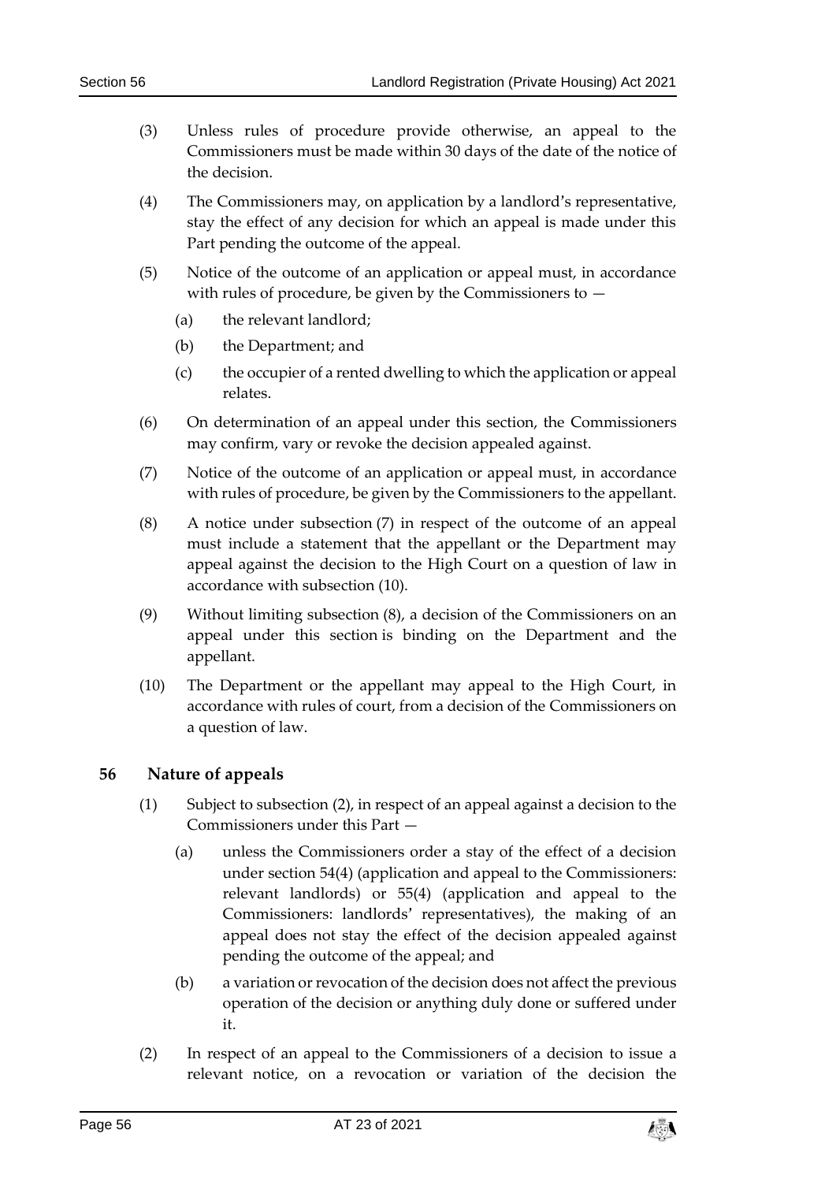(3) Unless rules of procedure provide otherwise, an appeal to the Commissioners must be made within 30 days of the date of the notice of the decision.

(4) The Commissioners may, on application by a landlord's representative, stay the effect of any decision for which an appeal is made under this Part pending the outcome of the appeal.

(5) Notice of the outcome of an application or appeal must, in accordance with rules of procedure, be given by the Commissioners to —

(a) the relevant landlord;

(b) the Department; and

(c) the occupier of a rented dwelling to which the application or appeal relates.

(6) On determination of an appeal under this section, the Commissioners may confirm, vary or revoke the decision appealed against.

(7) Notice of the outcome of an application or appeal must, in accordance with rules of procedure, be given by the Commissioners to the appellant.

(8) A notice under subsection (7) in respect of the outcome of an appeal must include a statement that the appellant or the Department may appeal against the decision to the High Court on a question of law in accordance with subsection (10).

(9) Without limiting subsection (8), a decision of the Commissioners on an appeal under this section is binding on the Department and the appellant.

(10) The Department or the appellant may appeal to the High Court, in accordance with rules of court, from a decision of the Commissioners on a question of law.

## 56 Nature of appeals

(1) Subject to subsection (2), in respect of an appeal against a decision to the Commissioners under this Part —

(a) unless the Commissioners order a stay of the effect of a decision under section 54(4) (application and appeal to the Commissioners: relevant landlords) or 55(4) (application and appeal to the Commissioners: landlords' representatives), the making of an appeal does not stay the effect of the decision appealed against pending the outcome of the appeal; and

(b) a variation or revocation of the decision does not affect the previous operation of the decision or anything duly done or suffered under it.

(2) In respect of an appeal to the Commissioners of a decision to issue a relevant notice, on a revocation or variation of the decision the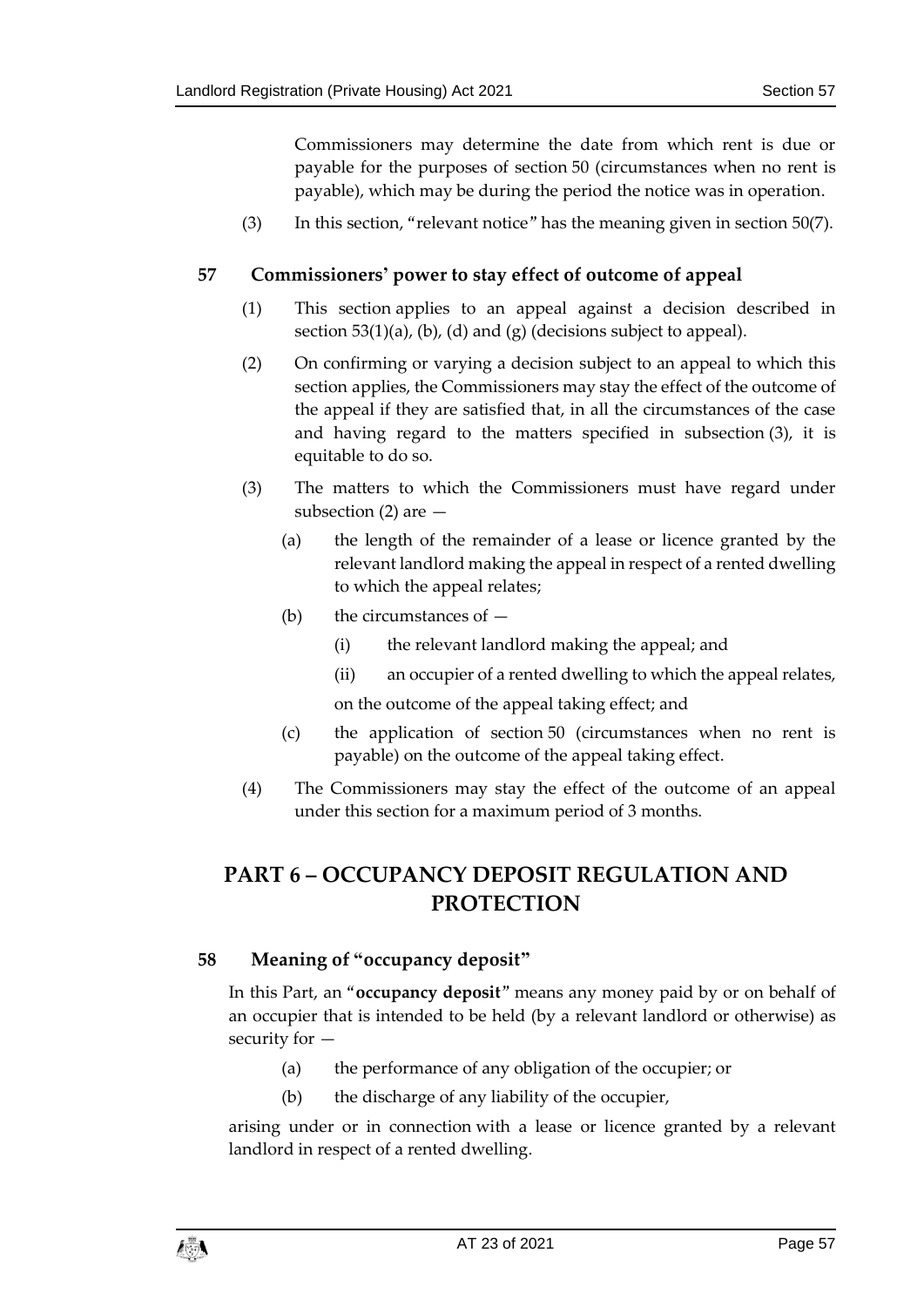Commissioners may determine the date from which rent is due or payable for the purposes of section 50 (circumstances when no rent is payable), which may be during the period the notice was in operation.

(3) In this section, "relevant notice" has the meaning given in section 50(7).

### 57 Commissioners' power to stay effect of outcome of appeal

(1) This section applies to an appeal against a decision described in section 53(1)(a), (b), (d) and (g) (decisions subject to appeal).

(2) On confirming or varying a decision subject to an appeal to which this section applies, the Commissioners may stay the effect of the outcome of the appeal if they are satisfied that, in all the circumstances of the case and having regard to the matters specified in subsection (3), it is equitable to do so.

(3) The matters to which the Commissioners must have regard under subsection (2) are —

(a) the length of the remainder of a lease or licence granted by the relevant landlord making the appeal in respect of a rented dwelling to which the appeal relates;

(b) the circumstances of —

(i) the relevant landlord making the appeal; and

(ii) an occupier of a rented dwelling to which the appeal relates,

on the outcome of the appeal taking effect; and

(c) the application of section 50 (circumstances when no rent is payable) on the outcome of the appeal taking effect.

(4) The Commissioners may stay the effect of the outcome of an appeal under this section for a maximum period of 3 months.

## PART 6 – OCCUPANCY DEPOSIT REGULATION AND PROTECTION

### 58 Meaning of "occupancy deposit"

In this Part, an "**occupancy deposit**" means any money paid by or on behalf of an occupier that is intended to be held (by a relevant landlord or otherwise) as security for —

(a) the performance of any obligation of the occupier; or

(b) the discharge of any liability of the occupier,

arising under or in connection with a lease or licence granted by a relevant landlord in respect of a rented dwelling.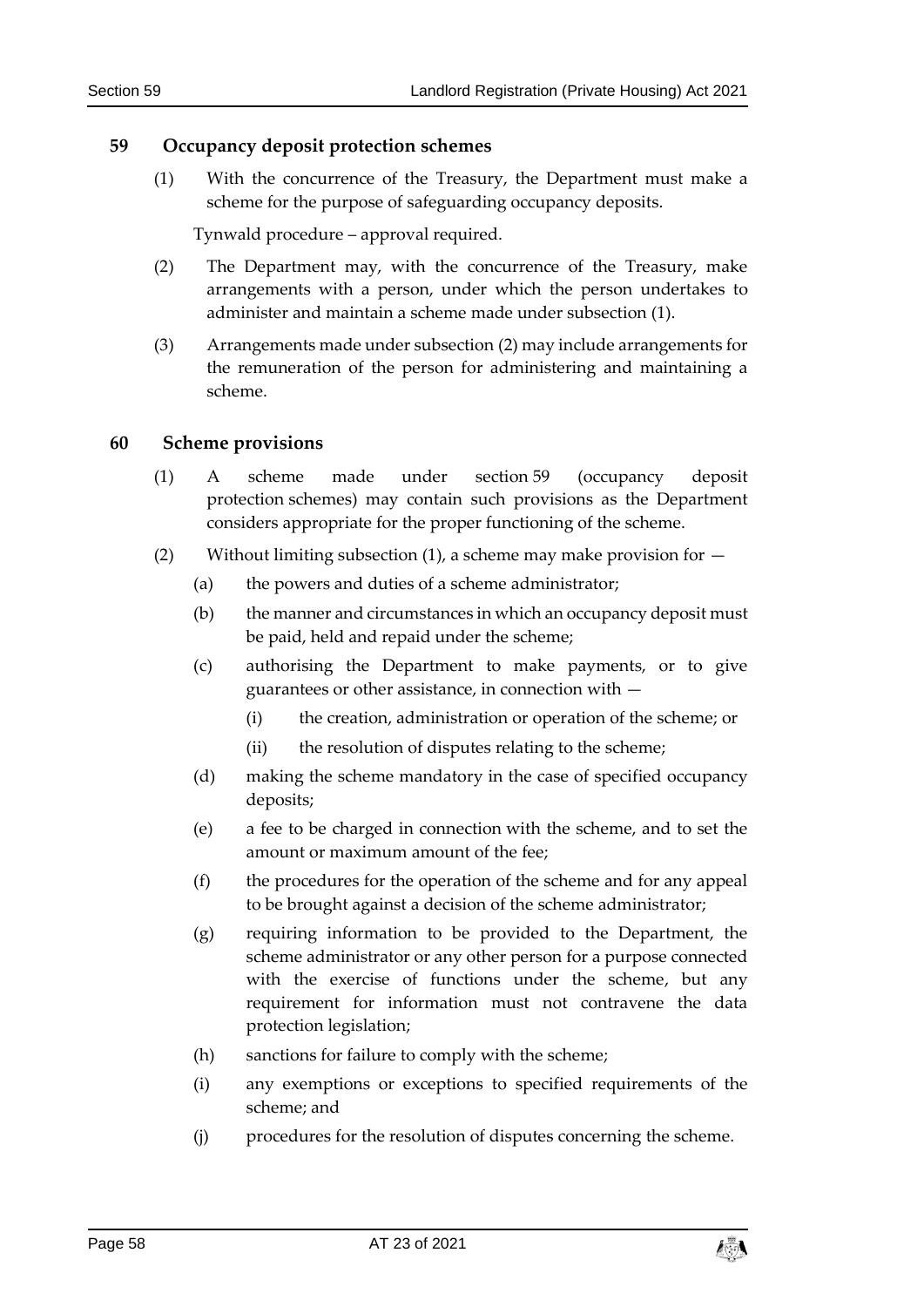## 59 Occupancy deposit protection schemes

(1) With the concurrence of the Treasury, the Department must make a scheme for the purpose of safeguarding occupancy deposits.

Tynwald procedure – approval required.

(2) The Department may, with the concurrence of the Treasury, make arrangements with a person, under which the person undertakes to administer and maintain a scheme made under subsection (1).

(3) Arrangements made under subsection (2) may include arrangements for the remuneration of the person for administering and maintaining a scheme.

## 60 Scheme provisions

(1) A scheme made under section 59 (occupancy deposit protection schemes) may contain such provisions as the Department considers appropriate for the proper functioning of the scheme.

(2) Without limiting subsection (1), a scheme may make provision for —

(a) the powers and duties of a scheme administrator;

(b) the manner and circumstances in which an occupancy deposit must be paid, held and repaid under the scheme;

(c) authorising the Department to make payments, or to give guarantees or other assistance, in connection with —

(i) the creation, administration or operation of the scheme; or

(ii) the resolution of disputes relating to the scheme;

(d) making the scheme mandatory in the case of specified occupancy deposits;

(e) a fee to be charged in connection with the scheme, and to set the amount or maximum amount of the fee;

(f) the procedures for the operation of the scheme and for any appeal to be brought against a decision of the scheme administrator;

(g) requiring information to be provided to the Department, the scheme administrator or any other person for a purpose connected with the exercise of functions under the scheme, but any requirement for information must not contravene the data protection legislation;

(h) sanctions for failure to comply with the scheme;

(i) any exemptions or exceptions to specified requirements of the scheme; and

(j) procedures for the resolution of disputes concerning the scheme.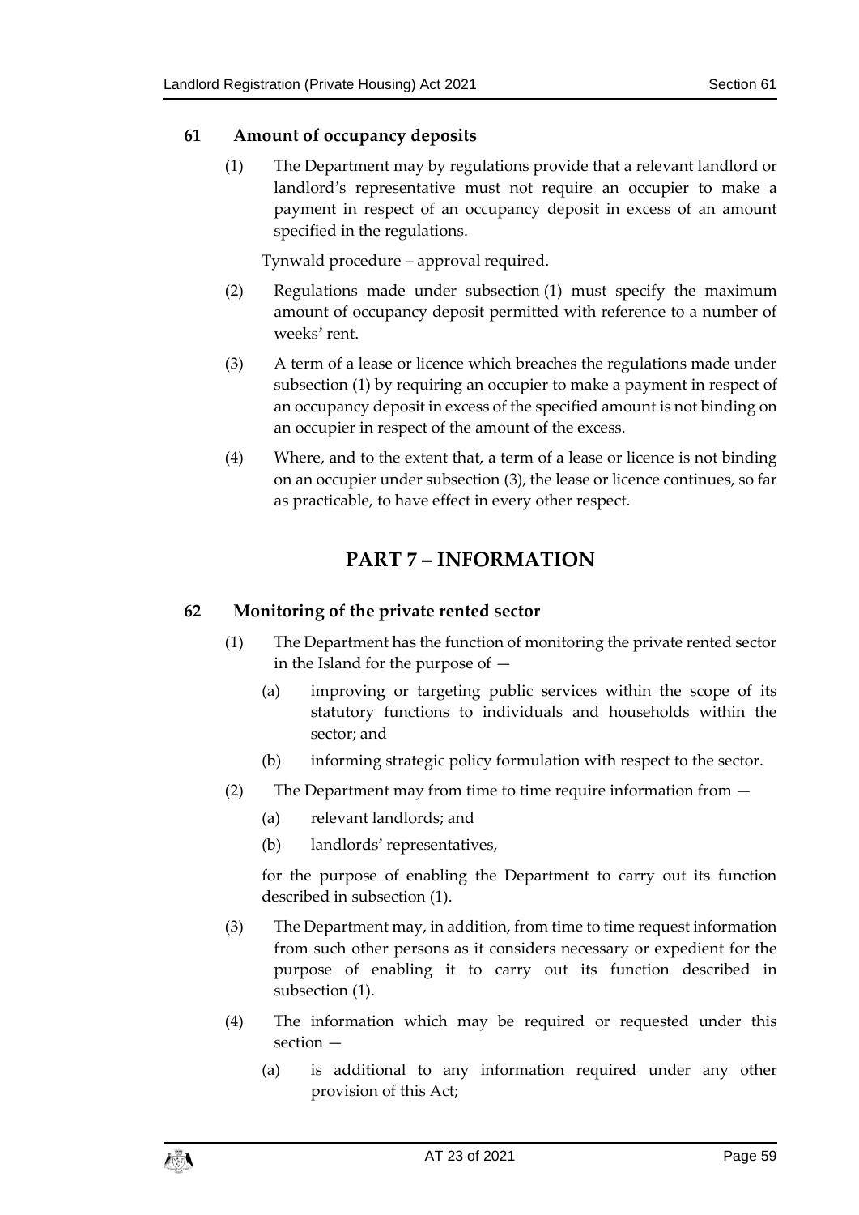### 61 Amount of occupancy deposits

(1) The Department may by regulations provide that a relevant landlord or landlord's representative must not require an occupier to make a payment in respect of an occupancy deposit in excess of an amount specified in the regulations.

Tynwald procedure – approval required.

(2) Regulations made under subsection (1) must specify the maximum amount of occupancy deposit permitted with reference to a number of weeks' rent.

(3) A term of a lease or licence which breaches the regulations made under subsection (1) by requiring an occupier to make a payment in respect of an occupancy deposit in excess of the specified amount is not binding on an occupier in respect of the amount of the excess.

(4) Where, and to the extent that, a term of a lease or licence is not binding on an occupier under subsection (3), the lease or licence continues, so far as practicable, to have effect in every other respect.

## PART 7 – INFORMATION

### 62 Monitoring of the private rented sector

(1) The Department has the function of monitoring the private rented sector in the Island for the purpose of —

(a) improving or targeting public services within the scope of its statutory functions to individuals and households within the sector; and

(b) informing strategic policy formulation with respect to the sector.

(2) The Department may from time to time require information from —

(a) relevant landlords; and

(b) landlords' representatives,

for the purpose of enabling the Department to carry out its function described in subsection (1).

(3) The Department may, in addition, from time to time request information from such other persons as it considers necessary or expedient for the purpose of enabling it to carry out its function described in subsection (1).

(4) The information which may be required or requested under this section —

(a) is additional to any information required under any other provision of this Act;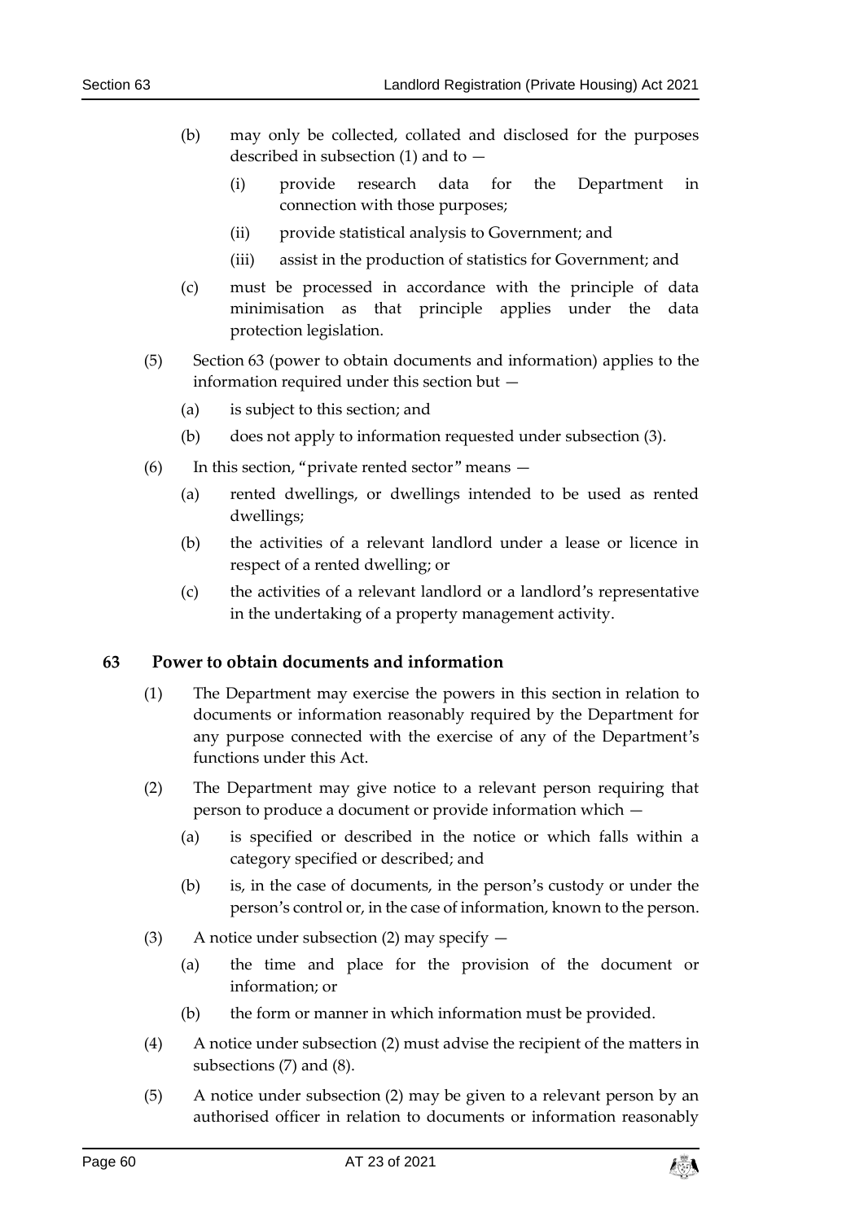(b) may only be collected, collated and disclosed for the purposes described in subsection (1) and to —

  (i) provide research data for the Department in connection with those purposes;

  (ii) provide statistical analysis to Government; and

  (iii) assist in the production of statistics for Government; and

(c) must be processed in accordance with the principle of data minimisation as that principle applies under the data protection legislation.

(5) Section 63 (power to obtain documents and information) applies to the information required under this section but —

  (a) is subject to this section; and

  (b) does not apply to information requested under subsection (3).

(6) In this section, "private rented sector" means —

  (a) rented dwellings, or dwellings intended to be used as rented dwellings;

  (b) the activities of a relevant landlord under a lease or licence in respect of a rented dwelling; or

  (c) the activities of a relevant landlord or a landlord's representative in the undertaking of a property management activity.

## 63 Power to obtain documents and information

(1) The Department may exercise the powers in this section in relation to documents or information reasonably required by the Department for any purpose connected with the exercise of any of the Department's functions under this Act.

(2) The Department may give notice to a relevant person requiring that person to produce a document or provide information which —

  (a) is specified or described in the notice or which falls within a category specified or described; and

  (b) is, in the case of documents, in the person's custody or under the person's control or, in the case of information, known to the person.

(3) A notice under subsection (2) may specify —

  (a) the time and place for the provision of the document or information; or

  (b) the form or manner in which information must be provided.

(4) A notice under subsection (2) must advise the recipient of the matters in subsections (7) and (8).

(5) A notice under subsection (2) may be given to a relevant person by an authorised officer in relation to documents or information reasonably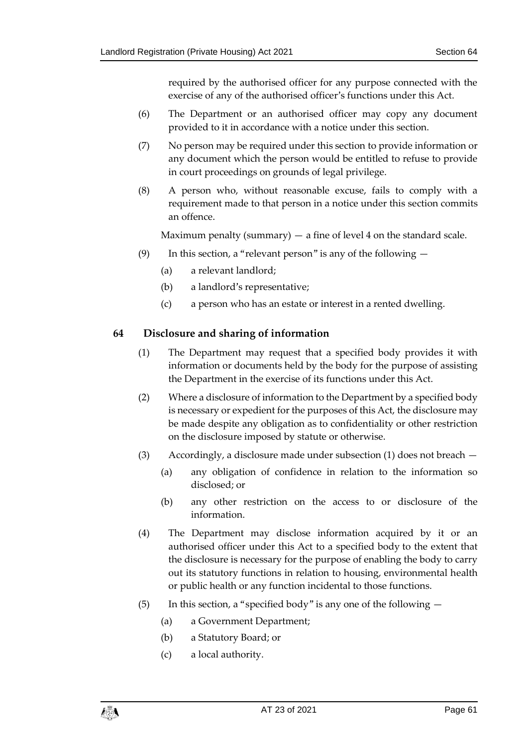required by the authorised officer for any purpose connected with the exercise of any of the authorised officer's functions under this Act.

(6) The Department or an authorised officer may copy any document provided to it in accordance with a notice under this section.

(7) No person may be required under this section to provide information or any document which the person would be entitled to refuse to provide in court proceedings on grounds of legal privilege.

(8) A person who, without reasonable excuse, fails to comply with a requirement made to that person in a notice under this section commits an offence.

Maximum penalty (summary) — a fine of level 4 on the standard scale.

(9) In this section, a "relevant person" is any of the following —

(a) a relevant landlord;

(b) a landlord's representative;

(c) a person who has an estate or interest in a rented dwelling.

### 64 Disclosure and sharing of information

(1) The Department may request that a specified body provides it with information or documents held by the body for the purpose of assisting the Department in the exercise of its functions under this Act.

(2) Where a disclosure of information to the Department by a specified body is necessary or expedient for the purposes of this Act, the disclosure may be made despite any obligation as to confidentiality or other restriction on the disclosure imposed by statute or otherwise.

(3) Accordingly, a disclosure made under subsection (1) does not breach —

(a) any obligation of confidence in relation to the information so disclosed; or

(b) any other restriction on the access to or disclosure of the information.

(4) The Department may disclose information acquired by it or an authorised officer under this Act to a specified body to the extent that the disclosure is necessary for the purpose of enabling the body to carry out its statutory functions in relation to housing, environmental health or public health or any function incidental to those functions.

(5) In this section, a "specified body" is any one of the following —

(a) a Government Department;

(b) a Statutory Board; or

(c) a local authority.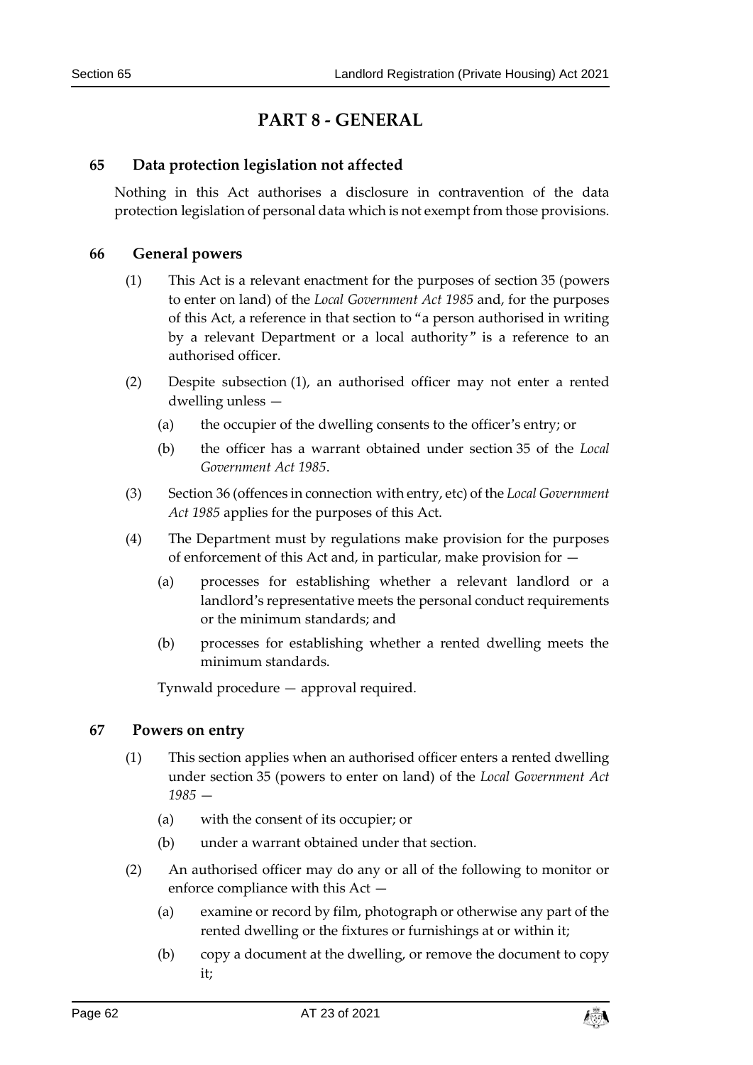# PART 8 - GENERAL

### 65 Data protection legislation not affected

Nothing in this Act authorises a disclosure in contravention of the data protection legislation of personal data which is not exempt from those provisions.

### 66 General powers

(1) This Act is a relevant enactment for the purposes of section 35 (powers to enter on land) of the *Local Government Act 1985* and, for the purposes of this Act, a reference in that section to "a person authorised in writing by a relevant Department or a local authority" is a reference to an authorised officer.

(2) Despite subsection (1), an authorised officer may not enter a rented dwelling unless —

(a) the occupier of the dwelling consents to the officer's entry; or

(b) the officer has a warrant obtained under section 35 of the *Local Government Act 1985*.

(3) Section 36 (offences in connection with entry, etc) of the *Local Government Act 1985* applies for the purposes of this Act.

(4) The Department must by regulations make provision for the purposes of enforcement of this Act and, in particular, make provision for —

(a) processes for establishing whether a relevant landlord or a landlord's representative meets the personal conduct requirements or the minimum standards; and

(b) processes for establishing whether a rented dwelling meets the minimum standards.

Tynwald procedure — approval required.

### 67 Powers on entry

(1) This section applies when an authorised officer enters a rented dwelling under section 35 (powers to enter on land) of the *Local Government Act 1985* —

(a) with the consent of its occupier; or

(b) under a warrant obtained under that section.

(2) An authorised officer may do any or all of the following to monitor or enforce compliance with this Act —

(a) examine or record by film, photograph or otherwise any part of the rented dwelling or the fixtures or furnishings at or within it;

(b) copy a document at the dwelling, or remove the document to copy it;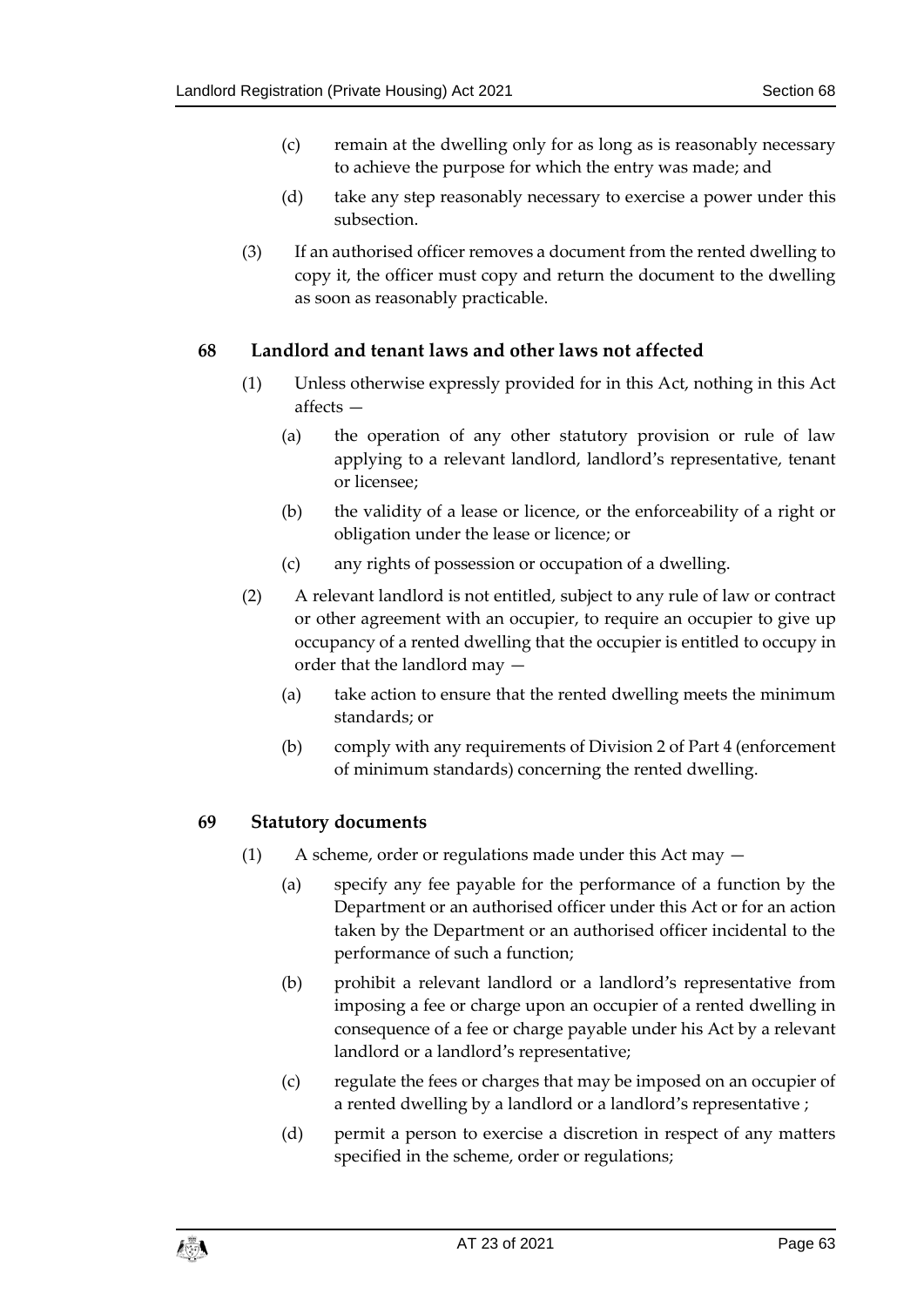(c) remain at the dwelling only for as long as is reasonably necessary to achieve the purpose for which the entry was made; and

(d) take any step reasonably necessary to exercise a power under this subsection.

(3) If an authorised officer removes a document from the rented dwelling to copy it, the officer must copy and return the document to the dwelling as soon as reasonably practicable.

## 68 Landlord and tenant laws and other laws not affected

(1) Unless otherwise expressly provided for in this Act, nothing in this Act affects —

(a) the operation of any other statutory provision or rule of law applying to a relevant landlord, landlord's representative, tenant or licensee;

(b) the validity of a lease or licence, or the enforceability of a right or obligation under the lease or licence; or

(c) any rights of possession or occupation of a dwelling.

(2) A relevant landlord is not entitled, subject to any rule of law or contract or other agreement with an occupier, to require an occupier to give up occupancy of a rented dwelling that the occupier is entitled to occupy in order that the landlord may —

(a) take action to ensure that the rented dwelling meets the minimum standards; or

(b) comply with any requirements of Division 2 of Part 4 (enforcement of minimum standards) concerning the rented dwelling.

## 69 Statutory documents

(1) A scheme, order or regulations made under this Act may —

(a) specify any fee payable for the performance of a function by the Department or an authorised officer under this Act or for an action taken by the Department or an authorised officer incidental to the performance of such a function;

(b) prohibit a relevant landlord or a landlord's representative from imposing a fee or charge upon an occupier of a rented dwelling in consequence of a fee or charge payable under his Act by a relevant landlord or a landlord's representative;

(c) regulate the fees or charges that may be imposed on an occupier of a rented dwelling by a landlord or a landlord's representative ;

(d) permit a person to exercise a discretion in respect of any matters specified in the scheme, order or regulations;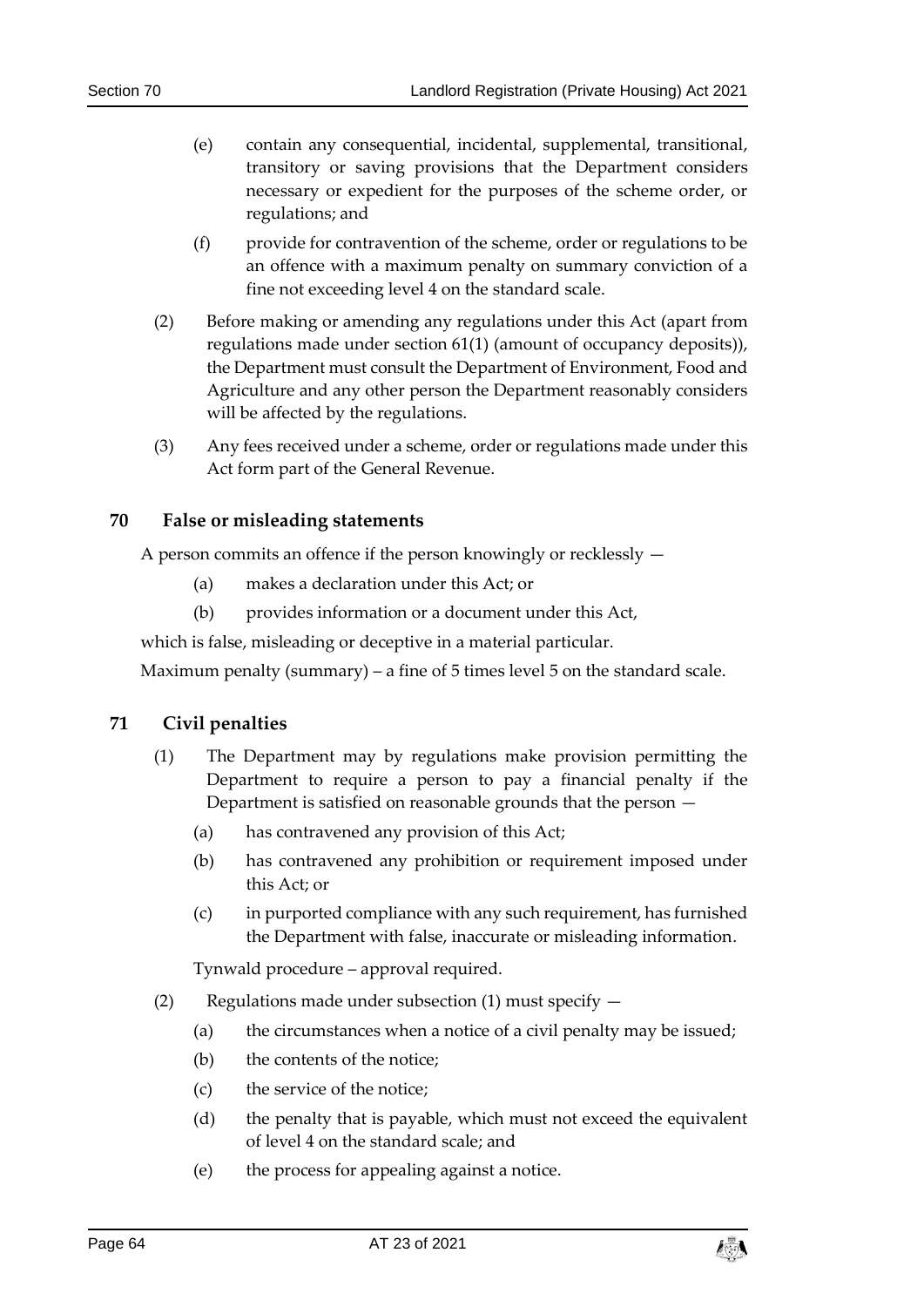(e) contain any consequential, incidental, supplemental, transitional, transitory or saving provisions that the Department considers necessary or expedient for the purposes of the scheme order, or regulations; and

(f) provide for contravention of the scheme, order or regulations to be an offence with a maximum penalty on summary conviction of a fine not exceeding level 4 on the standard scale.

(2) Before making or amending any regulations under this Act (apart from regulations made under section 61(1) (amount of occupancy deposits)), the Department must consult the Department of Environment, Food and Agriculture and any other person the Department reasonably considers will be affected by the regulations.

(3) Any fees received under a scheme, order or regulations made under this Act form part of the General Revenue.

## 70 False or misleading statements

A person commits an offence if the person knowingly or recklessly —

(a) makes a declaration under this Act; or

(b) provides information or a document under this Act,

which is false, misleading or deceptive in a material particular.

Maximum penalty (summary) – a fine of 5 times level 5 on the standard scale.

## 71 Civil penalties

(1) The Department may by regulations make provision permitting the Department to require a person to pay a financial penalty if the Department is satisfied on reasonable grounds that the person —

(a) has contravened any provision of this Act;

(b) has contravened any prohibition or requirement imposed under this Act; or

(c) in purported compliance with any such requirement, has furnished the Department with false, inaccurate or misleading information.

Tynwald procedure – approval required.

(2) Regulations made under subsection (1) must specify —

(a) the circumstances when a notice of a civil penalty may be issued;

(b) the contents of the notice;

(c) the service of the notice;

(d) the penalty that is payable, which must not exceed the equivalent of level 4 on the standard scale; and

(e) the process for appealing against a notice.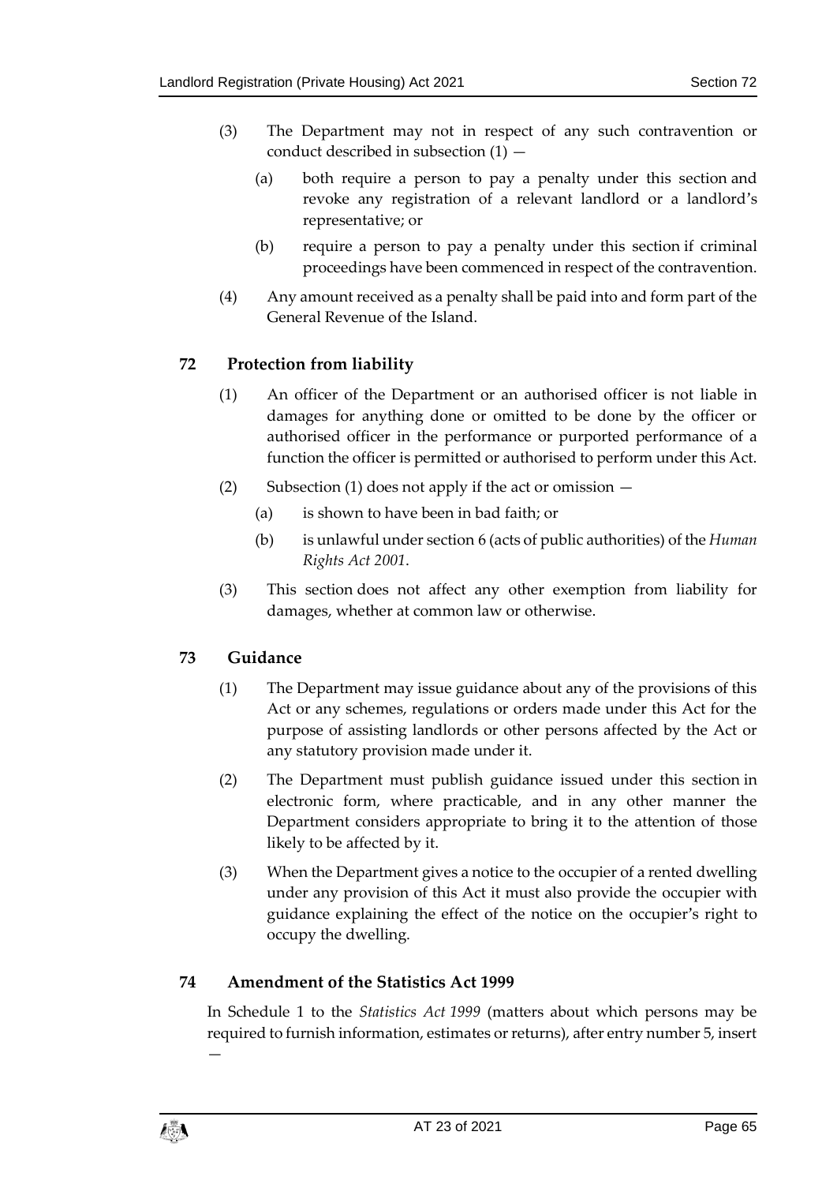(3) The Department may not in respect of any such contravention or conduct described in subsection (1) —

(a) both require a person to pay a penalty under this section and revoke any registration of a relevant landlord or a landlord's representative; or

(b) require a person to pay a penalty under this section if criminal proceedings have been commenced in respect of the contravention.

(4) Any amount received as a penalty shall be paid into and form part of the General Revenue of the Island.

## 72 Protection from liability

(1) An officer of the Department or an authorised officer is not liable in damages for anything done or omitted to be done by the officer or authorised officer in the performance or purported performance of a function the officer is permitted or authorised to perform under this Act.

(2) Subsection (1) does not apply if the act or omission —

(a) is shown to have been in bad faith; or

(b) is unlawful under section 6 (acts of public authorities) of the *Human Rights Act 2001*.

(3) This section does not affect any other exemption from liability for damages, whether at common law or otherwise.

## 73 Guidance

(1) The Department may issue guidance about any of the provisions of this Act or any schemes, regulations or orders made under this Act for the purpose of assisting landlords or other persons affected by the Act or any statutory provision made under it.

(2) The Department must publish guidance issued under this section in electronic form, where practicable, and in any other manner the Department considers appropriate to bring it to the attention of those likely to be affected by it.

(3) When the Department gives a notice to the occupier of a rented dwelling under any provision of this Act it must also provide the occupier with guidance explaining the effect of the notice on the occupier's right to occupy the dwelling.

## 74 Amendment of the Statistics Act 1999

In Schedule 1 to the *Statistics Act 1999* (matters about which persons may be required to furnish information, estimates or returns), after entry number 5, insert —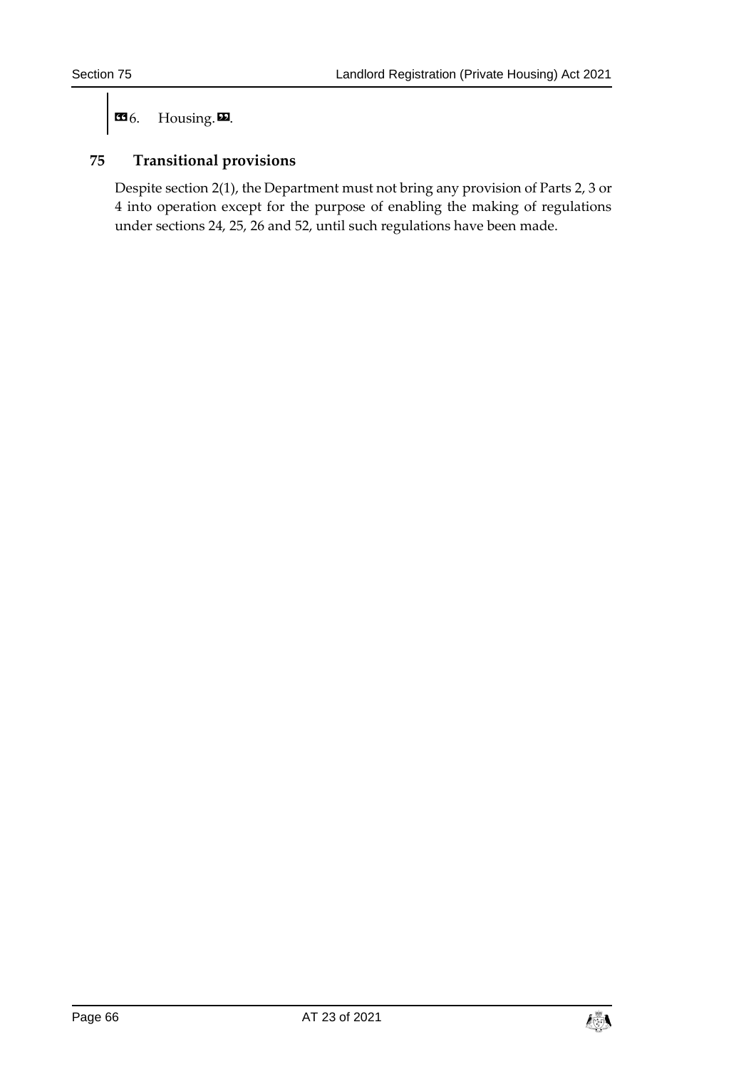❝6. Housing.❞.

## 75 Transitional provisions

Despite section 2(1), the Department must not bring any provision of Parts 2, 3 or 4 into operation except for the purpose of enabling the making of regulations under sections 24, 25, 26 and 52, until such regulations have been made.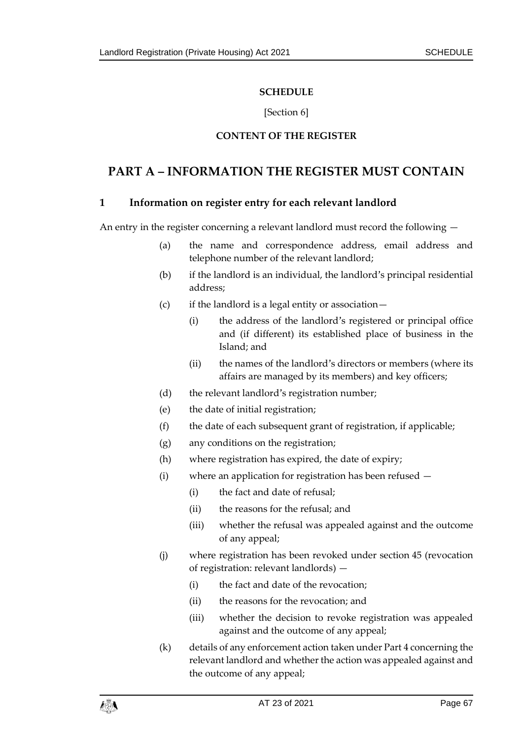**SCHEDULE**

[Section 6]

**CONTENT OF THE REGISTER**

# PART A – INFORMATION THE REGISTER MUST CONTAIN

## 1 Information on register entry for each relevant landlord

An entry in the register concerning a relevant landlord must record the following —

(a) the name and correspondence address, email address and telephone number of the relevant landlord;

(b) if the landlord is an individual, the landlord's principal residential address;

(c) if the landlord is a legal entity or association—

(i) the address of the landlord's registered or principal office and (if different) its established place of business in the Island; and

(ii) the names of the landlord's directors or members (where its affairs are managed by its members) and key officers;

(d) the relevant landlord's registration number;

(e) the date of initial registration;

(f) the date of each subsequent grant of registration, if applicable;

(g) any conditions on the registration;

(h) where registration has expired, the date of expiry;

(i) where an application for registration has been refused —

(i) the fact and date of refusal;

(ii) the reasons for the refusal; and

(iii) whether the refusal was appealed against and the outcome of any appeal;

(j) where registration has been revoked under section 45 (revocation of registration: relevant landlords) —

(i) the fact and date of the revocation;

(ii) the reasons for the revocation; and

(iii) whether the decision to revoke registration was appealed against and the outcome of any appeal;

(k) details of any enforcement action taken under Part 4 concerning the relevant landlord and whether the action was appealed against and the outcome of any appeal;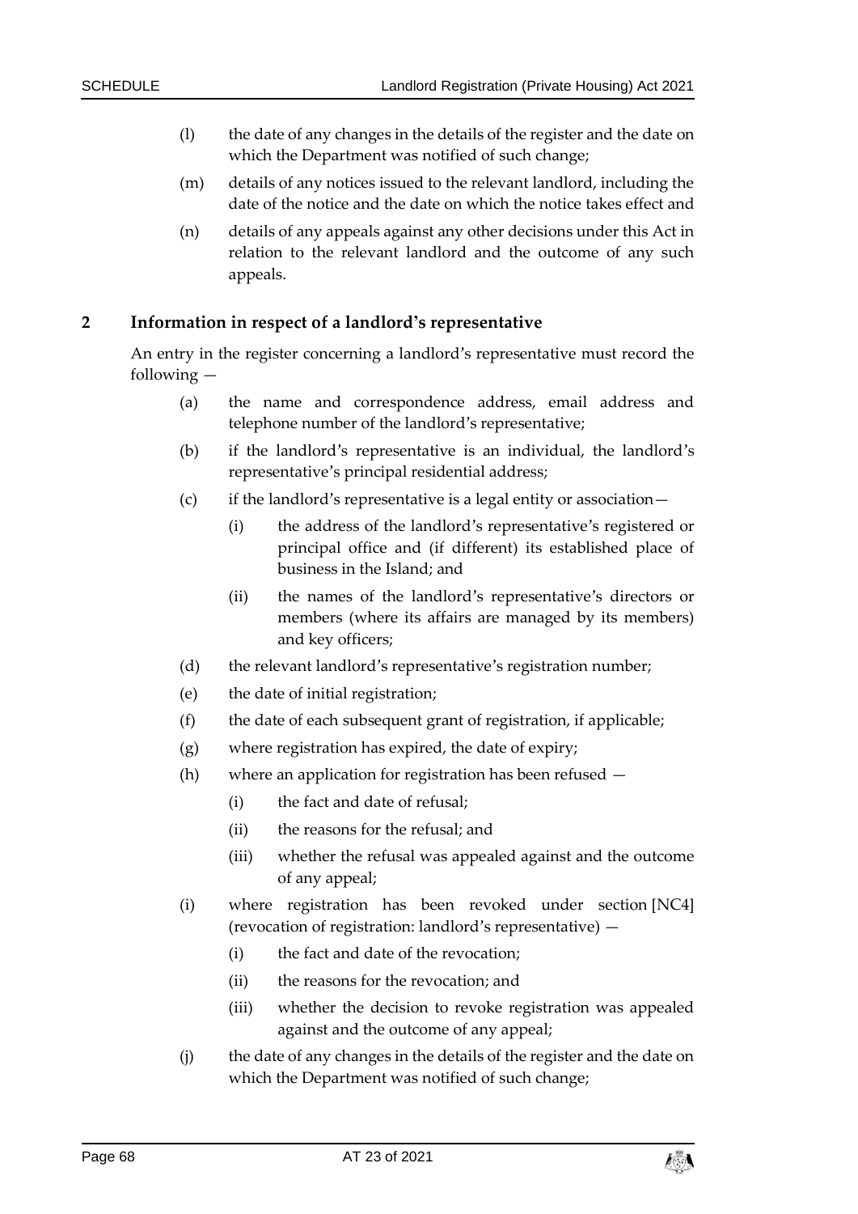(l) the date of any changes in the details of the register and the date on which the Department was notified of such change;

(m) details of any notices issued to the relevant landlord, including the date of the notice and the date on which the notice takes effect and

(n) details of any appeals against any other decisions under this Act in relation to the relevant landlord and the outcome of any such appeals.

## 2 Information in respect of a landlord's representative

An entry in the register concerning a landlord's representative must record the following —

(a) the name and correspondence address, email address and telephone number of the landlord's representative;

(b) if the landlord's representative is an individual, the landlord's representative's principal residential address;

(c) if the landlord's representative is a legal entity or association—

  (i) the address of the landlord's representative's registered or principal office and (if different) its established place of business in the Island; and

  (ii) the names of the landlord's representative's directors or members (where its affairs are managed by its members) and key officers;

(d) the relevant landlord's representative's registration number;

(e) the date of initial registration;

(f) the date of each subsequent grant of registration, if applicable;

(g) where registration has expired, the date of expiry;

(h) where an application for registration has been refused —

  (i) the fact and date of refusal;

  (ii) the reasons for the refusal; and

  (iii) whether the refusal was appealed against and the outcome of any appeal;

(i) where registration has been revoked under section [NC4] (revocation of registration: landlord's representative) —

  (i) the fact and date of the revocation;

  (ii) the reasons for the revocation; and

  (iii) whether the decision to revoke registration was appealed against and the outcome of any appeal;

(j) the date of any changes in the details of the register and the date on which the Department was notified of such change;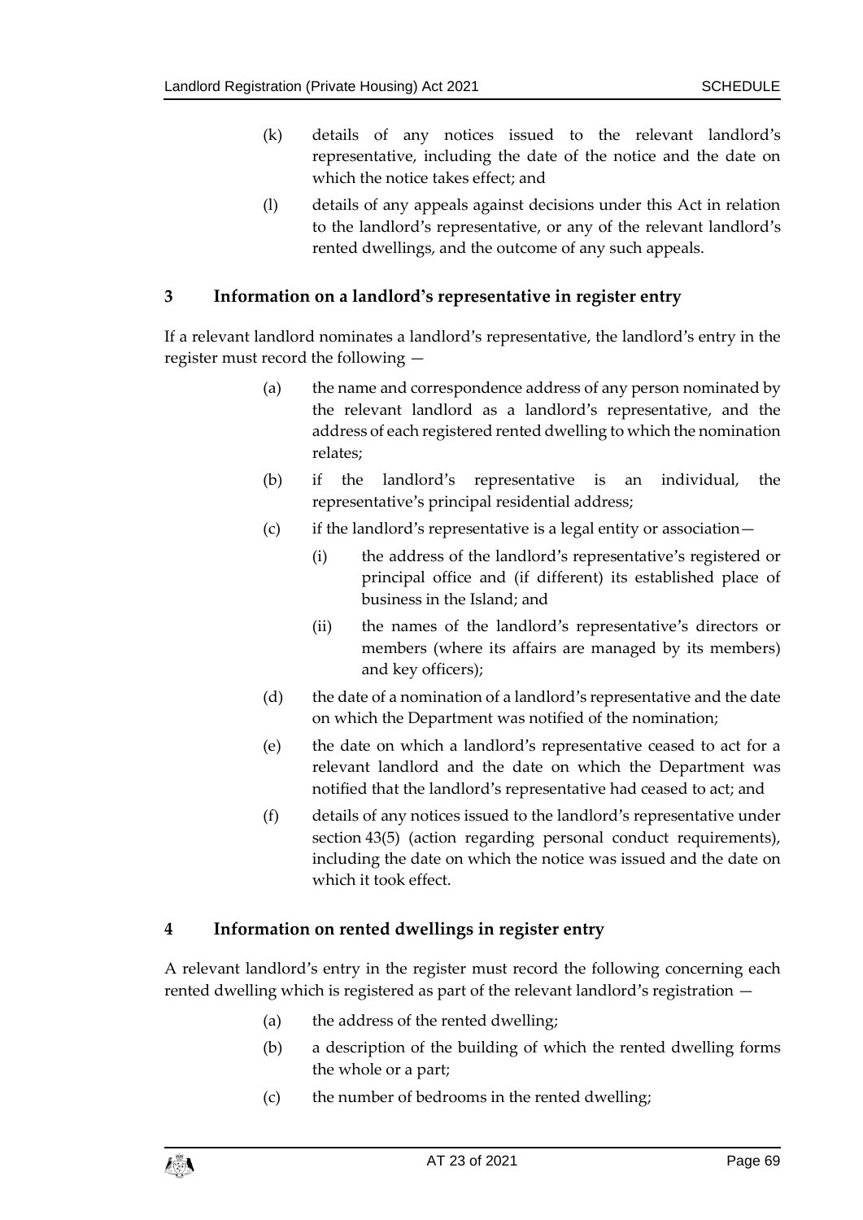(k) details of any notices issued to the relevant landlord's representative, including the date of the notice and the date on which the notice takes effect; and

(l) details of any appeals against decisions under this Act in relation to the landlord's representative, or any of the relevant landlord's rented dwellings, and the outcome of any such appeals.

## 3 Information on a landlord's representative in register entry

If a relevant landlord nominates a landlord's representative, the landlord's entry in the register must record the following —

(a) the name and correspondence address of any person nominated by the relevant landlord as a landlord's representative, and the address of each registered rented dwelling to which the nomination relates;

(b) if the landlord's representative is an individual, the representative's principal residential address;

(c) if the landlord's representative is a legal entity or association—

(i) the address of the landlord's representative's registered or principal office and (if different) its established place of business in the Island; and

(ii) the names of the landlord's representative's directors or members (where its affairs are managed by its members) and key officers);

(d) the date of a nomination of a landlord's representative and the date on which the Department was notified of the nomination;

(e) the date on which a landlord's representative ceased to act for a relevant landlord and the date on which the Department was notified that the landlord's representative had ceased to act; and

(f) details of any notices issued to the landlord's representative under section 43(5) (action regarding personal conduct requirements), including the date on which the notice was issued and the date on which it took effect.

## 4 Information on rented dwellings in register entry

A relevant landlord's entry in the register must record the following concerning each rented dwelling which is registered as part of the relevant landlord's registration —

(a) the address of the rented dwelling;

(b) a description of the building of which the rented dwelling forms the whole or a part;

(c) the number of bedrooms in the rented dwelling;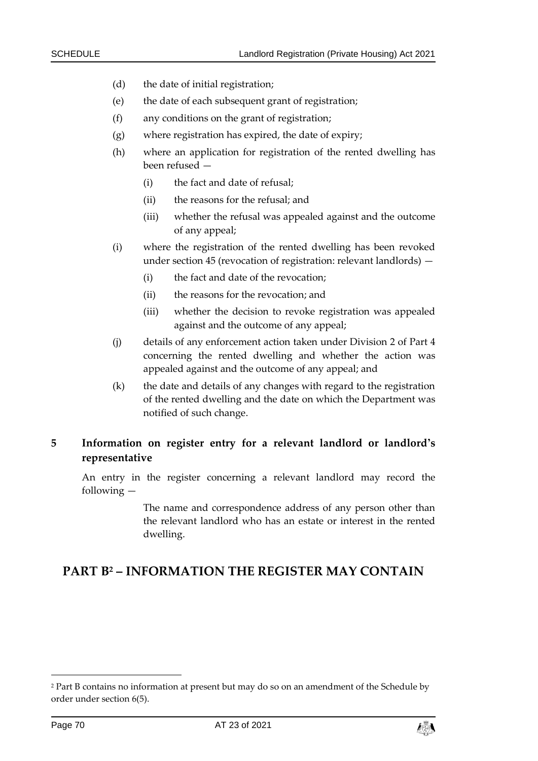(d) the date of initial registration;

(e) the date of each subsequent grant of registration;

(f) any conditions on the grant of registration;

(g) where registration has expired, the date of expiry;

(h) where an application for registration of the rented dwelling has been refused —

 (i) the fact and date of refusal;

 (ii) the reasons for the refusal; and

 (iii) whether the refusal was appealed against and the outcome of any appeal;

(i) where the registration of the rented dwelling has been revoked under section 45 (revocation of registration: relevant landlords) —

 (i) the fact and date of the revocation;

 (ii) the reasons for the revocation; and

 (iii) whether the decision to revoke registration was appealed against and the outcome of any appeal;

(j) details of any enforcement action taken under Division 2 of Part 4 concerning the rented dwelling and whether the action was appealed against and the outcome of any appeal; and

(k) the date and details of any changes with regard to the registration of the rented dwelling and the date on which the Department was notified of such change.

**5 Information on register entry for a relevant landlord or landlord's representative**

An entry in the register concerning a relevant landlord may record the following —

The name and correspondence address of any person other than the relevant landlord who has an estate or interest in the rented dwelling.

## PART B[2] – INFORMATION THE REGISTER MAY CONTAIN

[2] Part B contains no information at present but may do so on an amendment of the Schedule by order under section 6(5).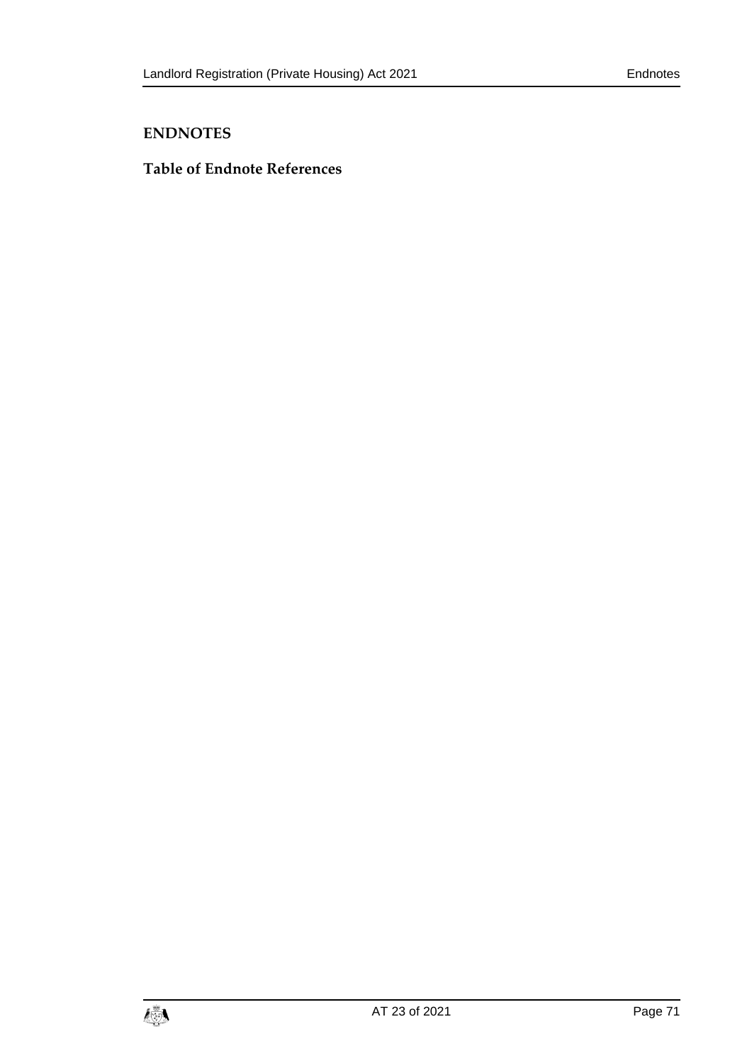## ENDNOTES

### Table of Endnote References